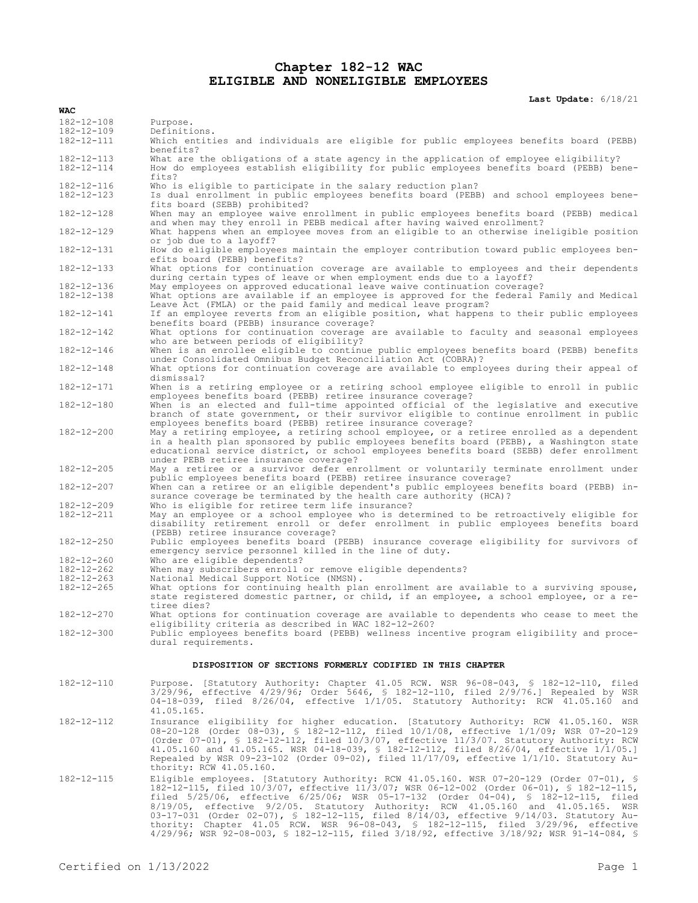# Chapter 182-12 WAC
# ELIGIBLE AND NONELIGIBLE EMPLOYEES

**Last Update:** 6/18/21

| WAC | |
|---|---|
| 182-12-108 | Purpose. |
| 182-12-109 | Definitions. |
| 182-12-111 | Which entities and individuals are eligible for public employees benefits board (PEBB) benefits? |
| 182-12-113 | What are the obligations of a state agency in the application of employee eligibility? |
| 182-12-114 | How do employees establish eligibility for public employees benefits board (PEBB) benefits? |
| 182-12-116 | Who is eligible to participate in the salary reduction plan? |
| 182-12-123 | Is dual enrollment in public employees benefits board (PEBB) and school employees benefits board (SEBB) prohibited? |
| 182-12-128 | When may an employee waive enrollment in public employees benefits board (PEBB) medical and when may they enroll in PEBB medical after having waived enrollment? |
| 182-12-129 | What happens when an employee moves from an eligible to an otherwise ineligible position or job due to a layoff? |
| 182-12-131 | How do eligible employees maintain the employer contribution toward public employees benefits board (PEBB) benefits? |
| 182-12-133 | What options for continuation coverage are available to employees and their dependents during certain types of leave or when employment ends due to a layoff? |
| 182-12-136 | May employees on approved educational leave waive continuation coverage? |
| 182-12-138 | What options are available if an employee is approved for the federal Family and Medical Leave Act (FMLA) or the paid family and medical leave program? |
| 182-12-141 | If an employee reverts from an eligible position, what happens to their public employees benefits board (PEBB) insurance coverage? |
| 182-12-142 | What options for continuation coverage are available to faculty and seasonal employees who are between periods of eligibility? |
| 182-12-146 | When is an enrollee eligible to continue public employees benefits board (PEBB) benefits under Consolidated Omnibus Budget Reconciliation Act (COBRA)? |
| 182-12-148 | What options for continuation coverage are available to employees during their appeal of dismissal? |
| 182-12-171 | When is a retiring employee or a retiring school employee eligible to enroll in public employees benefits board (PEBB) retiree insurance coverage? |
| 182-12-180 | When is an elected and full-time appointed official of the legislative and executive branch of state government, or their survivor eligible to continue enrollment in public employees benefits board (PEBB) retiree insurance coverage? |
| 182-12-200 | May a retiring employee, a retiring school employee, or a retiree enrolled as a dependent in a health plan sponsored by public employees benefits board (PEBB), a Washington state educational service district, or school employees benefits board (SEBB) defer enrollment under PEBB retiree insurance coverage? |
| 182-12-205 | May a retiree or a survivor defer enrollment or voluntarily terminate enrollment under public employees benefits board (PEBB) retiree insurance coverage? |
| 182-12-207 | When can a retiree or an eligible dependent's public employees benefits board (PEBB) insurance coverage be terminated by the health care authority (HCA)? |
| 182-12-209 | Who is eligible for retiree term life insurance? |
| 182-12-211 | May an employee or a school employee who is determined to be retroactively eligible for disability retirement enroll or defer enrollment in public employees benefits board (PEBB) retiree insurance coverage? |
| 182-12-250 | Public employees benefits board (PEBB) insurance coverage eligibility for survivors of emergency service personnel killed in the line of duty. |
| 182-12-260 | Who are eligible dependents? |
| 182-12-262 | When may subscribers enroll or remove eligible dependents? |
| 182-12-263 | National Medical Support Notice (NMSN). |
| 182-12-265 | What options for continuing health plan enrollment are available to a surviving spouse, state registered domestic partner, or child, if an employee, a school employee, or a retiree dies? |
| 182-12-270 | What options for continuation coverage are available to dependents who cease to meet the eligibility criteria as described in WAC 182-12-260? |
| 182-12-300 | Public employees benefits board (PEBB) wellness incentive program eligibility and procedural requirements. |

## DISPOSITION OF SECTIONS FORMERLY CODIFIED IN THIS CHAPTER

| | |
|---|---|
| 182-12-110 | Purpose. [Statutory Authority: Chapter 41.05 RCW. WSR 96-08-043, § 182-12-110, filed 3/29/96, effective 4/29/96; Order 5646, § 182-12-110, filed 2/9/76.] Repealed by WSR 04-18-039, filed 8/26/04, effective 1/1/05. Statutory Authority: RCW 41.05.160 and 41.05.165. |
| 182-12-112 | Insurance eligibility for higher education. [Statutory Authority: RCW 41.05.160. WSR 08-20-128 (Order 08-03), § 182-12-112, filed 10/1/08, effective 1/1/09; WSR 07-20-129 (Order 07-01), § 182-12-112, filed 10/3/07, effective 11/3/07. Statutory Authority: RCW 41.05.160 and 41.05.165. WSR 04-18-039, § 182-12-112, filed 8/26/04, effective 1/1/05.] Repealed by WSR 09-23-102 (Order 09-02), filed 11/17/09, effective 1/1/10. Statutory Authority: RCW 41.05.160. |
| 182-12-115 | Eligible employees. [Statutory Authority: RCW 41.05.160. WSR 07-20-129 (Order 07-01), § 182-12-115, filed 10/3/07, effective 11/3/07; WSR 06-12-002 (Order 06-01), § 182-12-115, filed 5/25/06, effective 6/25/06; WSR 05-17-132 (Order 04-04), § 182-12-115, filed 8/19/05, effective 9/2/05. Statutory Authority: RCW 41.05.160 and 41.05.165. WSR 03-17-031 (Order 02-07), § 182-12-115, filed 8/14/03, effective 9/14/03. Statutory Authority: Chapter 41.05 RCW. WSR 96-08-043, § 182-12-115, filed 3/29/96, effective 4/29/96; WSR 92-08-003, § 182-12-115, filed 3/18/92, effective 3/18/92; WSR 91-14-084, § |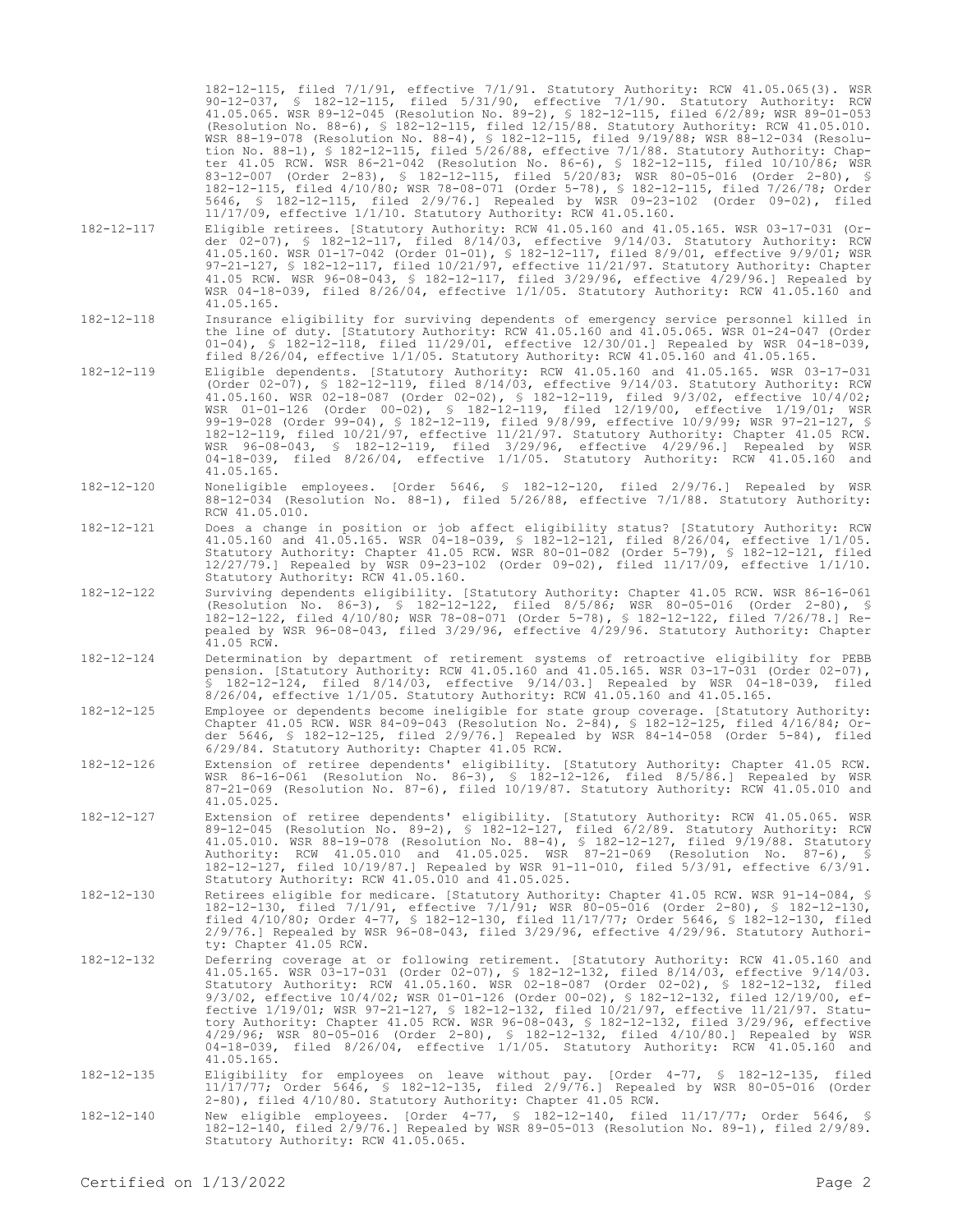182-12-115, filed 7/1/91, effective 7/1/91. Statutory Authority: RCW 41.05.065(3). WSR 90-12-037, § 182-12-115, filed 5/31/90, effective 7/1/90. Statutory Authority: RCW 41.05.065. WSR 89-12-045 (Resolution No. 89-2), § 182-12-115, filed 6/2/89; WSR 89-01-053 (Resolution No. 88-6), § 182-12-115, filed 12/15/88. Statutory Authority: RCW 41.05.010. WSR 88-19-078 (Resolution No. 88-4), § 182-12-115, filed 9/19/88; WSR 88-12-034 (Resolution No. 88-1), § 182-12-115, filed 5/26/88, effective 7/1/88. Statutory Authority: Chapter 41.05 RCW. WSR 86-21-042 (Resolution No. 86-6), § 182-12-115, filed 10/10/86; WSR 83-12-007 (Order 2-83), § 182-12-115, filed 5/20/83; WSR 80-05-016 (Order 2-80), § 182-12-115, filed 4/10/80; WSR 78-08-071 (Order 5-78), § 182-12-115, filed 7/26/78; Order 5646, § 182-12-115, filed 2/9/76.] Repealed by WSR 09-23-102 (Order 09-02), filed 11/17/09, effective 1/1/10. Statutory Authority: RCW 41.05.160.

182-12-117 Eligible retirees. [Statutory Authority: RCW 41.05.160 and 41.05.165. WSR 03-17-031 (Order 02-07), § 182-12-117, filed 8/14/03, effective 9/14/03. Statutory Authority: RCW 41.05.160. WSR 01-17-042 (Order 01-01), § 182-12-117, filed 8/9/01, effective 9/9/01; WSR 97-21-127, § 182-12-117, filed 10/21/97, effective 11/21/97. Statutory Authority: Chapter 41.05 RCW. WSR 96-08-043, § 182-12-117, filed 3/29/96, effective 4/29/96.] Repealed by WSR 04-18-039, filed 8/26/04, effective 1/1/05. Statutory Authority: RCW 41.05.160 and 41.05.165.

182-12-118 Insurance eligibility for surviving dependents of emergency service personnel killed in the line of duty. [Statutory Authority: RCW 41.05.160 and 41.05.065. WSR 01-24-047 (Order 01-04), § 182-12-118, filed 11/29/01, effective 12/30/01.] Repealed by WSR 04-18-039, filed 8/26/04, effective 1/1/05. Statutory Authority: RCW 41.05.160 and 41.05.165.

182-12-119 Eligible dependents. [Statutory Authority: RCW 41.05.160 and 41.05.165. WSR 03-17-031 (Order 02-07), § 182-12-119, filed 8/14/03, effective 9/14/03. Statutory Authority: RCW 41.05.160. WSR 02-18-087 (Order 02-02), § 182-12-119, filed 9/3/02, effective 10/4/02; WSR 01-01-126 (Order 00-02), § 182-12-119, filed 12/19/00, effective 1/19/01; WSR 99-19-028 (Order 99-04), § 182-12-119, filed 9/8/99, effective 10/9/99; WSR 97-21-127, § 182-12-119, filed 10/21/97, effective 11/21/97. Statutory Authority: Chapter 41.05 RCW. WSR 96-08-043, § 182-12-119, filed 3/29/96, effective 4/29/96.] Repealed by WSR 04-18-039, filed 8/26/04, effective 1/1/05. Statutory Authority: RCW 41.05.160 and 41.05.165.

182-12-120 Noneligible employees. [Order 5646, § 182-12-120, filed 2/9/76.] Repealed by WSR 88-12-034 (Resolution No. 88-1), filed 5/26/88, effective 7/1/88. Statutory Authority: RCW 41.05.010.

182-12-121 Does a change in position or job affect eligibility status? [Statutory Authority: RCW 41.05.160 and 41.05.165. WSR 04-18-039, § 182-12-121, filed 8/26/04, effective 1/1/05. Statutory Authority: Chapter 41.05 RCW. WSR 80-01-082 (Order 5-79), § 182-12-121, filed 12/27/79.] Repealed by WSR 09-23-102 (Order 09-02), filed 11/17/09, effective 1/1/10. Statutory Authority: RCW 41.05.160.

182-12-122 Surviving dependents eligibility. [Statutory Authority: Chapter 41.05 RCW. WSR 86-16-061 (Resolution No. 86-3), § 182-12-122, filed 8/5/86; WSR 80-05-016 (Order 2-80), § 182-12-122, filed 4/10/80; WSR 78-08-071 (Order 5-78), § 182-12-122, filed 7/26/78.] Repealed by WSR 96-08-043, filed 3/29/96, effective 4/29/96. Statutory Authority: Chapter 41.05 RCW.

182-12-124 Determination by department of retirement systems of retroactive eligibility for PEBB pension. [Statutory Authority: RCW 41.05.160 and 41.05.165. WSR 03-17-031 (Order 02-07), § 182-12-124, filed 8/14/03, effective 9/14/03.] Repealed by WSR 04-18-039, filed 8/26/04, effective 1/1/05. Statutory Authority: RCW 41.05.160 and 41.05.165.

182-12-125 Employee or dependents become ineligible for state group coverage. [Statutory Authority: Chapter 41.05 RCW. WSR 84-09-043 (Resolution No. 2-84), § 182-12-125, filed 4/16/84; Order 5646, § 182-12-125, filed 2/9/76.] Repealed by WSR 84-14-058 (Order 5-84), filed 6/29/84. Statutory Authority: Chapter 41.05 RCW.

182-12-126 Extension of retiree dependents' eligibility. [Statutory Authority: Chapter 41.05 RCW. WSR 86-16-061 (Resolution No. 86-3), § 182-12-126, filed 8/5/86.] Repealed by WSR 87-21-069 (Resolution No. 87-6), filed 10/19/87. Statutory Authority: RCW 41.05.010 and 41.05.025.

182-12-127 Extension of retiree dependents' eligibility. [Statutory Authority: RCW 41.05.065. WSR 89-12-045 (Resolution No. 89-2), § 182-12-127, filed 6/2/89. Statutory Authority: RCW 41.05.010. WSR 88-19-078 (Resolution No. 88-4), § 182-12-127, filed 9/19/88. Statutory Authority: RCW 41.05.010 and 41.05.025. WSR 87-21-069 (Resolution No. 87-6), § 182-12-127, filed 10/19/87.] Repealed by WSR 91-11-010, filed 5/3/91, effective 6/3/91. Statutory Authority: RCW 41.05.010 and 41.05.025.

182-12-130 Retirees eligible for medicare. [Statutory Authority: Chapter 41.05 RCW. WSR 91-14-084, § 182-12-130, filed 7/1/91, effective 7/1/91; WSR 80-05-016 (Order 2-80), § 182-12-130, filed 4/10/80; Order 4-77, § 182-12-130, filed 11/17/77; Order 5646, § 182-12-130, filed 2/9/76.] Repealed by WSR 96-08-043, filed 3/29/96, effective 4/29/96. Statutory Authority: Chapter 41.05 RCW.

182-12-132 Deferring coverage at or following retirement. [Statutory Authority: RCW 41.05.160 and 41.05.165. WSR 03-17-031 (Order 02-07), § 182-12-132, filed 8/14/03, effective 9/14/03. Statutory Authority: RCW 41.05.160. WSR 02-18-087 (Order 02-02), § 182-12-132, filed 9/3/02, effective 10/4/02; WSR 01-01-126 (Order 00-02), § 182-12-132, filed 12/19/00, effective 1/19/01; WSR 97-21-127, § 182-12-132, filed 10/21/97, effective 11/21/97. Statutory Authority: Chapter 41.05 RCW. WSR 96-08-043, § 182-12-132, filed 3/29/96, effective 4/29/96; WSR 80-05-016 (Order 2-80), § 182-12-132, filed 4/10/80.] Repealed by WSR 04-18-039, filed 8/26/04, effective 1/1/05. Statutory Authority: RCW 41.05.160 and 41.05.165.

182-12-135 Eligibility for employees on leave without pay. [Order 4-77, § 182-12-135, filed 11/17/77; Order 5646, § 182-12-135, filed 2/9/76.] Repealed by WSR 80-05-016 (Order 2-80), filed 4/10/80. Statutory Authority: Chapter 41.05 RCW.

182-12-140 New eligible employees. [Order 4-77, § 182-12-140, filed 11/17/77; Order 5646, § 182-12-140, filed 2/9/76.] Repealed by WSR 89-05-013 (Resolution No. 89-1), filed 2/9/89. Statutory Authority: RCW 41.05.065.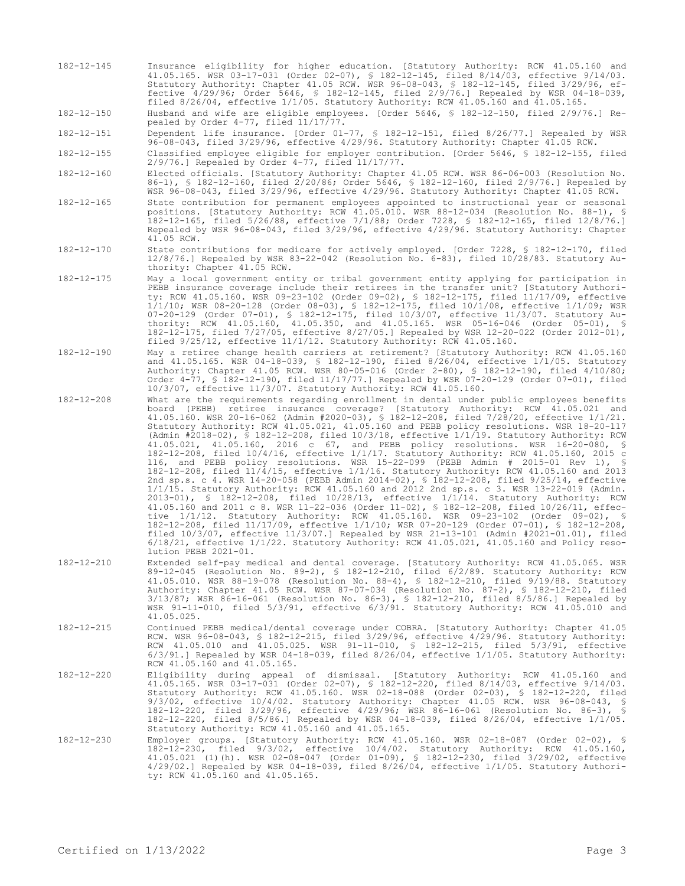182-12-145 Insurance eligibility for higher education. [Statutory Authority: RCW 41.05.160 and 41.05.165. WSR 03-17-031 (Order 02-07), § 182-12-145, filed 8/14/03, effective 9/14/03. Statutory Authority: Chapter 41.05 RCW. WSR 96-08-043, § 182-12-145, filed 3/29/96, effective 4/29/96; Order 5646, § 182-12-145, filed 2/9/76.] Repealed by WSR 04-18-039, filed 8/26/04, effective 1/1/05. Statutory Authority: RCW 41.05.160 and 41.05.165.

182-12-150 Husband and wife are eligible employees. [Order 5646, § 182-12-150, filed 2/9/76.] Repealed by Order 4-77, filed 11/17/77.

182-12-151 Dependent life insurance. [Order 01-77, § 182-12-151, filed 8/26/77.] Repealed by WSR 96-08-043, filed 3/29/96, effective 4/29/96. Statutory Authority: Chapter 41.05 RCW.

182-12-155 Classified employee eligible for employer contribution. [Order 5646, § 182-12-155, filed 2/9/76.] Repealed by Order 4-77, filed 11/17/77.

182-12-160 Elected officials. [Statutory Authority: Chapter 41.05 RCW. WSR 86-06-003 (Resolution No. 86-1), § 182-12-160, filed 2/20/86; Order 5646, § 182-12-160, filed 2/9/76.] Repealed by WSR 96-08-043, filed 3/29/96, effective 4/29/96. Statutory Authority: Chapter 41.05 RCW.

182-12-165 State contribution for permanent employees appointed to instructional year or seasonal positions. [Statutory Authority: RCW 41.05.010. WSR 88-12-034 (Resolution No. 88-1), § 182-12-165, filed 5/26/88, effective 7/1/88; Order 7228, § 182-12-165, filed 12/8/76.] Repealed by WSR 96-08-043, filed 3/29/96, effective 4/29/96. Statutory Authority: Chapter 41.05 RCW.

182-12-170 State contributions for medicare for actively employed. [Order 7228, § 182-12-170, filed 12/8/76.] Repealed by WSR 83-22-042 (Resolution No. 6-83), filed 10/28/83. Statutory Authority: Chapter 41.05 RCW.

182-12-175 May a local government entity or tribal government entity applying for participation in PEBB insurance coverage include their retirees in the transfer unit? [Statutory Authority: RCW 41.05.160. WSR 09-23-102 (Order 09-02), § 182-12-175, filed 11/17/09, effective 1/1/10; WSR 08-20-128 (Order 08-03), § 182-12-175, filed 10/1/08, effective 1/1/09; WSR 07-20-129 (Order 07-01), § 182-12-175, filed 10/3/07, effective 11/3/07. Statutory Authority: RCW 41.05.160, 41.05.350, and 41.05.165. WSR 05-16-046 (Order 05-01), § 182-12-175, filed 7/27/05, effective 8/27/05.] Repealed by WSR 12-20-022 (Order 2012-01), filed 9/25/12, effective 11/1/12. Statutory Authority: RCW 41.05.160.

182-12-190 May a retiree change health carriers at retirement? [Statutory Authority: RCW 41.05.160 and 41.05.165. WSR 04-18-039, § 182-12-190, filed 8/26/04, effective 1/1/05. Statutory Authority: Chapter 41.05 RCW. WSR 80-05-016 (Order 2-80), § 182-12-190, filed 4/10/80; Order 4-77, § 182-12-190, filed 11/17/77.] Repealed by WSR 07-20-129 (Order 07-01), filed 10/3/07, effective 11/3/07. Statutory Authority: RCW 41.05.160.

182-12-208 What are the requirements regarding enrollment in dental under public employees benefits board (PEBB) retiree insurance coverage? [Statutory Authority: RCW 41.05.021 and 41.05.160. WSR 20-16-062 (Admin #2020-03), § 182-12-208, filed 7/28/20, effective 1/1/21. Statutory Authority: RCW 41.05.021, 41.05.160 and PEBB policy resolutions. WSR 18-20-117 (Admin #2018-02), § 182-12-208, filed 10/3/18, effective 1/1/19. Statutory Authority: RCW 41.05.021, 41.05.160, 2016 c 67, and PEBB policy resolutions. WSR 16-20-080, § 182-12-208, filed 10/4/16, effective 1/1/17. Statutory Authority: RCW 41.05.160, 2015 c 116, and PEBB policy resolutions. WSR 15-22-099 (PEBB Admin # 2015-01 Rev 1), § 182-12-208, filed 11/4/15, effective 1/1/16. Statutory Authority: RCW 41.05.160 and 2013 2nd sp.s. c 4. WSR 14-20-058 (PEBB Admin 2014-02), § 182-12-208, filed 9/25/14, effective 1/1/15. Statutory Authority: RCW 41.05.160 and 2012 2nd sp.s. c 3. WSR 13-22-019 (Admin. 2013-01), § 182-12-208, filed 10/28/13, effective 1/1/14. Statutory Authority: RCW 41.05.160 and 2011 c 8. WSR 11-22-036 (Order 11-02), § 182-12-208, filed 10/26/11, effective 1/1/12. Statutory Authority: RCW 41.05.160. WSR 09-23-102 (Order 09-02), § 182-12-208, filed 11/17/09, effective 1/1/10; WSR 07-20-129 (Order 07-01), § 182-12-208, filed 10/3/07, effective 11/3/07.] Repealed by WSR 21-13-101 (Admin #2021-01.01), filed 6/18/21, effective 1/1/22. Statutory Authority: RCW 41.05.021, 41.05.160 and Policy resolution PEBB 2021-01.

182-12-210 Extended self-pay medical and dental coverage. [Statutory Authority: RCW 41.05.065. WSR 89-12-045 (Resolution No. 89-2), § 182-12-210, filed 6/2/89. Statutory Authority: RCW 41.05.010. WSR 88-19-078 (Resolution No. 88-4), § 182-12-210, filed 9/19/88. Statutory Authority: Chapter 41.05 RCW. WSR 87-07-034 (Resolution No. 87-2), § 182-12-210, filed 3/13/87; WSR 86-16-061 (Resolution No. 86-3), § 182-12-210, filed 8/5/86.] Repealed by WSR 91-11-010, filed 5/3/91, effective 6/3/91. Statutory Authority: RCW 41.05.010 and 41.05.025.

182-12-215 Continued PEBB medical/dental coverage under COBRA. [Statutory Authority: Chapter 41.05 RCW. WSR 96-08-043, § 182-12-215, filed 3/29/96, effective 4/29/96. Statutory Authority: RCW 41.05.010 and 41.05.025. WSR 91-11-010, § 182-12-215, filed 5/3/91, effective 6/3/91.] Repealed by WSR 04-18-039, filed 8/26/04, effective 1/1/05. Statutory Authority: RCW 41.05.160 and 41.05.165.

182-12-220 Eligibility during appeal of dismissal. [Statutory Authority: RCW 41.05.160 and 41.05.165. WSR 03-17-031 (Order 02-07), § 182-12-220, filed 8/14/03, effective 9/14/03. Statutory Authority: RCW 41.05.160. WSR 02-18-088 (Order 02-03), § 182-12-220, filed 9/3/02, effective 10/4/02. Statutory Authority: Chapter 41.05 RCW. WSR 96-08-043, § 182-12-220, filed 3/29/96, effective 4/29/96; WSR 86-16-061 (Resolution No. 86-3), § 182-12-220, filed 8/5/86.] Repealed by WSR 04-18-039, filed 8/26/04, effective 1/1/05. Statutory Authority: RCW 41.05.160 and 41.05.165.

182-12-230 Employer groups. [Statutory Authority: RCW 41.05.160. WSR 02-18-087 (Order 02-02), § 182-12-230, filed 9/3/02, effective 10/4/02. Statutory Authority: RCW 41.05.160, 41.05.021 (1)(h). WSR 02-08-047 (Order 01-09), § 182-12-230, filed 3/29/02, effective 4/29/02.] Repealed by WSR 04-18-039, filed 8/26/04, effective 1/1/05. Statutory Authority: RCW 41.05.160 and 41.05.165.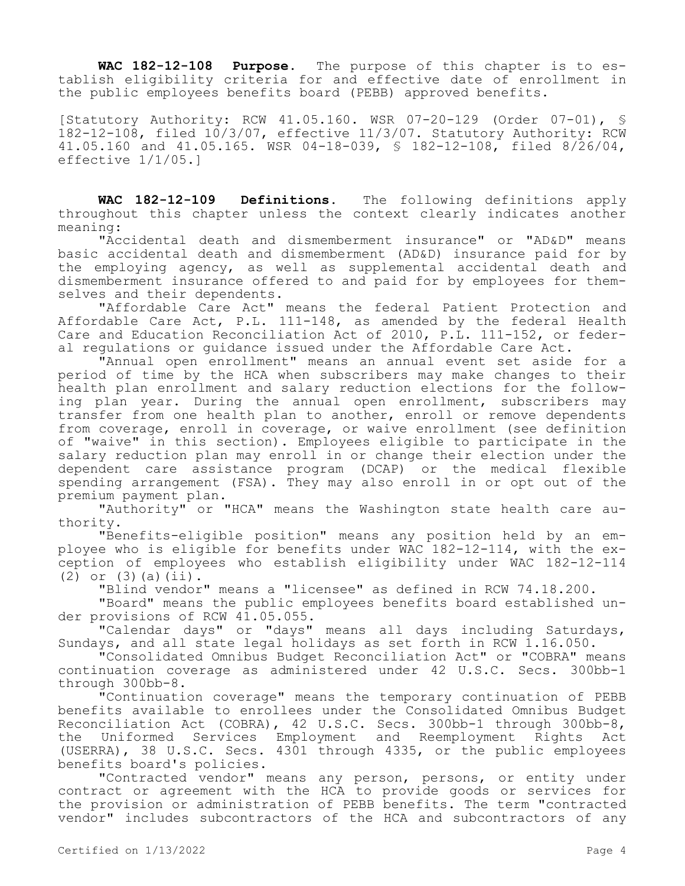**WAC 182-12-108 Purpose.** The purpose of this chapter is to establish eligibility criteria for and effective date of enrollment in the public employees benefits board (PEBB) approved benefits.

[Statutory Authority: RCW 41.05.160. WSR 07-20-129 (Order 07-01), § 182-12-108, filed 10/3/07, effective 11/3/07. Statutory Authority: RCW 41.05.160 and 41.05.165. WSR 04-18-039, § 182-12-108, filed 8/26/04, effective 1/1/05.]

**WAC 182-12-109 Definitions.** The following definitions apply throughout this chapter unless the context clearly indicates another meaning:

"Accidental death and dismemberment insurance" or "AD&D" means basic accidental death and dismemberment (AD&D) insurance paid for by the employing agency, as well as supplemental accidental death and dismemberment insurance offered to and paid for by employees for themselves and their dependents.

"Affordable Care Act" means the federal Patient Protection and Affordable Care Act, P.L. 111-148, as amended by the federal Health Care and Education Reconciliation Act of 2010, P.L. 111-152, or federal regulations or guidance issued under the Affordable Care Act.

"Annual open enrollment" means an annual event set aside for a period of time by the HCA when subscribers may make changes to their health plan enrollment and salary reduction elections for the following plan year. During the annual open enrollment, subscribers may transfer from one health plan to another, enroll or remove dependents from coverage, enroll in coverage, or waive enrollment (see definition of "waive" in this section). Employees eligible to participate in the salary reduction plan may enroll in or change their election under the dependent care assistance program (DCAP) or the medical flexible spending arrangement (FSA). They may also enroll in or opt out of the premium payment plan.

"Authority" or "HCA" means the Washington state health care authority.

"Benefits-eligible position" means any position held by an employee who is eligible for benefits under WAC 182-12-114, with the exception of employees who establish eligibility under WAC 182-12-114 (2) or (3)(a)(ii).

"Blind vendor" means a "licensee" as defined in RCW 74.18.200.

"Board" means the public employees benefits board established under provisions of RCW 41.05.055.

"Calendar days" or "days" means all days including Saturdays, Sundays, and all state legal holidays as set forth in RCW 1.16.050.

"Consolidated Omnibus Budget Reconciliation Act" or "COBRA" means continuation coverage as administered under 42 U.S.C. Secs. 300bb-1 through 300bb-8.

"Continuation coverage" means the temporary continuation of PEBB benefits available to enrollees under the Consolidated Omnibus Budget Reconciliation Act (COBRA), 42 U.S.C. Secs. 300bb-1 through 300bb-8, the Uniformed Services Employment and Reemployment Rights Act (USERRA), 38 U.S.C. Secs. 4301 through 4335, or the public employees benefits board's policies.

"Contracted vendor" means any person, persons, or entity under contract or agreement with the HCA to provide goods or services for the provision or administration of PEBB benefits. The term "contracted vendor" includes subcontractors of the HCA and subcontractors of any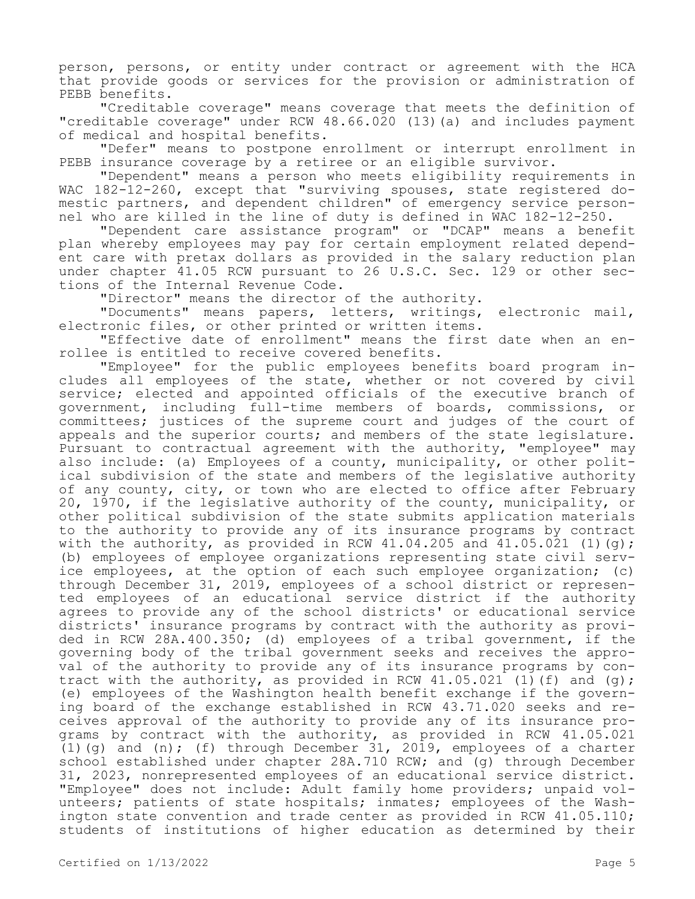person, persons, or entity under contract or agreement with the HCA that provide goods or services for the provision or administration of PEBB benefits.

"Creditable coverage" means coverage that meets the definition of "creditable coverage" under RCW 48.66.020 (13)(a) and includes payment of medical and hospital benefits.

"Defer" means to postpone enrollment or interrupt enrollment in PEBB insurance coverage by a retiree or an eligible survivor.

"Dependent" means a person who meets eligibility requirements in WAC 182-12-260, except that "surviving spouses, state registered domestic partners, and dependent children" of emergency service personnel who are killed in the line of duty is defined in WAC 182-12-250.

"Dependent care assistance program" or "DCAP" means a benefit plan whereby employees may pay for certain employment related dependent care with pretax dollars as provided in the salary reduction plan under chapter 41.05 RCW pursuant to 26 U.S.C. Sec. 129 or other sections of the Internal Revenue Code.

"Director" means the director of the authority.

"Documents" means papers, letters, writings, electronic mail, electronic files, or other printed or written items.

"Effective date of enrollment" means the first date when an enrollee is entitled to receive covered benefits.

"Employee" for the public employees benefits board program includes all employees of the state, whether or not covered by civil service; elected and appointed officials of the executive branch of government, including full-time members of boards, commissions, or committees; justices of the supreme court and judges of the court of appeals and the superior courts; and members of the state legislature. Pursuant to contractual agreement with the authority, "employee" may also include: (a) Employees of a county, municipality, or other political subdivision of the state and members of the legislative authority of any county, city, or town who are elected to office after February 20, 1970, if the legislative authority of the county, municipality, or other political subdivision of the state submits application materials to the authority to provide any of its insurance programs by contract with the authority, as provided in RCW 41.04.205 and 41.05.021 (1)(g); (b) employees of employee organizations representing state civil service employees, at the option of each such employee organization; (c) through December 31, 2019, employees of a school district or represented employees of an educational service district if the authority agrees to provide any of the school districts' or educational service districts' insurance programs by contract with the authority as provided in RCW 28A.400.350; (d) employees of a tribal government, if the governing body of the tribal government seeks and receives the approval of the authority to provide any of its insurance programs by contract with the authority, as provided in RCW 41.05.021 (1)(f) and (g); (e) employees of the Washington health benefit exchange if the governing board of the exchange established in RCW 43.71.020 seeks and receives approval of the authority to provide any of its insurance programs by contract with the authority, as provided in RCW 41.05.021 (1)(g) and (n); (f) through December 31, 2019, employees of a charter school established under chapter 28A.710 RCW; and (g) through December 31, 2023, nonrepresented employees of an educational service district. "Employee" does not include: Adult family home providers; unpaid volunteers; patients of state hospitals; inmates; employees of the Washington state convention and trade center as provided in RCW 41.05.110; students of institutions of higher education as determined by their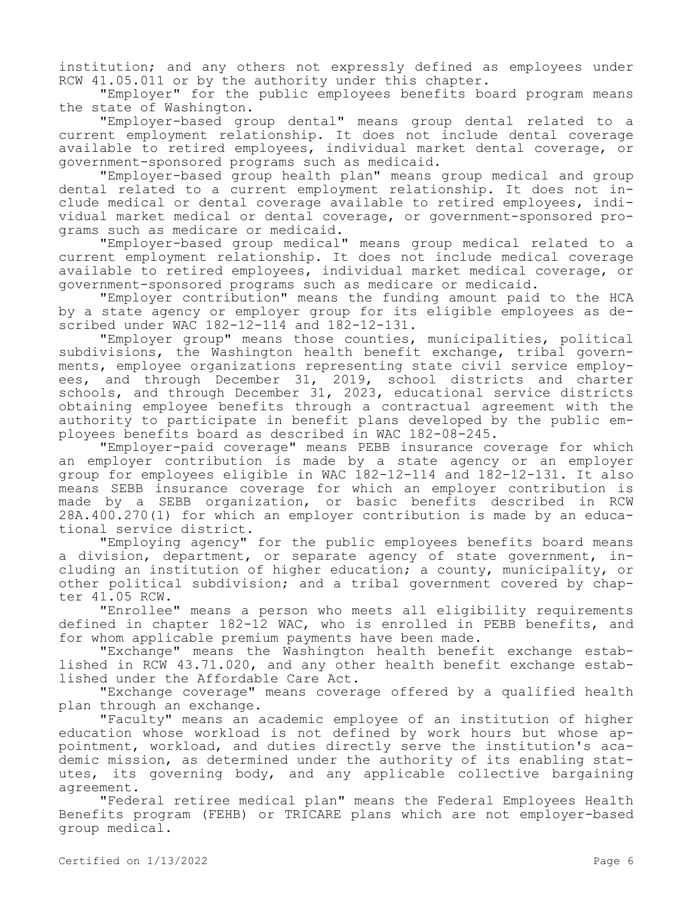institution; and any others not expressly defined as employees under RCW 41.05.011 or by the authority under this chapter.

"Employer" for the public employees benefits board program means the state of Washington.

"Employer-based group dental" means group dental related to a current employment relationship. It does not include dental coverage available to retired employees, individual market dental coverage, or government-sponsored programs such as medicaid.

"Employer-based group health plan" means group medical and group dental related to a current employment relationship. It does not include medical or dental coverage available to retired employees, individual market medical or dental coverage, or government-sponsored programs such as medicare or medicaid.

"Employer-based group medical" means group medical related to a current employment relationship. It does not include medical coverage available to retired employees, individual market medical coverage, or government-sponsored programs such as medicare or medicaid.

"Employer contribution" means the funding amount paid to the HCA by a state agency or employer group for its eligible employees as described under WAC 182-12-114 and 182-12-131.

"Employer group" means those counties, municipalities, political subdivisions, the Washington health benefit exchange, tribal governments, employee organizations representing state civil service employees, and through December 31, 2019, school districts and charter schools, and through December 31, 2023, educational service districts obtaining employee benefits through a contractual agreement with the authority to participate in benefit plans developed by the public employees benefits board as described in WAC 182-08-245.

"Employer-paid coverage" means PEBB insurance coverage for which an employer contribution is made by a state agency or an employer group for employees eligible in WAC 182-12-114 and 182-12-131. It also means SEBB insurance coverage for which an employer contribution is made by a SEBB organization, or basic benefits described in RCW 28A.400.270(1) for which an employer contribution is made by an educational service district.

"Employing agency" for the public employees benefits board means a division, department, or separate agency of state government, including an institution of higher education; a county, municipality, or other political subdivision; and a tribal government covered by chapter 41.05 RCW.

"Enrollee" means a person who meets all eligibility requirements defined in chapter 182-12 WAC, who is enrolled in PEBB benefits, and for whom applicable premium payments have been made.

"Exchange" means the Washington health benefit exchange established in RCW 43.71.020, and any other health benefit exchange established under the Affordable Care Act.

"Exchange coverage" means coverage offered by a qualified health plan through an exchange.

"Faculty" means an academic employee of an institution of higher education whose workload is not defined by work hours but whose appointment, workload, and duties directly serve the institution's academic mission, as determined under the authority of its enabling statutes, its governing body, and any applicable collective bargaining agreement.

"Federal retiree medical plan" means the Federal Employees Health Benefits program (FEHB) or TRICARE plans which are not employer-based group medical.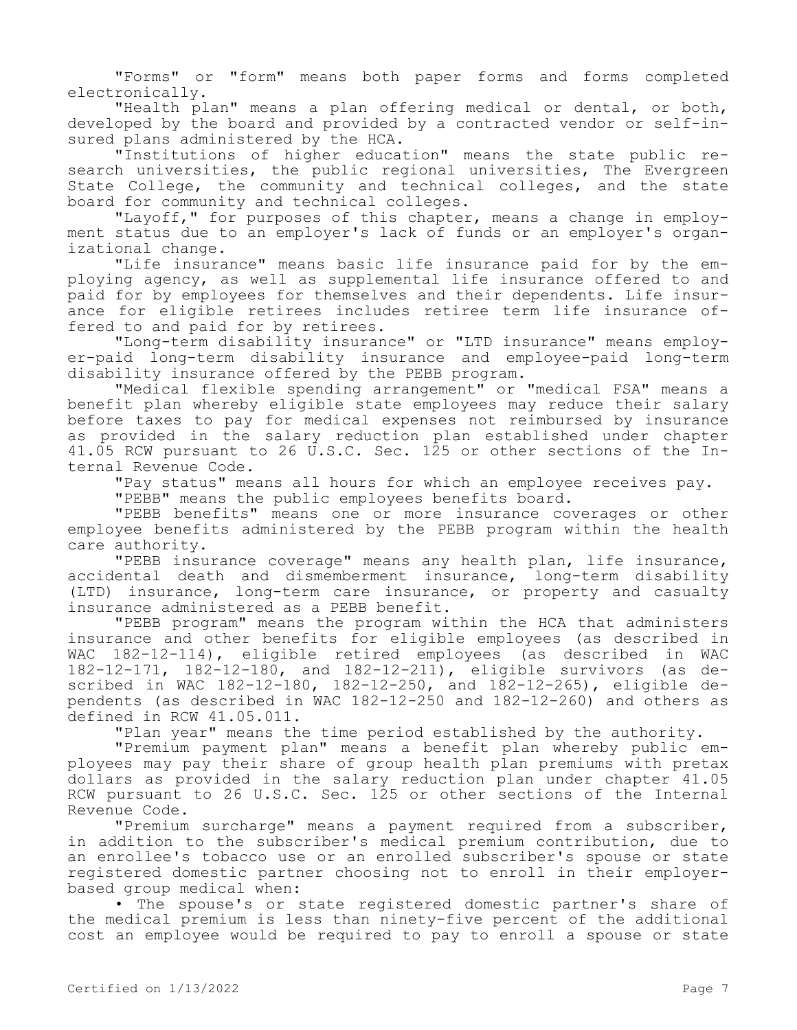"Forms" or "form" means both paper forms and forms completed electronically.

"Health plan" means a plan offering medical or dental, or both, developed by the board and provided by a contracted vendor or self-insured plans administered by the HCA.

"Institutions of higher education" means the state public research universities, the public regional universities, The Evergreen State College, the community and technical colleges, and the state board for community and technical colleges.

"Layoff," for purposes of this chapter, means a change in employment status due to an employer's lack of funds or an employer's organizational change.

"Life insurance" means basic life insurance paid for by the employing agency, as well as supplemental life insurance offered to and paid for by employees for themselves and their dependents. Life insurance for eligible retirees includes retiree term life insurance offered to and paid for by retirees.

"Long-term disability insurance" or "LTD insurance" means employer-paid long-term disability insurance and employee-paid long-term disability insurance offered by the PEBB program.

"Medical flexible spending arrangement" or "medical FSA" means a benefit plan whereby eligible state employees may reduce their salary before taxes to pay for medical expenses not reimbursed by insurance as provided in the salary reduction plan established under chapter 41.05 RCW pursuant to 26 U.S.C. Sec. 125 or other sections of the Internal Revenue Code.

"Pay status" means all hours for which an employee receives pay.

"PEBB" means the public employees benefits board.

"PEBB benefits" means one or more insurance coverages or other employee benefits administered by the PEBB program within the health care authority.

"PEBB insurance coverage" means any health plan, life insurance, accidental death and dismemberment insurance, long-term disability (LTD) insurance, long-term care insurance, or property and casualty insurance administered as a PEBB benefit.

"PEBB program" means the program within the HCA that administers insurance and other benefits for eligible employees (as described in WAC 182-12-114), eligible retired employees (as described in WAC 182-12-171, 182-12-180, and 182-12-211), eligible survivors (as described in WAC 182-12-180, 182-12-250, and 182-12-265), eligible dependents (as described in WAC 182-12-250 and 182-12-260) and others as defined in RCW 41.05.011.

"Plan year" means the time period established by the authority.

"Premium payment plan" means a benefit plan whereby public employees may pay their share of group health plan premiums with pretax dollars as provided in the salary reduction plan under chapter 41.05 RCW pursuant to 26 U.S.C. Sec. 125 or other sections of the Internal Revenue Code.

"Premium surcharge" means a payment required from a subscriber, in addition to the subscriber's medical premium contribution, due to an enrollee's tobacco use or an enrolled subscriber's spouse or state registered domestic partner choosing not to enroll in their employer-based group medical when:

- The spouse's or state registered domestic partner's share of the medical premium is less than ninety-five percent of the additional cost an employee would be required to pay to enroll a spouse or state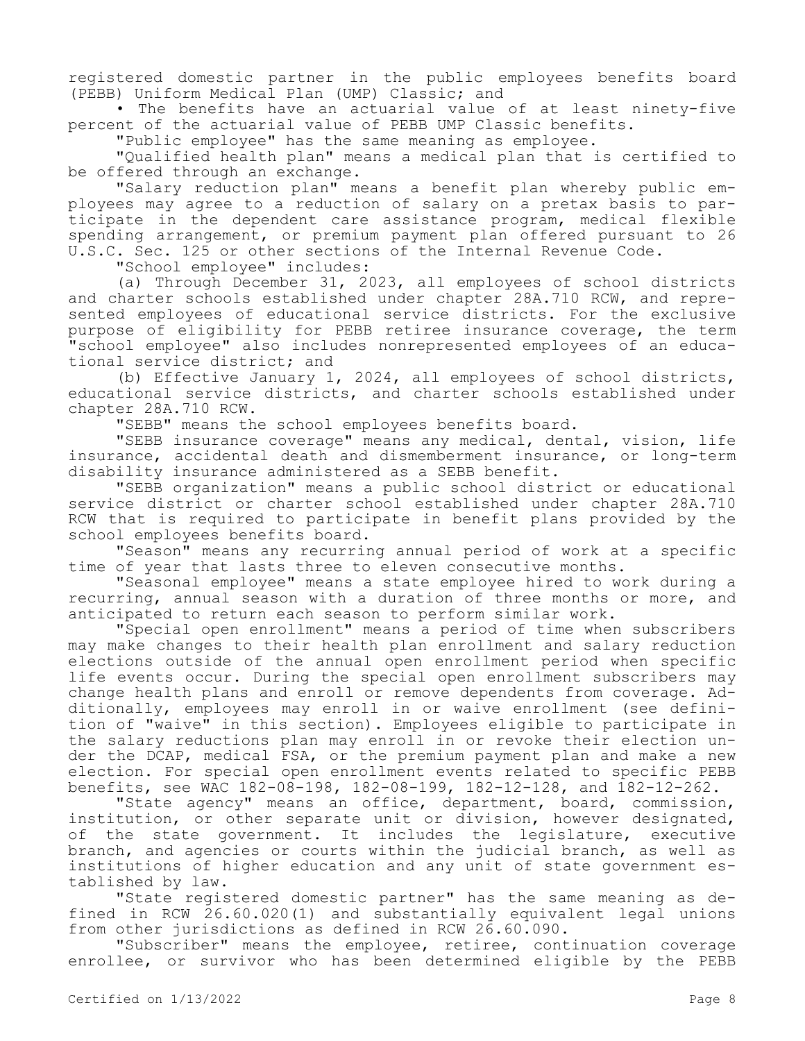registered domestic partner in the public employees benefits board (PEBB) Uniform Medical Plan (UMP) Classic; and

• The benefits have an actuarial value of at least ninety-five percent of the actuarial value of PEBB UMP Classic benefits.

"Public employee" has the same meaning as employee.

"Qualified health plan" means a medical plan that is certified to be offered through an exchange.

"Salary reduction plan" means a benefit plan whereby public employees may agree to a reduction of salary on a pretax basis to participate in the dependent care assistance program, medical flexible spending arrangement, or premium payment plan offered pursuant to 26 U.S.C. Sec. 125 or other sections of the Internal Revenue Code.

"School employee" includes:

(a) Through December 31, 2023, all employees of school districts and charter schools established under chapter 28A.710 RCW, and represented employees of educational service districts. For the exclusive purpose of eligibility for PEBB retiree insurance coverage, the term "school employee" also includes nonrepresented employees of an educational service district; and

(b) Effective January 1, 2024, all employees of school districts, educational service districts, and charter schools established under chapter 28A.710 RCW.

"SEBB" means the school employees benefits board.

"SEBB insurance coverage" means any medical, dental, vision, life insurance, accidental death and dismemberment insurance, or long-term disability insurance administered as a SEBB benefit.

"SEBB organization" means a public school district or educational service district or charter school established under chapter 28A.710 RCW that is required to participate in benefit plans provided by the school employees benefits board.

"Season" means any recurring annual period of work at a specific time of year that lasts three to eleven consecutive months.

"Seasonal employee" means a state employee hired to work during a recurring, annual season with a duration of three months or more, and anticipated to return each season to perform similar work.

"Special open enrollment" means a period of time when subscribers may make changes to their health plan enrollment and salary reduction elections outside of the annual open enrollment period when specific life events occur. During the special open enrollment subscribers may change health plans and enroll or remove dependents from coverage. Additionally, employees may enroll in or waive enrollment (see definition of "waive" in this section). Employees eligible to participate in the salary reductions plan may enroll in or revoke their election under the DCAP, medical FSA, or the premium payment plan and make a new election. For special open enrollment events related to specific PEBB benefits, see WAC 182-08-198, 182-08-199, 182-12-128, and 182-12-262.

"State agency" means an office, department, board, commission, institution, or other separate unit or division, however designated, of the state government. It includes the legislature, executive branch, and agencies or courts within the judicial branch, as well as institutions of higher education and any unit of state government established by law.

"State registered domestic partner" has the same meaning as defined in RCW 26.60.020(1) and substantially equivalent legal unions from other jurisdictions as defined in RCW 26.60.090.

"Subscriber" means the employee, retiree, continuation coverage enrollee, or survivor who has been determined eligible by the PEBB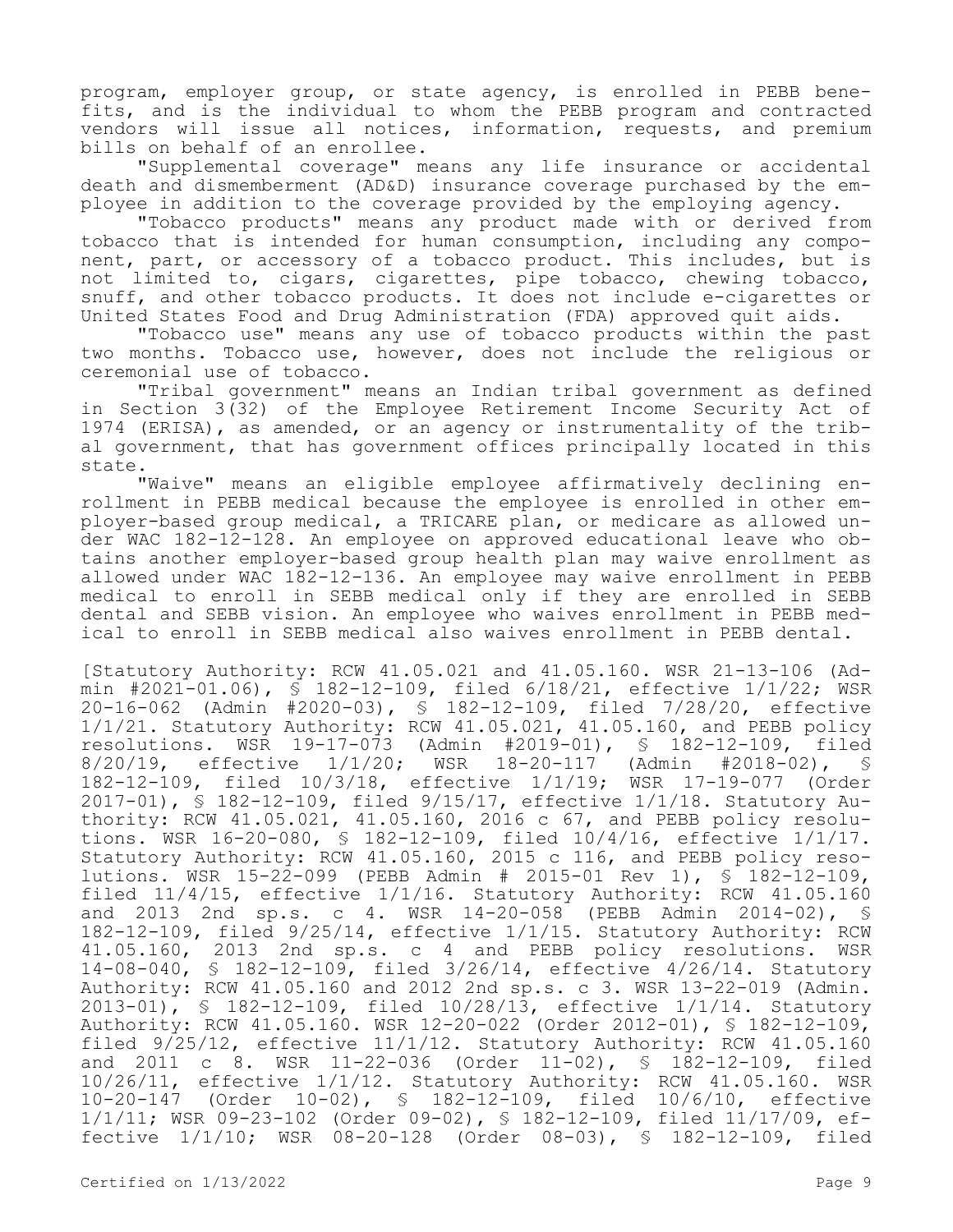program, employer group, or state agency, is enrolled in PEBB benefits, and is the individual to whom the PEBB program and contracted vendors will issue all notices, information, requests, and premium bills on behalf of an enrollee.

"Supplemental coverage" means any life insurance or accidental death and dismemberment (AD&D) insurance coverage purchased by the employee in addition to the coverage provided by the employing agency.

"Tobacco products" means any product made with or derived from tobacco that is intended for human consumption, including any component, part, or accessory of a tobacco product. This includes, but is not limited to, cigars, cigarettes, pipe tobacco, chewing tobacco, snuff, and other tobacco products. It does not include e-cigarettes or United States Food and Drug Administration (FDA) approved quit aids.

"Tobacco use" means any use of tobacco products within the past two months. Tobacco use, however, does not include the religious or ceremonial use of tobacco.

"Tribal government" means an Indian tribal government as defined in Section 3(32) of the Employee Retirement Income Security Act of 1974 (ERISA), as amended, or an agency or instrumentality of the tribal government, that has government offices principally located in this state.

"Waive" means an eligible employee affirmatively declining enrollment in PEBB medical because the employee is enrolled in other employer-based group medical, a TRICARE plan, or medicare as allowed under WAC 182-12-128. An employee on approved educational leave who obtains another employer-based group health plan may waive enrollment as allowed under WAC 182-12-136. An employee may waive enrollment in PEBB medical to enroll in SEBB medical only if they are enrolled in SEBB dental and SEBB vision. An employee who waives enrollment in PEBB medical to enroll in SEBB medical also waives enrollment in PEBB dental.

[Statutory Authority: RCW 41.05.021 and 41.05.160. WSR 21-13-106 (Admin #2021-01.06), § 182-12-109, filed 6/18/21, effective 1/1/22; WSR 20-16-062 (Admin #2020-03), § 182-12-109, filed 7/28/20, effective 1/1/21. Statutory Authority: RCW 41.05.021, 41.05.160, and PEBB policy resolutions. WSR 19-17-073 (Admin #2019-01), § 182-12-109, filed 8/20/19, effective 1/1/20; WSR 18-20-117 (Admin #2018-02), § 182-12-109, filed 10/3/18, effective 1/1/19; WSR 17-19-077 (Order 2017-01), § 182-12-109, filed 9/15/17, effective 1/1/18. Statutory Authority: RCW 41.05.021, 41.05.160, 2016 c 67, and PEBB policy resolutions. WSR 16-20-080, § 182-12-109, filed 10/4/16, effective 1/1/17. Statutory Authority: RCW 41.05.160, 2015 c 116, and PEBB policy resolutions. WSR 15-22-099 (PEBB Admin # 2015-01 Rev 1), § 182-12-109, filed 11/4/15, effective 1/1/16. Statutory Authority: RCW 41.05.160 and 2013 2nd sp.s. c 4. WSR 14-20-058 (PEBB Admin 2014-02), § 182-12-109, filed 9/25/14, effective 1/1/15. Statutory Authority: RCW 41.05.160, 2013 2nd sp.s. c 4 and PEBB policy resolutions. WSR 14-08-040, § 182-12-109, filed 3/26/14, effective 4/26/14. Statutory Authority: RCW 41.05.160 and 2012 2nd sp.s. c 3. WSR 13-22-019 (Admin. 2013-01), § 182-12-109, filed 10/28/13, effective 1/1/14. Statutory Authority: RCW 41.05.160. WSR 12-20-022 (Order 2012-01), § 182-12-109, filed 9/25/12, effective 11/1/12. Statutory Authority: RCW 41.05.160 and 2011 c 8. WSR 11-22-036 (Order 11-02), § 182-12-109, filed 10/26/11, effective 1/1/12. Statutory Authority: RCW 41.05.160. WSR 10-20-147 (Order 10-02), § 182-12-109, filed 10/6/10, effective 1/1/11; WSR 09-23-102 (Order 09-02), § 182-12-109, filed 11/17/09, effective 1/1/10; WSR 08-20-128 (Order 08-03), § 182-12-109, filed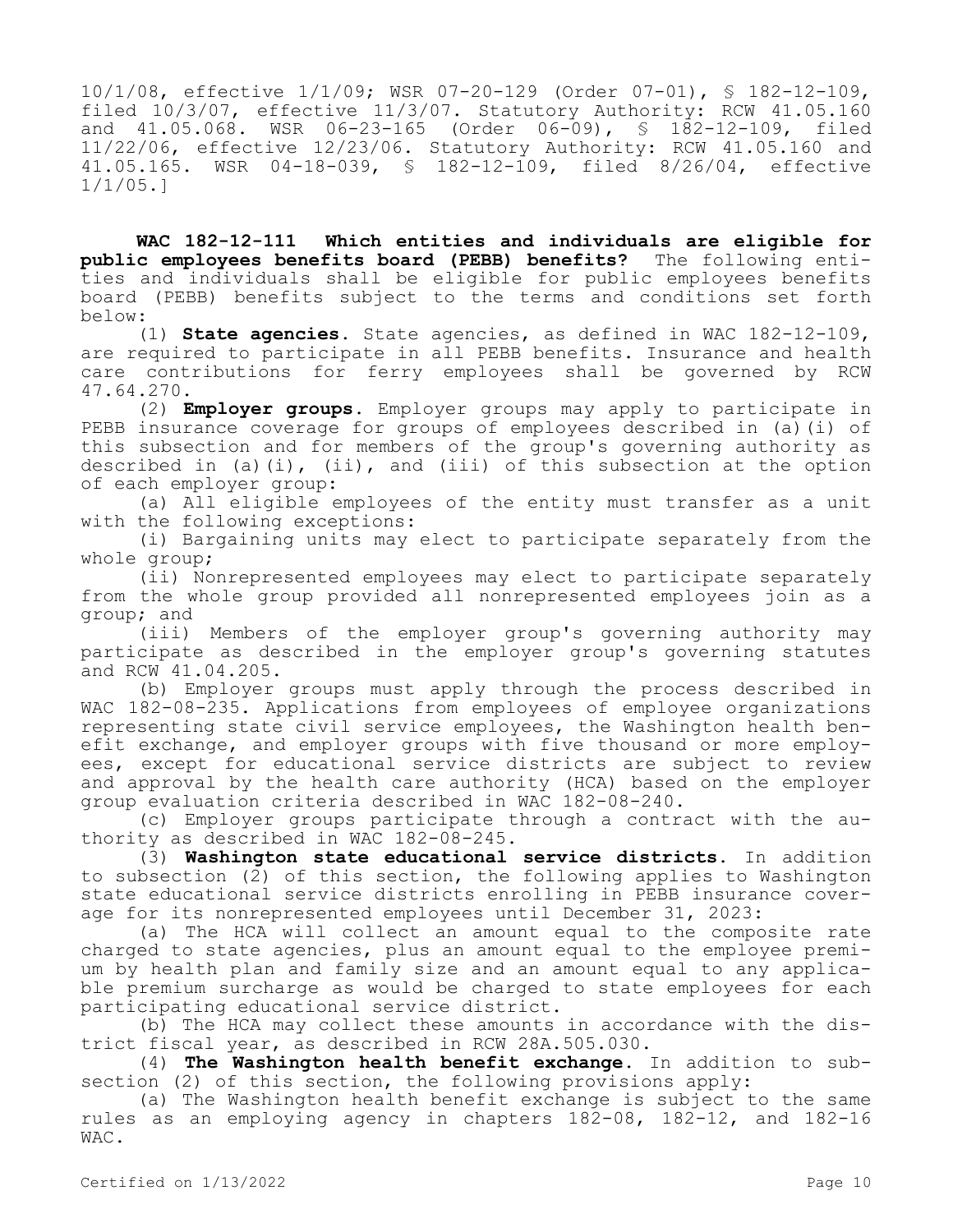10/1/08, effective 1/1/09; WSR 07-20-129 (Order 07-01), § 182-12-109, filed 10/3/07, effective 11/3/07. Statutory Authority: RCW 41.05.160 and 41.05.068. WSR 06-23-165 (Order 06-09), § 182-12-109, filed 11/22/06, effective 12/23/06. Statutory Authority: RCW 41.05.160 and 41.05.165. WSR 04-18-039, § 182-12-109, filed 8/26/04, effective 1/1/05.]

**WAC 182-12-111 Which entities and individuals are eligible for public employees benefits board (PEBB) benefits?** The following entities and individuals shall be eligible for public employees benefits board (PEBB) benefits subject to the terms and conditions set forth below:

(1) **State agencies.** State agencies, as defined in WAC 182-12-109, are required to participate in all PEBB benefits. Insurance and health care contributions for ferry employees shall be governed by RCW 47.64.270.

(2) **Employer groups.** Employer groups may apply to participate in PEBB insurance coverage for groups of employees described in (a)(i) of this subsection and for members of the group's governing authority as described in (a)(i), (ii), and (iii) of this subsection at the option of each employer group:

(a) All eligible employees of the entity must transfer as a unit with the following exceptions:

(i) Bargaining units may elect to participate separately from the whole group;

(ii) Nonrepresented employees may elect to participate separately from the whole group provided all nonrepresented employees join as a group; and

(iii) Members of the employer group's governing authority may participate as described in the employer group's governing statutes and RCW 41.04.205.

(b) Employer groups must apply through the process described in WAC 182-08-235. Applications from employees of employee organizations representing state civil service employees, the Washington health benefit exchange, and employer groups with five thousand or more employees, except for educational service districts are subject to review and approval by the health care authority (HCA) based on the employer group evaluation criteria described in WAC 182-08-240.

(c) Employer groups participate through a contract with the authority as described in WAC 182-08-245.

(3) **Washington state educational service districts.** In addition to subsection (2) of this section, the following applies to Washington state educational service districts enrolling in PEBB insurance coverage for its nonrepresented employees until December 31, 2023:

(a) The HCA will collect an amount equal to the composite rate charged to state agencies, plus an amount equal to the employee premium by health plan and family size and an amount equal to any applicable premium surcharge as would be charged to state employees for each participating educational service district.

(b) The HCA may collect these amounts in accordance with the district fiscal year, as described in RCW 28A.505.030.

(4) **The Washington health benefit exchange.** In addition to subsection (2) of this section, the following provisions apply:

(a) The Washington health benefit exchange is subject to the same rules as an employing agency in chapters 182-08, 182-12, and 182-16 WAC.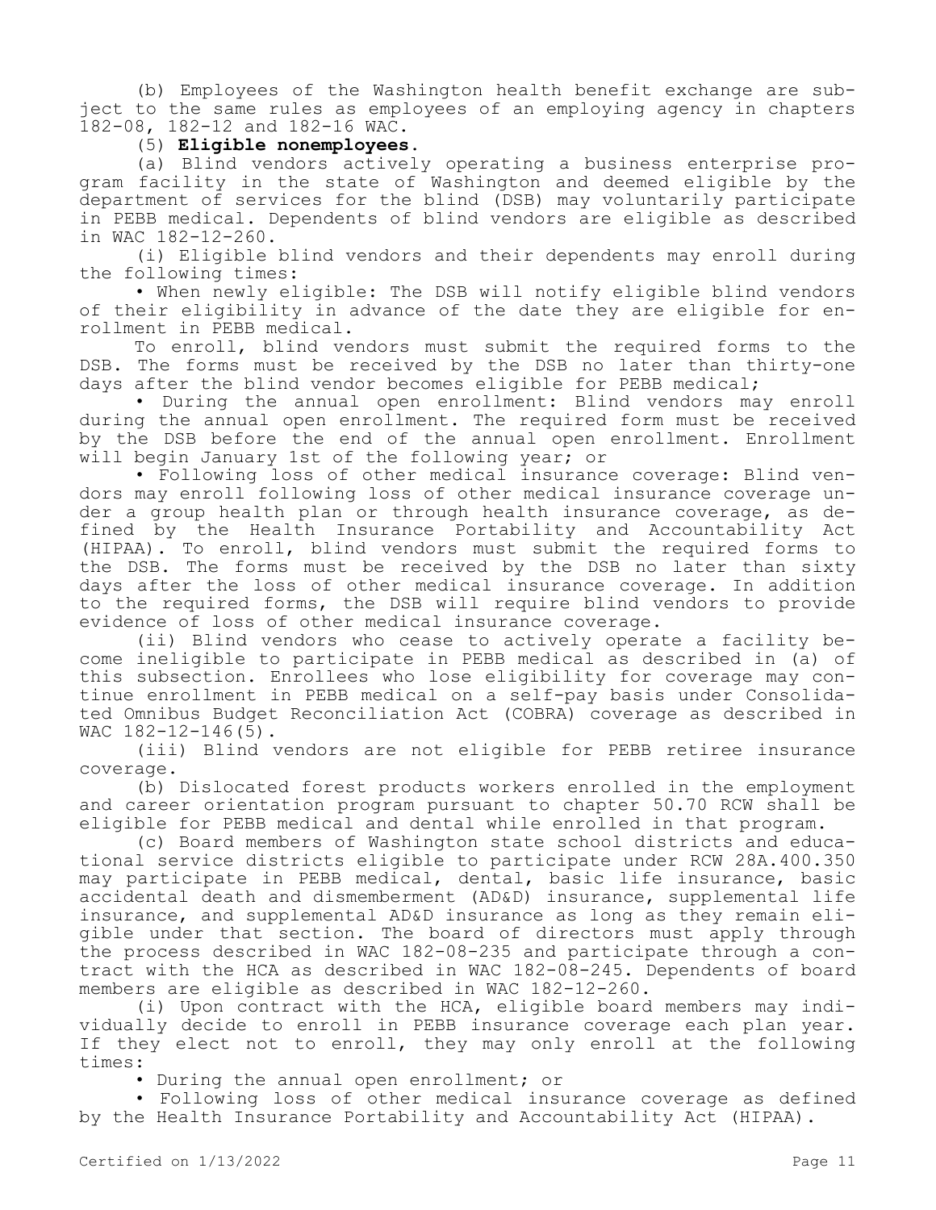(b) Employees of the Washington health benefit exchange are subject to the same rules as employees of an employing agency in chapters 182-08, 182-12 and 182-16 WAC.

(5) **Eligible nonemployees.**

(a) Blind vendors actively operating a business enterprise program facility in the state of Washington and deemed eligible by the department of services for the blind (DSB) may voluntarily participate in PEBB medical. Dependents of blind vendors are eligible as described in WAC 182-12-260.

(i) Eligible blind vendors and their dependents may enroll during the following times:

• When newly eligible: The DSB will notify eligible blind vendors of their eligibility in advance of the date they are eligible for enrollment in PEBB medical.

To enroll, blind vendors must submit the required forms to the DSB. The forms must be received by the DSB no later than thirty-one days after the blind vendor becomes eligible for PEBB medical;

• During the annual open enrollment: Blind vendors may enroll during the annual open enrollment. The required form must be received by the DSB before the end of the annual open enrollment. Enrollment will begin January 1st of the following year; or

• Following loss of other medical insurance coverage: Blind vendors may enroll following loss of other medical insurance coverage under a group health plan or through health insurance coverage, as defined by the Health Insurance Portability and Accountability Act (HIPAA). To enroll, blind vendors must submit the required forms to the DSB. The forms must be received by the DSB no later than sixty days after the loss of other medical insurance coverage. In addition to the required forms, the DSB will require blind vendors to provide evidence of loss of other medical insurance coverage.

(ii) Blind vendors who cease to actively operate a facility become ineligible to participate in PEBB medical as described in (a) of this subsection. Enrollees who lose eligibility for coverage may continue enrollment in PEBB medical on a self-pay basis under Consolidated Omnibus Budget Reconciliation Act (COBRA) coverage as described in WAC 182-12-146(5).

(iii) Blind vendors are not eligible for PEBB retiree insurance coverage.

(b) Dislocated forest products workers enrolled in the employment and career orientation program pursuant to chapter 50.70 RCW shall be eligible for PEBB medical and dental while enrolled in that program.

(c) Board members of Washington state school districts and educational service districts eligible to participate under RCW 28A.400.350 may participate in PEBB medical, dental, basic life insurance, basic accidental death and dismemberment (AD&D) insurance, supplemental life insurance, and supplemental AD&D insurance as long as they remain eligible under that section. The board of directors must apply through the process described in WAC 182-08-235 and participate through a contract with the HCA as described in WAC 182-08-245. Dependents of board members are eligible as described in WAC 182-12-260.

(i) Upon contract with the HCA, eligible board members may individually decide to enroll in PEBB insurance coverage each plan year. If they elect not to enroll, they may only enroll at the following times:

• During the annual open enrollment; or

• Following loss of other medical insurance coverage as defined by the Health Insurance Portability and Accountability Act (HIPAA).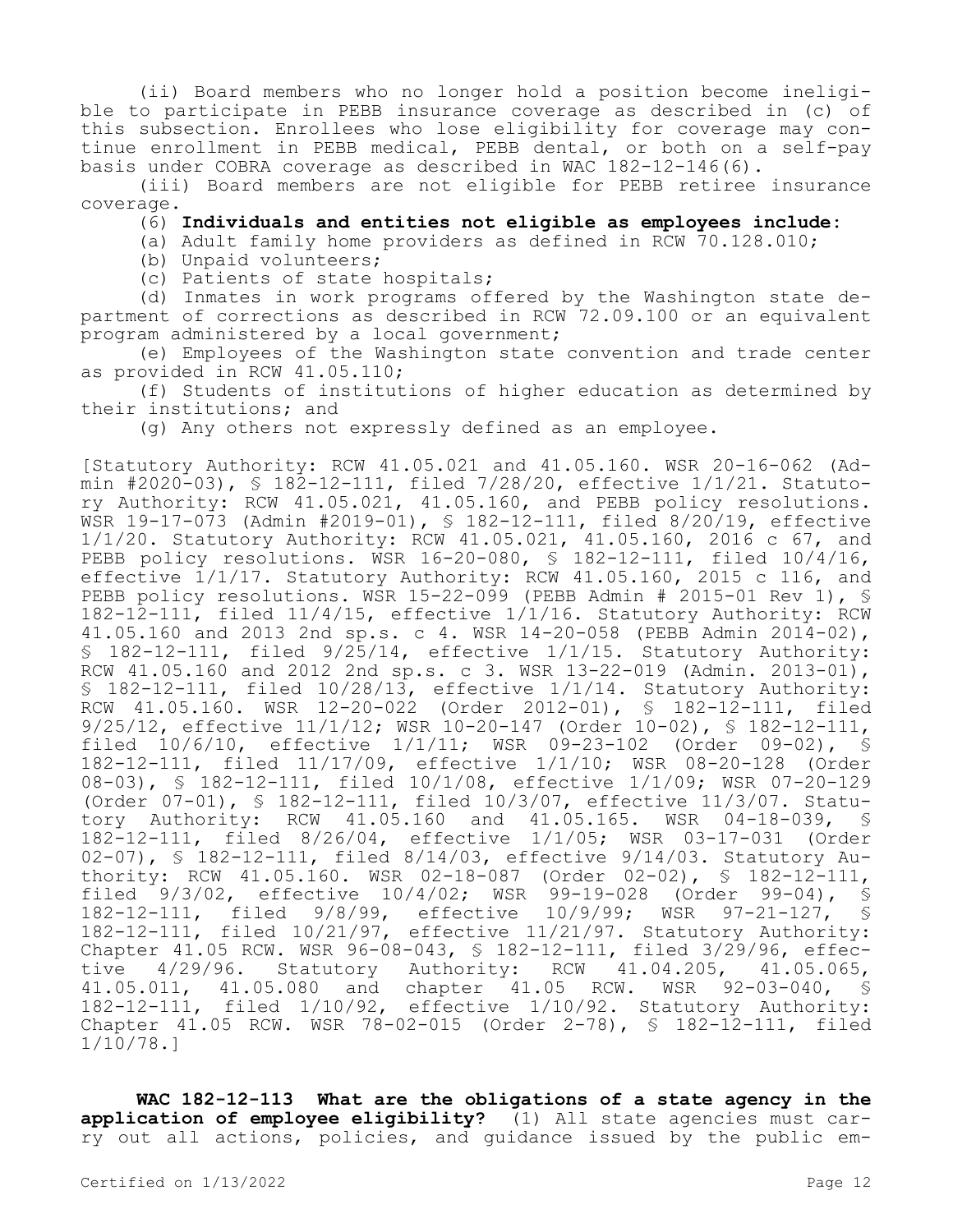(ii) Board members who no longer hold a position become ineligible to participate in PEBB insurance coverage as described in (c) of this subsection. Enrollees who lose eligibility for coverage may continue enrollment in PEBB medical, PEBB dental, or both on a self-pay basis under COBRA coverage as described in WAC 182-12-146(6).

(iii) Board members are not eligible for PEBB retiree insurance coverage.

(6) **Individuals and entities not eligible as employees include:**

(a) Adult family home providers as defined in RCW 70.128.010;

(b) Unpaid volunteers;

(c) Patients of state hospitals;

(d) Inmates in work programs offered by the Washington state department of corrections as described in RCW 72.09.100 or an equivalent program administered by a local government;

(e) Employees of the Washington state convention and trade center as provided in RCW 41.05.110;

(f) Students of institutions of higher education as determined by their institutions; and

(g) Any others not expressly defined as an employee.

[Statutory Authority: RCW 41.05.021 and 41.05.160. WSR 20-16-062 (Admin #2020-03), § 182-12-111, filed 7/28/20, effective 1/1/21. Statutory Authority: RCW 41.05.021, 41.05.160, and PEBB policy resolutions. WSR 19-17-073 (Admin #2019-01), § 182-12-111, filed 8/20/19, effective 1/1/20. Statutory Authority: RCW 41.05.021, 41.05.160, 2016 c 67, and PEBB policy resolutions. WSR 16-20-080, § 182-12-111, filed 10/4/16, effective 1/1/17. Statutory Authority: RCW 41.05.160, 2015 c 116, and PEBB policy resolutions. WSR 15-22-099 (PEBB Admin # 2015-01 Rev 1), § 182-12-111, filed 11/4/15, effective 1/1/16. Statutory Authority: RCW 41.05.160 and 2013 2nd sp.s. c 4. WSR 14-20-058 (PEBB Admin 2014-02), § 182-12-111, filed 9/25/14, effective 1/1/15. Statutory Authority: RCW 41.05.160 and 2012 2nd sp.s. c 3. WSR 13-22-019 (Admin. 2013-01), § 182-12-111, filed 10/28/13, effective 1/1/14. Statutory Authority: RCW 41.05.160. WSR 12-20-022 (Order 2012-01), § 182-12-111, filed 9/25/12, effective 11/1/12; WSR 10-20-147 (Order 10-02), § 182-12-111, filed 10/6/10, effective 1/1/11; WSR 09-23-102 (Order 09-02), § 182-12-111, filed 11/17/09, effective 1/1/10; WSR 08-20-128 (Order 08-03), § 182-12-111, filed 10/1/08, effective 1/1/09; WSR 07-20-129 (Order 07-01), § 182-12-111, filed 10/3/07, effective 11/3/07. Statutory Authority: RCW 41.05.160 and 41.05.165. WSR 04-18-039, § 182-12-111, filed 8/26/04, effective 1/1/05; WSR 03-17-031 (Order 02-07), § 182-12-111, filed 8/14/03, effective 9/14/03. Statutory Authority: RCW 41.05.160. WSR 02-18-087 (Order 02-02), § 182-12-111, filed 9/3/02, effective 10/4/02; WSR 99-19-028 (Order 99-04), § 182-12-111, filed 9/8/99, effective 10/9/99; WSR 97-21-127, § 182-12-111, filed 10/21/97, effective 11/21/97. Statutory Authority: Chapter 41.05 RCW. WSR 96-08-043, § 182-12-111, filed 3/29/96, effective 4/29/96. Statutory Authority: RCW 41.04.205, 41.05.065, 41.05.011, 41.05.080 and chapter 41.05 RCW. WSR 92-03-040, § 182-12-111, filed 1/10/92, effective 1/10/92. Statutory Authority: Chapter 41.05 RCW. WSR 78-02-015 (Order 2-78), § 182-12-111, filed 1/10/78.]

**WAC 182-12-113 What are the obligations of a state agency in the application of employee eligibility?** (1) All state agencies must carry out all actions, policies, and guidance issued by the public em-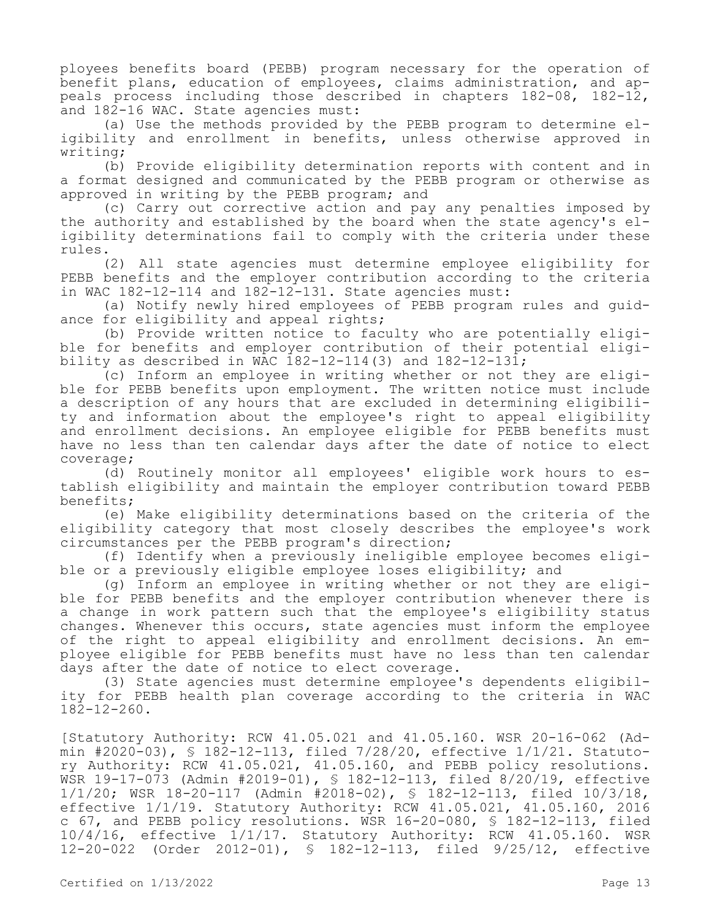ployees benefits board (PEBB) program necessary for the operation of benefit plans, education of employees, claims administration, and appeals process including those described in chapters 182-08, 182-12, and 182-16 WAC. State agencies must:

(a) Use the methods provided by the PEBB program to determine eligibility and enrollment in benefits, unless otherwise approved in writing;

(b) Provide eligibility determination reports with content and in a format designed and communicated by the PEBB program or otherwise as approved in writing by the PEBB program; and

(c) Carry out corrective action and pay any penalties imposed by the authority and established by the board when the state agency's eligibility determinations fail to comply with the criteria under these rules.

(2) All state agencies must determine employee eligibility for PEBB benefits and the employer contribution according to the criteria in WAC 182-12-114 and 182-12-131. State agencies must:

(a) Notify newly hired employees of PEBB program rules and guidance for eligibility and appeal rights;

(b) Provide written notice to faculty who are potentially eligible for benefits and employer contribution of their potential eligibility as described in WAC 182-12-114(3) and 182-12-131;

(c) Inform an employee in writing whether or not they are eligible for PEBB benefits upon employment. The written notice must include a description of any hours that are excluded in determining eligibility and information about the employee's right to appeal eligibility and enrollment decisions. An employee eligible for PEBB benefits must have no less than ten calendar days after the date of notice to elect coverage;

(d) Routinely monitor all employees' eligible work hours to establish eligibility and maintain the employer contribution toward PEBB benefits;

(e) Make eligibility determinations based on the criteria of the eligibility category that most closely describes the employee's work circumstances per the PEBB program's direction;

(f) Identify when a previously ineligible employee becomes eligible or a previously eligible employee loses eligibility; and

(g) Inform an employee in writing whether or not they are eligible for PEBB benefits and the employer contribution whenever there is a change in work pattern such that the employee's eligibility status changes. Whenever this occurs, state agencies must inform the employee of the right to appeal eligibility and enrollment decisions. An employee eligible for PEBB benefits must have no less than ten calendar days after the date of notice to elect coverage.

(3) State agencies must determine employee's dependents eligibility for PEBB health plan coverage according to the criteria in WAC 182-12-260.

[Statutory Authority: RCW 41.05.021 and 41.05.160. WSR 20-16-062 (Admin #2020-03), § 182-12-113, filed 7/28/20, effective 1/1/21. Statutory Authority: RCW 41.05.021, 41.05.160, and PEBB policy resolutions. WSR 19-17-073 (Admin #2019-01), § 182-12-113, filed 8/20/19, effective 1/1/20; WSR 18-20-117 (Admin #2018-02), § 182-12-113, filed 10/3/18, effective 1/1/19. Statutory Authority: RCW 41.05.021, 41.05.160, 2016 c 67, and PEBB policy resolutions. WSR 16-20-080, § 182-12-113, filed 10/4/16, effective 1/1/17. Statutory Authority: RCW 41.05.160. WSR 12-20-022 (Order 2012-01), § 182-12-113, filed 9/25/12, effective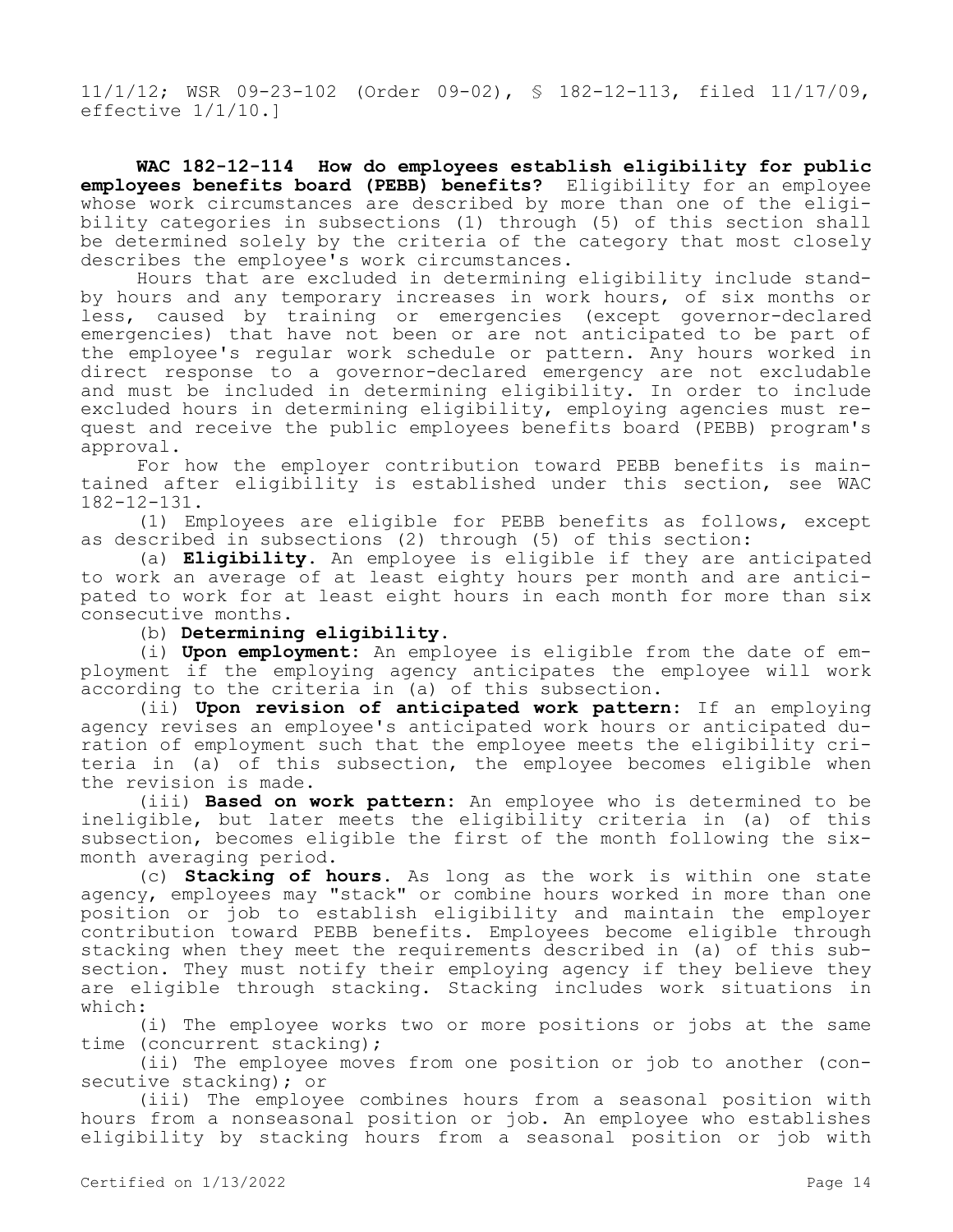11/1/12; WSR 09-23-102 (Order 09-02), § 182-12-113, filed 11/17/09, effective 1/1/10.]

**WAC 182-12-114 How do employees establish eligibility for public employees benefits board (PEBB) benefits?** Eligibility for an employee whose work circumstances are described by more than one of the eligibility categories in subsections (1) through (5) of this section shall be determined solely by the criteria of the category that most closely describes the employee's work circumstances.

Hours that are excluded in determining eligibility include standby hours and any temporary increases in work hours, of six months or less, caused by training or emergencies (except governor-declared emergencies) that have not been or are not anticipated to be part of the employee's regular work schedule or pattern. Any hours worked in direct response to a governor-declared emergency are not excludable and must be included in determining eligibility. In order to include excluded hours in determining eligibility, employing agencies must request and receive the public employees benefits board (PEBB) program's approval.

For how the employer contribution toward PEBB benefits is maintained after eligibility is established under this section, see WAC 182-12-131.

(1) Employees are eligible for PEBB benefits as follows, except as described in subsections (2) through (5) of this section:

(a) **Eligibility.** An employee is eligible if they are anticipated to work an average of at least eighty hours per month and are anticipated to work for at least eight hours in each month for more than six consecutive months.

(b) **Determining eligibility.**

(i) **Upon employment:** An employee is eligible from the date of employment if the employing agency anticipates the employee will work according to the criteria in (a) of this subsection.

(ii) **Upon revision of anticipated work pattern:** If an employing agency revises an employee's anticipated work hours or anticipated duration of employment such that the employee meets the eligibility criteria in (a) of this subsection, the employee becomes eligible when the revision is made.

(iii) **Based on work pattern:** An employee who is determined to be ineligible, but later meets the eligibility criteria in (a) of this subsection, becomes eligible the first of the month following the six-month averaging period.

(c) **Stacking of hours.** As long as the work is within one state agency, employees may "stack" or combine hours worked in more than one position or job to establish eligibility and maintain the employer contribution toward PEBB benefits. Employees become eligible through stacking when they meet the requirements described in (a) of this subsection. They must notify their employing agency if they believe they are eligible through stacking. Stacking includes work situations in which:

(i) The employee works two or more positions or jobs at the same time (concurrent stacking);

(ii) The employee moves from one position or job to another (consecutive stacking); or

(iii) The employee combines hours from a seasonal position with hours from a nonseasonal position or job. An employee who establishes eligibility by stacking hours from a seasonal position or job with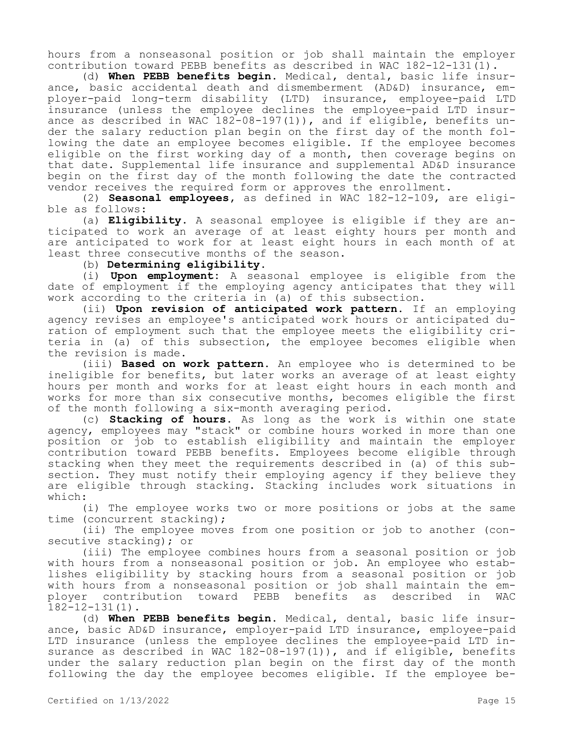hours from a nonseasonal position or job shall maintain the employer contribution toward PEBB benefits as described in WAC 182-12-131(1).

(d) **When PEBB benefits begin.** Medical, dental, basic life insurance, basic accidental death and dismemberment (AD&D) insurance, employer-paid long-term disability (LTD) insurance, employee-paid LTD insurance (unless the employee declines the employee-paid LTD insurance as described in WAC 182-08-197(1)), and if eligible, benefits under the salary reduction plan begin on the first day of the month following the date an employee becomes eligible. If the employee becomes eligible on the first working day of a month, then coverage begins on that date. Supplemental life insurance and supplemental AD&D insurance begin on the first day of the month following the date the contracted vendor receives the required form or approves the enrollment.

(2) **Seasonal employees**, as defined in WAC 182-12-109, are eligible as follows:

(a) **Eligibility.** A seasonal employee is eligible if they are anticipated to work an average of at least eighty hours per month and are anticipated to work for at least eight hours in each month of at least three consecutive months of the season.

(b) **Determining eligibility.**

(i) **Upon employment:** A seasonal employee is eligible from the date of employment if the employing agency anticipates that they will work according to the criteria in (a) of this subsection.

(ii) **Upon revision of anticipated work pattern.** If an employing agency revises an employee's anticipated work hours or anticipated duration of employment such that the employee meets the eligibility criteria in (a) of this subsection, the employee becomes eligible when the revision is made.

(iii) **Based on work pattern.** An employee who is determined to be ineligible for benefits, but later works an average of at least eighty hours per month and works for at least eight hours in each month and works for more than six consecutive months, becomes eligible the first of the month following a six-month averaging period.

(c) **Stacking of hours.** As long as the work is within one state agency, employees may "stack" or combine hours worked in more than one position or job to establish eligibility and maintain the employer contribution toward PEBB benefits. Employees become eligible through stacking when they meet the requirements described in (a) of this subsection. They must notify their employing agency if they believe they are eligible through stacking. Stacking includes work situations in which:

(i) The employee works two or more positions or jobs at the same time (concurrent stacking);

(ii) The employee moves from one position or job to another (consecutive stacking); or

(iii) The employee combines hours from a seasonal position or job with hours from a nonseasonal position or job. An employee who establishes eligibility by stacking hours from a seasonal position or job with hours from a nonseasonal position or job shall maintain the employer contribution toward PEBB benefits as described in WAC 182-12-131(1).

(d) **When PEBB benefits begin.** Medical, dental, basic life insurance, basic AD&D insurance, employer-paid LTD insurance, employee-paid LTD insurance (unless the employee declines the employee-paid LTD insurance as described in WAC 182-08-197(1)), and if eligible, benefits under the salary reduction plan begin on the first day of the month following the day the employee becomes eligible. If the employee be-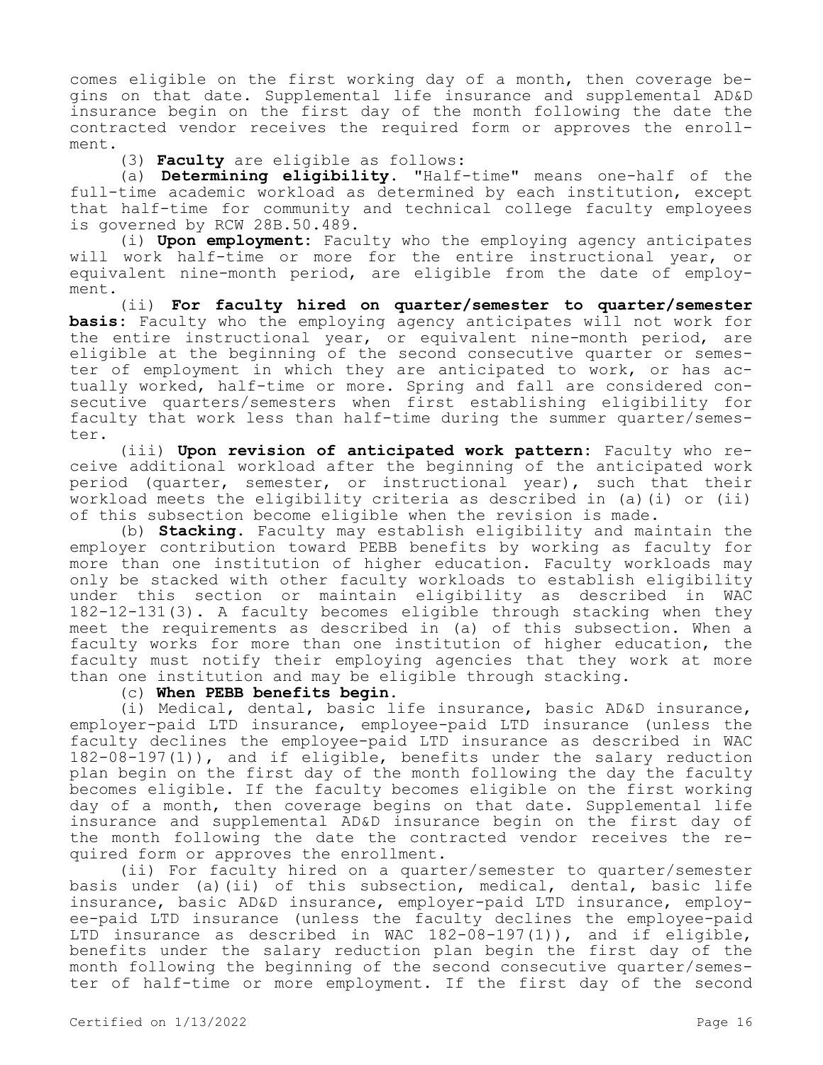comes eligible on the first working day of a month, then coverage begins on that date. Supplemental life insurance and supplemental AD&D insurance begin on the first day of the month following the date the contracted vendor receives the required form or approves the enrollment.

(3) **Faculty** are eligible as follows:

(a) **Determining eligibility**. "Half-time" means one-half of the full-time academic workload as determined by each institution, except that half-time for community and technical college faculty employees is governed by RCW 28B.50.489.

(i) **Upon employment**: Faculty who the employing agency anticipates will work half-time or more for the entire instructional year, or equivalent nine-month period, are eligible from the date of employment.

(ii) **For faculty hired on quarter/semester to quarter/semester basis**: Faculty who the employing agency anticipates will not work for the entire instructional year, or equivalent nine-month period, are eligible at the beginning of the second consecutive quarter or semester of employment in which they are anticipated to work, or has actually worked, half-time or more. Spring and fall are considered consecutive quarters/semesters when first establishing eligibility for faculty that work less than half-time during the summer quarter/semester.

(iii) **Upon revision of anticipated work pattern**: Faculty who receive additional workload after the beginning of the anticipated work period (quarter, semester, or instructional year), such that their workload meets the eligibility criteria as described in (a)(i) or (ii) of this subsection become eligible when the revision is made.

(b) **Stacking**. Faculty may establish eligibility and maintain the employer contribution toward PEBB benefits by working as faculty for more than one institution of higher education. Faculty workloads may only be stacked with other faculty workloads to establish eligibility under this section or maintain eligibility as described in WAC 182-12-131(3). A faculty becomes eligible through stacking when they meet the requirements as described in (a) of this subsection. When a faculty works for more than one institution of higher education, the faculty must notify their employing agencies that they work at more than one institution and may be eligible through stacking.

(c) **When PEBB benefits begin**.

(i) Medical, dental, basic life insurance, basic AD&D insurance, employer-paid LTD insurance, employee-paid LTD insurance (unless the faculty declines the employee-paid LTD insurance as described in WAC 182-08-197(1)), and if eligible, benefits under the salary reduction plan begin on the first day of the month following the day the faculty becomes eligible. If the faculty becomes eligible on the first working day of a month, then coverage begins on that date. Supplemental life insurance and supplemental AD&D insurance begin on the first day of the month following the date the contracted vendor receives the required form or approves the enrollment.

(ii) For faculty hired on a quarter/semester to quarter/semester basis under (a)(ii) of this subsection, medical, dental, basic life insurance, basic AD&D insurance, employer-paid LTD insurance, employee-paid LTD insurance (unless the faculty declines the employee-paid LTD insurance as described in WAC 182-08-197(1)), and if eligible, benefits under the salary reduction plan begin the first day of the month following the beginning of the second consecutive quarter/semester of half-time or more employment. If the first day of the second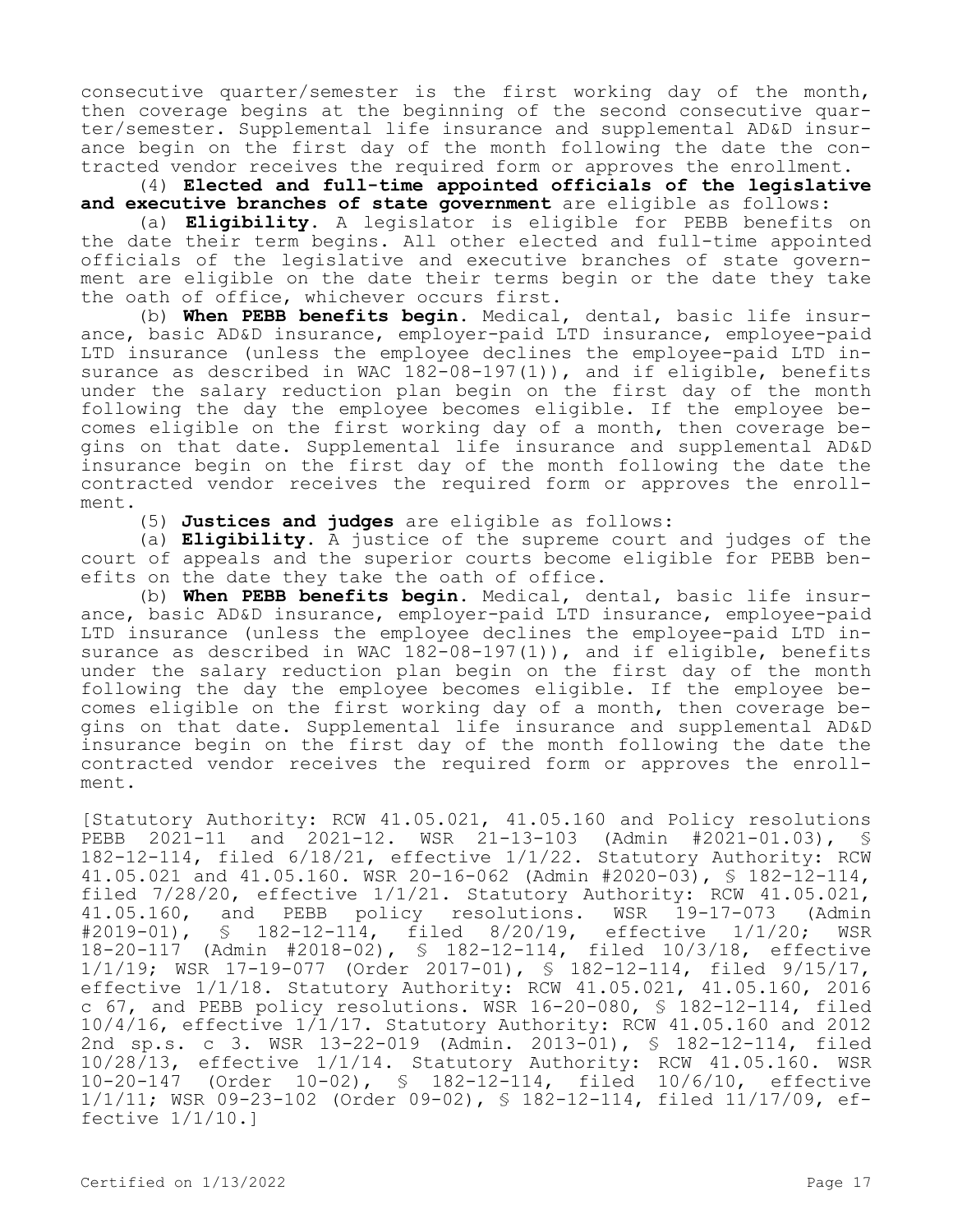consecutive quarter/semester is the first working day of the month, then coverage begins at the beginning of the second consecutive quarter/semester. Supplemental life insurance and supplemental AD&D insurance begin on the first day of the month following the date the contracted vendor receives the required form or approves the enrollment.

(4) **Elected and full-time appointed officials of the legislative and executive branches of state government** are eligible as follows:

(a) **Eligibility.** A legislator is eligible for PEBB benefits on the date their term begins. All other elected and full-time appointed officials of the legislative and executive branches of state government are eligible on the date their terms begin or the date they take the oath of office, whichever occurs first.

(b) **When PEBB benefits begin.** Medical, dental, basic life insurance, basic AD&D insurance, employer-paid LTD insurance, employee-paid LTD insurance (unless the employee declines the employee-paid LTD insurance as described in WAC 182-08-197(1)), and if eligible, benefits under the salary reduction plan begin on the first day of the month following the day the employee becomes eligible. If the employee becomes eligible on the first working day of a month, then coverage begins on that date. Supplemental life insurance and supplemental AD&D insurance begin on the first day of the month following the date the contracted vendor receives the required form or approves the enrollment.

(5) **Justices and judges** are eligible as follows:

(a) **Eligibility.** A justice of the supreme court and judges of the court of appeals and the superior courts become eligible for PEBB benefits on the date they take the oath of office.

(b) **When PEBB benefits begin.** Medical, dental, basic life insurance, basic AD&D insurance, employer-paid LTD insurance, employee-paid LTD insurance (unless the employee declines the employee-paid LTD insurance as described in WAC 182-08-197(1)), and if eligible, benefits under the salary reduction plan begin on the first day of the month following the day the employee becomes eligible. If the employee becomes eligible on the first working day of a month, then coverage begins on that date. Supplemental life insurance and supplemental AD&D insurance begin on the first day of the month following the date the contracted vendor receives the required form or approves the enrollment.

[Statutory Authority: RCW 41.05.021, 41.05.160 and Policy resolutions PEBB 2021-11 and 2021-12. WSR 21-13-103 (Admin #2021-01.03), § 182-12-114, filed 6/18/21, effective 1/1/22. Statutory Authority: RCW 41.05.021 and 41.05.160. WSR 20-16-062 (Admin #2020-03), § 182-12-114, filed 7/28/20, effective 1/1/21. Statutory Authority: RCW 41.05.021, 41.05.160, and PEBB policy resolutions. WSR 19-17-073 (Admin #2019-01), § 182-12-114, filed 8/20/19, effective 1/1/20; WSR 18-20-117 (Admin #2018-02), § 182-12-114, filed 10/3/18, effective 1/1/19; WSR 17-19-077 (Order 2017-01), § 182-12-114, filed 9/15/17, effective 1/1/18. Statutory Authority: RCW 41.05.021, 41.05.160, 2016 c 67, and PEBB policy resolutions. WSR 16-20-080, § 182-12-114, filed 10/4/16, effective 1/1/17. Statutory Authority: RCW 41.05.160 and 2012 2nd sp.s. c 3. WSR 13-22-019 (Admin. 2013-01), § 182-12-114, filed 10/28/13, effective 1/1/14. Statutory Authority: RCW 41.05.160. WSR 10-20-147 (Order 10-02), § 182-12-114, filed 10/6/10, effective 1/1/11; WSR 09-23-102 (Order 09-02), § 182-12-114, filed 11/17/09, effective 1/1/10.]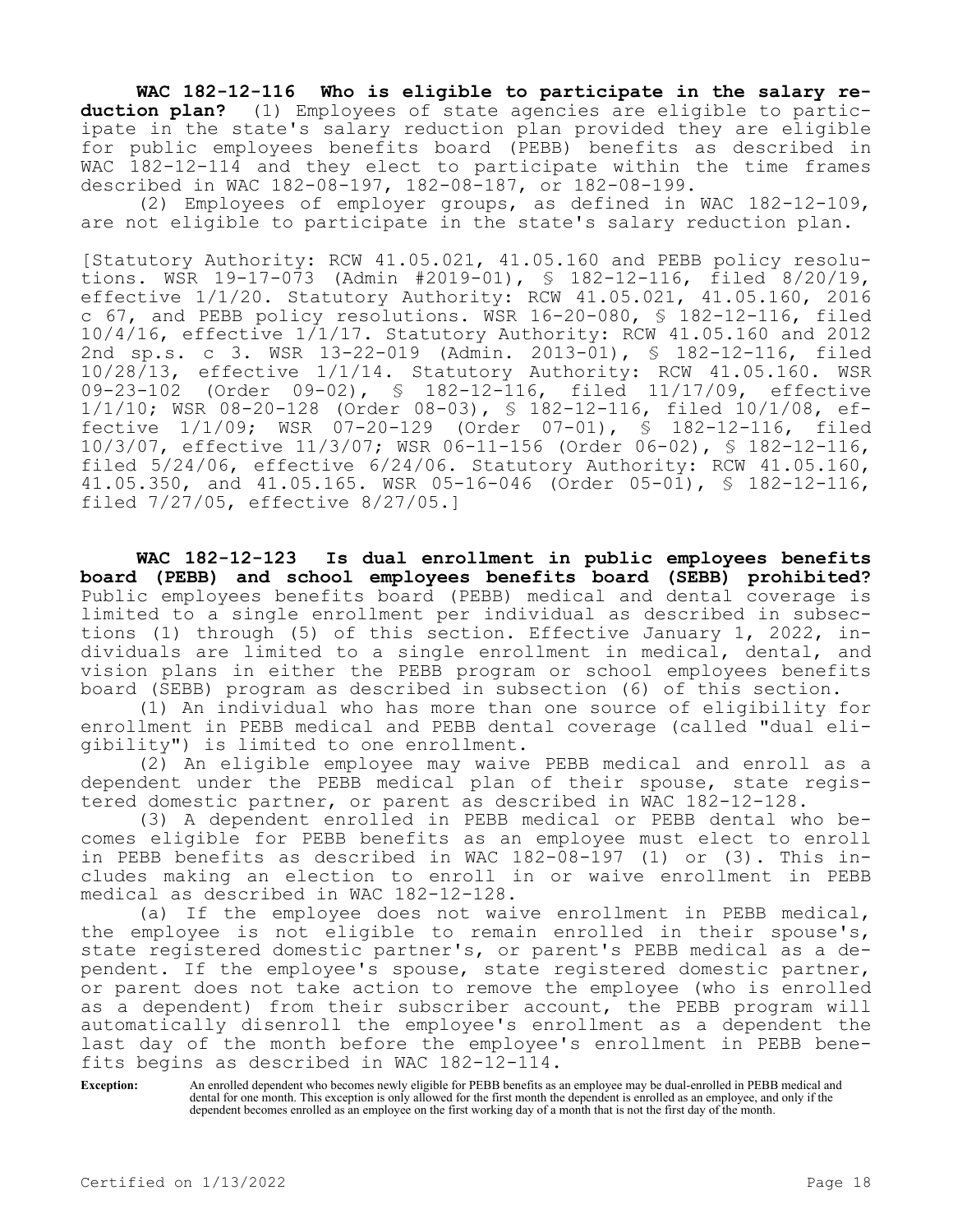**WAC 182-12-116 Who is eligible to participate in the salary reduction plan?** (1) Employees of state agencies are eligible to participate in the state's salary reduction plan provided they are eligible for public employees benefits board (PEBB) benefits as described in WAC 182-12-114 and they elect to participate within the time frames described in WAC 182-08-197, 182-08-187, or 182-08-199.

(2) Employees of employer groups, as defined in WAC 182-12-109, are not eligible to participate in the state's salary reduction plan.

[Statutory Authority: RCW 41.05.021, 41.05.160 and PEBB policy resolutions. WSR 19-17-073 (Admin #2019-01), § 182-12-116, filed 8/20/19, effective 1/1/20. Statutory Authority: RCW 41.05.021, 41.05.160, 2016 c 67, and PEBB policy resolutions. WSR 16-20-080, § 182-12-116, filed 10/4/16, effective 1/1/17. Statutory Authority: RCW 41.05.160 and 2012 2nd sp.s. c 3. WSR 13-22-019 (Admin. 2013-01), § 182-12-116, filed 10/28/13, effective 1/1/14. Statutory Authority: RCW 41.05.160. WSR 09-23-102 (Order 09-02), § 182-12-116, filed 11/17/09, effective 1/1/10; WSR 08-20-128 (Order 08-03), § 182-12-116, filed 10/1/08, effective 1/1/09; WSR 07-20-129 (Order 07-01), § 182-12-116, filed 10/3/07, effective 11/3/07; WSR 06-11-156 (Order 06-02), § 182-12-116, filed 5/24/06, effective 6/24/06. Statutory Authority: RCW 41.05.160, 41.05.350, and 41.05.165. WSR 05-16-046 (Order 05-01), § 182-12-116, filed 7/27/05, effective 8/27/05.]

**WAC 182-12-123 Is dual enrollment in public employees benefits board (PEBB) and school employees benefits board (SEBB) prohibited?** Public employees benefits board (PEBB) medical and dental coverage is limited to a single enrollment per individual as described in subsections (1) through (5) of this section. Effective January 1, 2022, individuals are limited to a single enrollment in medical, dental, and vision plans in either the PEBB program or school employees benefits board (SEBB) program as described in subsection (6) of this section.

(1) An individual who has more than one source of eligibility for enrollment in PEBB medical and PEBB dental coverage (called "dual eligibility") is limited to one enrollment.

(2) An eligible employee may waive PEBB medical and enroll as a dependent under the PEBB medical plan of their spouse, state registered domestic partner, or parent as described in WAC 182-12-128.

(3) A dependent enrolled in PEBB medical or PEBB dental who becomes eligible for PEBB benefits as an employee must elect to enroll in PEBB benefits as described in WAC 182-08-197 (1) or (3). This includes making an election to enroll in or waive enrollment in PEBB medical as described in WAC 182-12-128.

(a) If the employee does not waive enrollment in PEBB medical, the employee is not eligible to remain enrolled in their spouse's, state registered domestic partner's, or parent's PEBB medical as a dependent. If the employee's spouse, state registered domestic partner, or parent does not take action to remove the employee (who is enrolled as a dependent) from their subscriber account, the PEBB program will automatically disenroll the employee's enrollment as a dependent the last day of the month before the employee's enrollment in PEBB benefits begins as described in WAC 182-12-114.

**Exception:** An enrolled dependent who becomes newly eligible for PEBB benefits as an employee may be dual-enrolled in PEBB medical and dental for one month. This exception is only allowed for the first month the dependent is enrolled as an employee, and only if the dependent becomes enrolled as an employee on the first working day of a month that is not the first day of the month.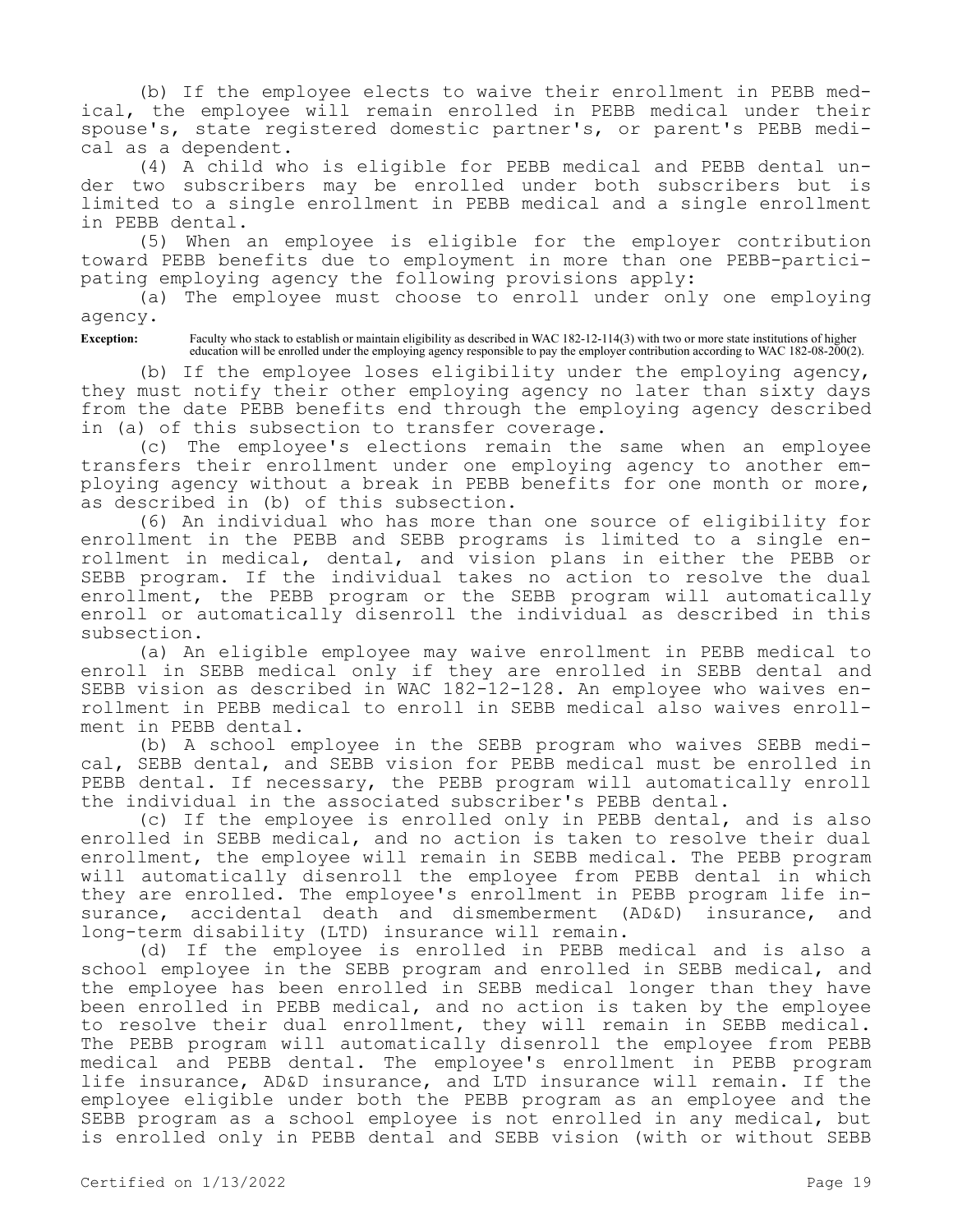(b) If the employee elects to waive their enrollment in PEBB medical, the employee will remain enrolled in PEBB medical under their spouse's, state registered domestic partner's, or parent's PEBB medical as a dependent.

(4) A child who is eligible for PEBB medical and PEBB dental under two subscribers may be enrolled under both subscribers but is limited to a single enrollment in PEBB medical and a single enrollment in PEBB dental.

(5) When an employee is eligible for the employer contribution toward PEBB benefits due to employment in more than one PEBB-participating employing agency the following provisions apply:

(a) The employee must choose to enroll under only one employing agency.

**Exception:** Faculty who stack to establish or maintain eligibility as described in WAC 182-12-114(3) with two or more state institutions of higher education will be enrolled under the employing agency responsible to pay the employer contribution according to WAC 182-08-200(2).

(b) If the employee loses eligibility under the employing agency, they must notify their other employing agency no later than sixty days from the date PEBB benefits end through the employing agency described in (a) of this subsection to transfer coverage.

(c) The employee's elections remain the same when an employee transfers their enrollment under one employing agency to another employing agency without a break in PEBB benefits for one month or more, as described in (b) of this subsection.

(6) An individual who has more than one source of eligibility for enrollment in the PEBB and SEBB programs is limited to a single enrollment in medical, dental, and vision plans in either the PEBB or SEBB program. If the individual takes no action to resolve the dual enrollment, the PEBB program or the SEBB program will automatically enroll or automatically disenroll the individual as described in this subsection.

(a) An eligible employee may waive enrollment in PEBB medical to enroll in SEBB medical only if they are enrolled in SEBB dental and SEBB vision as described in WAC 182-12-128. An employee who waives enrollment in PEBB medical to enroll in SEBB medical also waives enrollment in PEBB dental.

(b) A school employee in the SEBB program who waives SEBB medical, SEBB dental, and SEBB vision for PEBB medical must be enrolled in PEBB dental. If necessary, the PEBB program will automatically enroll the individual in the associated subscriber's PEBB dental.

(c) If the employee is enrolled only in PEBB dental, and is also enrolled in SEBB medical, and no action is taken to resolve their dual enrollment, the employee will remain in SEBB medical. The PEBB program will automatically disenroll the employee from PEBB dental in which they are enrolled. The employee's enrollment in PEBB program life insurance, accidental death and dismemberment (AD&D) insurance, and long-term disability (LTD) insurance will remain.

(d) If the employee is enrolled in PEBB medical and is also a school employee in the SEBB program and enrolled in SEBB medical, and the employee has been enrolled in SEBB medical longer than they have been enrolled in PEBB medical, and no action is taken by the employee to resolve their dual enrollment, they will remain in SEBB medical. The PEBB program will automatically disenroll the employee from PEBB medical and PEBB dental. The employee's enrollment in PEBB program life insurance, AD&D insurance, and LTD insurance will remain. If the employee eligible under both the PEBB program as an employee and the SEBB program as a school employee is not enrolled in any medical, but is enrolled only in PEBB dental and SEBB vision (with or without SEBB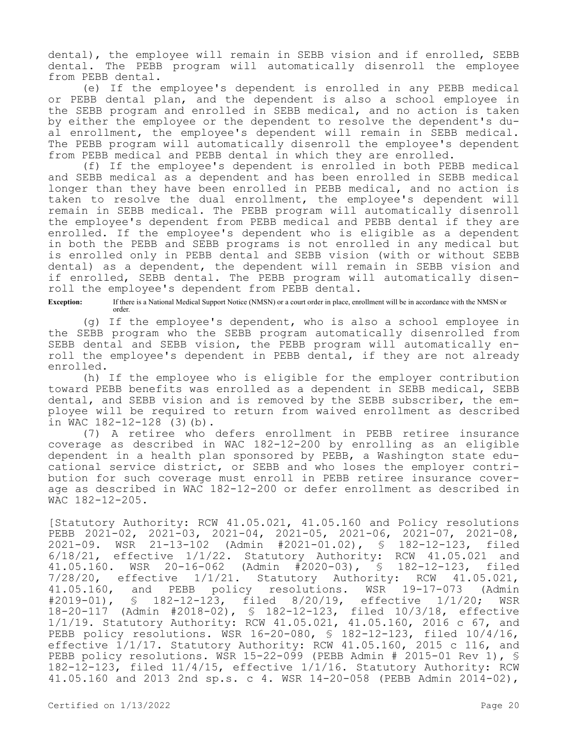dental), the employee will remain in SEBB vision and if enrolled, SEBB dental. The PEBB program will automatically disenroll the employee from PEBB dental.

(e) If the employee's dependent is enrolled in any PEBB medical or PEBB dental plan, and the dependent is also a school employee in the SEBB program and enrolled in SEBB medical, and no action is taken by either the employee or the dependent to resolve the dependent's dual enrollment, the employee's dependent will remain in SEBB medical. The PEBB program will automatically disenroll the employee's dependent from PEBB medical and PEBB dental in which they are enrolled.

(f) If the employee's dependent is enrolled in both PEBB medical and SEBB medical as a dependent and has been enrolled in SEBB medical longer than they have been enrolled in PEBB medical, and no action is taken to resolve the dual enrollment, the employee's dependent will remain in SEBB medical. The PEBB program will automatically disenroll the employee's dependent from PEBB medical and PEBB dental if they are enrolled. If the employee's dependent who is eligible as a dependent in both the PEBB and SEBB programs is not enrolled in any medical but is enrolled only in PEBB dental and SEBB vision (with or without SEBB dental) as a dependent, the dependent will remain in SEBB vision and if enrolled, SEBB dental. The PEBB program will automatically disenroll the employee's dependent from PEBB dental.

**Exception:** If there is a National Medical Support Notice (NMSN) or a court order in place, enrollment will be in accordance with the NMSN or order.

(g) If the employee's dependent, who is also a school employee in the SEBB program who the SEBB program automatically disenrolled from SEBB dental and SEBB vision, the PEBB program will automatically enroll the employee's dependent in PEBB dental, if they are not already enrolled.

(h) If the employee who is eligible for the employer contribution toward PEBB benefits was enrolled as a dependent in SEBB medical, SEBB dental, and SEBB vision and is removed by the SEBB subscriber, the employee will be required to return from waived enrollment as described in WAC 182-12-128 (3)(b).

(7) A retiree who defers enrollment in PEBB retiree insurance coverage as described in WAC 182-12-200 by enrolling as an eligible dependent in a health plan sponsored by PEBB, a Washington state educational service district, or SEBB and who loses the employer contribution for such coverage must enroll in PEBB retiree insurance coverage as described in WAC 182-12-200 or defer enrollment as described in WAC 182-12-205.

[Statutory Authority: RCW 41.05.021, 41.05.160 and Policy resolutions PEBB 2021-02, 2021-03, 2021-04, 2021-05, 2021-06, 2021-07, 2021-08, 2021-09. WSR 21-13-102 (Admin #2021-01.02), § 182-12-123, filed 6/18/21, effective 1/1/22. Statutory Authority: RCW 41.05.021 and 41.05.160. WSR 20-16-062 (Admin #2020-03), § 182-12-123, filed 7/28/20, effective 1/1/21. Statutory Authority: RCW 41.05.021, 41.05.160, and PEBB policy resolutions. WSR 19-17-073 (Admin #2019-01), § 182-12-123, filed 8/20/19, effective 1/1/20; WSR 18-20-117 (Admin #2018-02), § 182-12-123, filed 10/3/18, effective 1/1/19. Statutory Authority: RCW 41.05.021, 41.05.160, 2016 c 67, and PEBB policy resolutions. WSR 16-20-080, § 182-12-123, filed 10/4/16, effective 1/1/17. Statutory Authority: RCW 41.05.160, 2015 c 116, and PEBB policy resolutions. WSR 15-22-099 (PEBB Admin # 2015-01 Rev 1), § 182-12-123, filed 11/4/15, effective 1/1/16. Statutory Authority: RCW 41.05.160 and 2013 2nd sp.s. c 4. WSR 14-20-058 (PEBB Admin 2014-02),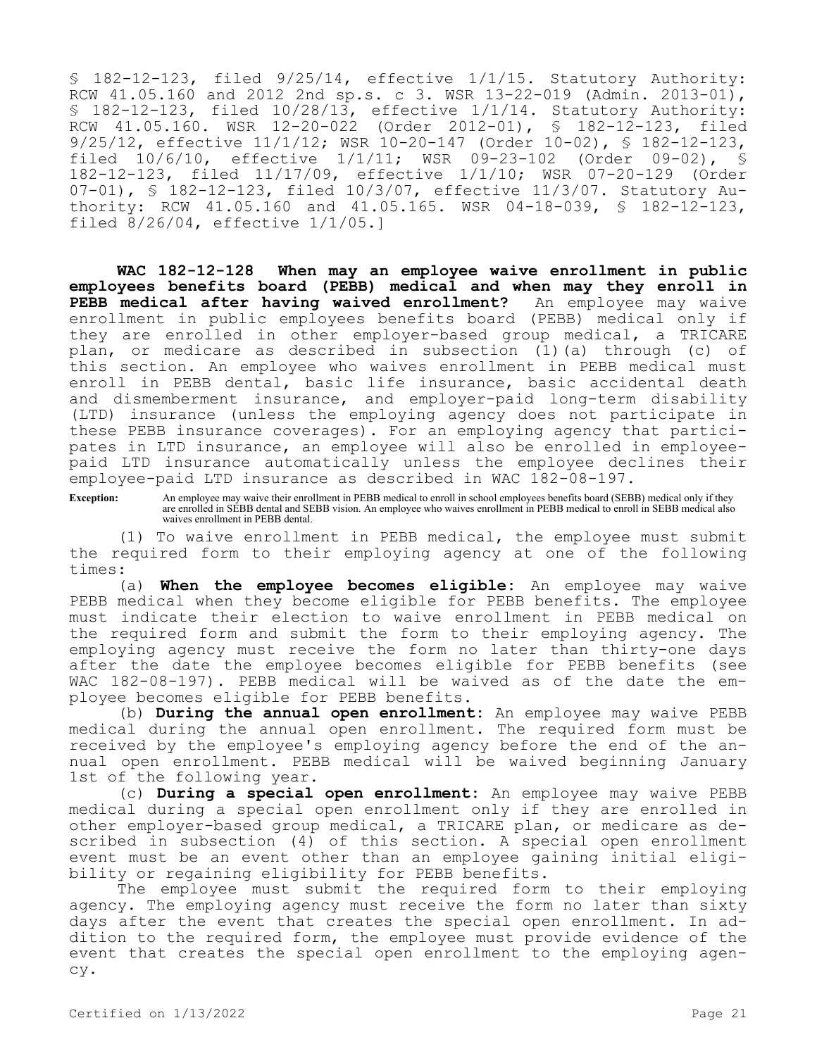§ 182-12-123, filed 9/25/14, effective 1/1/15. Statutory Authority: RCW 41.05.160 and 2012 2nd sp.s. c 3. WSR 13-22-019 (Admin. 2013-01), § 182-12-123, filed 10/28/13, effective 1/1/14. Statutory Authority: RCW 41.05.160. WSR 12-20-022 (Order 2012-01), § 182-12-123, filed 9/25/12, effective 11/1/12; WSR 10-20-147 (Order 10-02), § 182-12-123, filed 10/6/10, effective 1/1/11; WSR 09-23-102 (Order 09-02), § 182-12-123, filed 11/17/09, effective 1/1/10; WSR 07-20-129 (Order 07-01), § 182-12-123, filed 10/3/07, effective 11/3/07. Statutory Authority: RCW 41.05.160 and 41.05.165. WSR 04-18-039, § 182-12-123, filed 8/26/04, effective 1/1/05.]

**WAC 182-12-128 When may an employee waive enrollment in public employees benefits board (PEBB) medical and when may they enroll in PEBB medical after having waived enrollment?** An employee may waive enrollment in public employees benefits board (PEBB) medical only if they are enrolled in other employer-based group medical, a TRICARE plan, or medicare as described in subsection (1)(a) through (c) of this section. An employee who waives enrollment in PEBB medical must enroll in PEBB dental, basic life insurance, basic accidental death and dismemberment insurance, and employer-paid long-term disability (LTD) insurance (unless the employing agency does not participate in these PEBB insurance coverages). For an employing agency that participates in LTD insurance, an employee will also be enrolled in employee-paid LTD insurance automatically unless the employee declines their employee-paid LTD insurance as described in WAC 182-08-197.

**Exception:** An employee may waive their enrollment in PEBB medical to enroll in school employees benefits board (SEBB) medical only if they are enrolled in SEBB dental and SEBB vision. An employee who waives enrollment in PEBB medical to enroll in SEBB medical also waives enrollment in PEBB dental.

(1) To waive enrollment in PEBB medical, the employee must submit the required form to their employing agency at one of the following times:

(a) **When the employee becomes eligible:** An employee may waive PEBB medical when they become eligible for PEBB benefits. The employee must indicate their election to waive enrollment in PEBB medical on the required form and submit the form to their employing agency. The employing agency must receive the form no later than thirty-one days after the date the employee becomes eligible for PEBB benefits (see WAC 182-08-197). PEBB medical will be waived as of the date the employee becomes eligible for PEBB benefits.

(b) **During the annual open enrollment:** An employee may waive PEBB medical during the annual open enrollment. The required form must be received by the employee's employing agency before the end of the annual open enrollment. PEBB medical will be waived beginning January 1st of the following year.

(c) **During a special open enrollment:** An employee may waive PEBB medical during a special open enrollment only if they are enrolled in other employer-based group medical, a TRICARE plan, or medicare as described in subsection (4) of this section. A special open enrollment event must be an event other than an employee gaining initial eligibility or regaining eligibility for PEBB benefits.

The employee must submit the required form to their employing agency. The employing agency must receive the form no later than sixty days after the event that creates the special open enrollment. In addition to the required form, the employee must provide evidence of the event that creates the special open enrollment to the employing agency.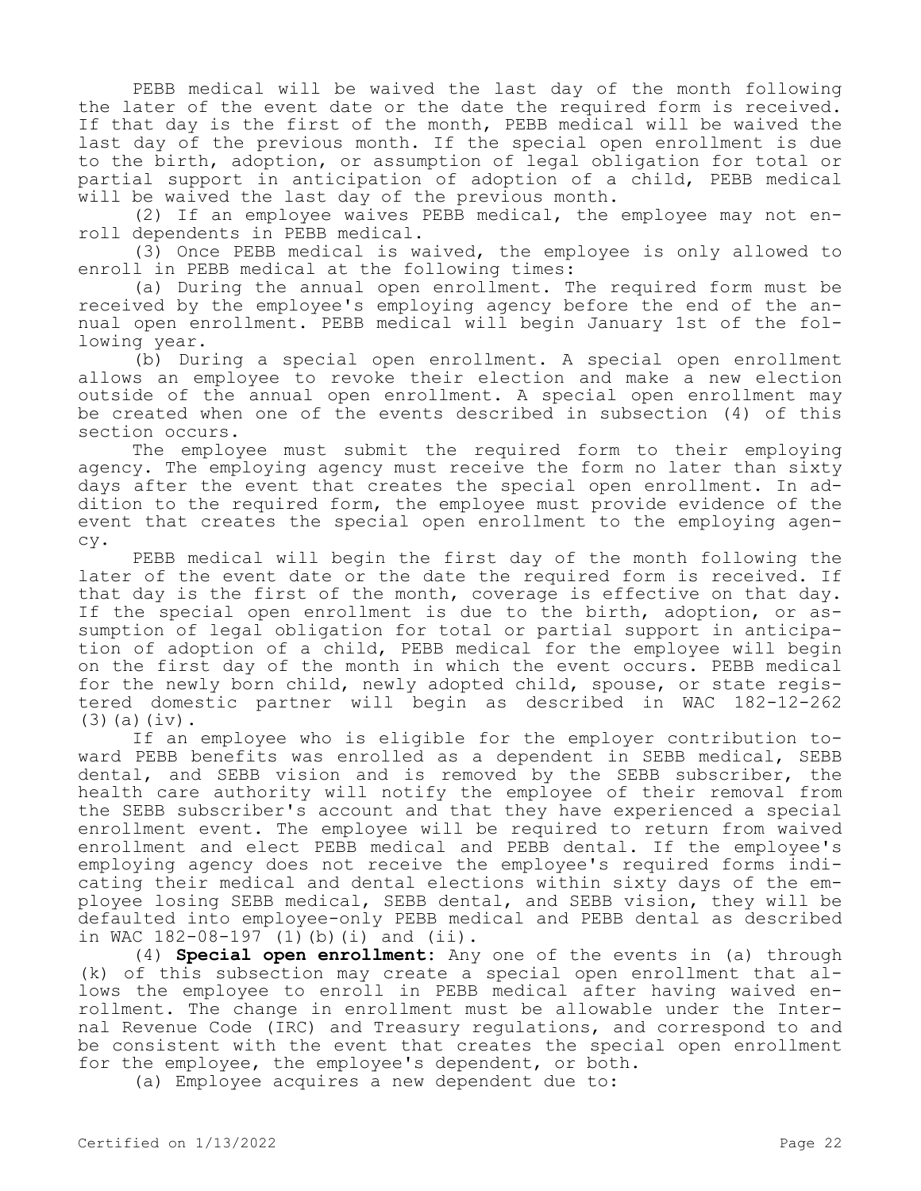PEBB medical will be waived the last day of the month following the later of the event date or the date the required form is received. If that day is the first of the month, PEBB medical will be waived the last day of the previous month. If the special open enrollment is due to the birth, adoption, or assumption of legal obligation for total or partial support in anticipation of adoption of a child, PEBB medical will be waived the last day of the previous month.

(2) If an employee waives PEBB medical, the employee may not enroll dependents in PEBB medical.

(3) Once PEBB medical is waived, the employee is only allowed to enroll in PEBB medical at the following times:

(a) During the annual open enrollment. The required form must be received by the employee's employing agency before the end of the annual open enrollment. PEBB medical will begin January 1st of the following year.

(b) During a special open enrollment. A special open enrollment allows an employee to revoke their election and make a new election outside of the annual open enrollment. A special open enrollment may be created when one of the events described in subsection (4) of this section occurs.

The employee must submit the required form to their employing agency. The employing agency must receive the form no later than sixty days after the event that creates the special open enrollment. In addition to the required form, the employee must provide evidence of the event that creates the special open enrollment to the employing agency.

PEBB medical will begin the first day of the month following the later of the event date or the date the required form is received. If that day is the first of the month, coverage is effective on that day. If the special open enrollment is due to the birth, adoption, or assumption of legal obligation for total or partial support in anticipation of adoption of a child, PEBB medical for the employee will begin on the first day of the month in which the event occurs. PEBB medical for the newly born child, newly adopted child, spouse, or state registered domestic partner will begin as described in WAC 182-12-262 (3)(a)(iv).

If an employee who is eligible for the employer contribution toward PEBB benefits was enrolled as a dependent in SEBB medical, SEBB dental, and SEBB vision and is removed by the SEBB subscriber, the health care authority will notify the employee of their removal from the SEBB subscriber's account and that they have experienced a special enrollment event. The employee will be required to return from waived enrollment and elect PEBB medical and PEBB dental. If the employee's employing agency does not receive the employee's required forms indicating their medical and dental elections within sixty days of the employee losing SEBB medical, SEBB dental, and SEBB vision, they will be defaulted into employee-only PEBB medical and PEBB dental as described in WAC 182-08-197 (1)(b)(i) and (ii).

(4) **Special open enrollment:** Any one of the events in (a) through (k) of this subsection may create a special open enrollment that allows the employee to enroll in PEBB medical after having waived enrollment. The change in enrollment must be allowable under the Internal Revenue Code (IRC) and Treasury regulations, and correspond to and be consistent with the event that creates the special open enrollment for the employee, the employee's dependent, or both.

(a) Employee acquires a new dependent due to: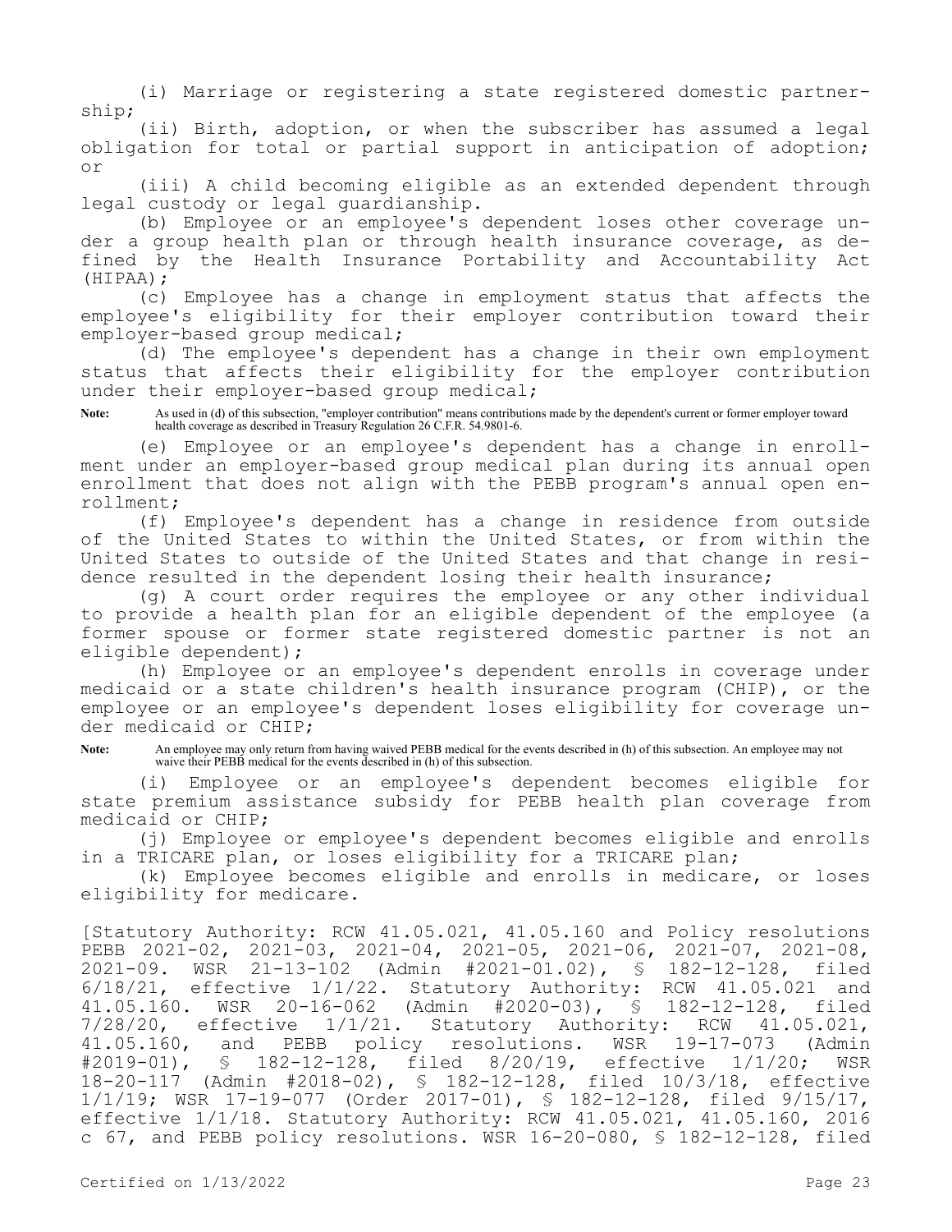(i) Marriage or registering a state registered domestic partnership;

(ii) Birth, adoption, or when the subscriber has assumed a legal obligation for total or partial support in anticipation of adoption; or

(iii) A child becoming eligible as an extended dependent through legal custody or legal guardianship.

(b) Employee or an employee's dependent loses other coverage under a group health plan or through health insurance coverage, as defined by the Health Insurance Portability and Accountability Act (HIPAA);

(c) Employee has a change in employment status that affects the employee's eligibility for their employer contribution toward their employer-based group medical;

(d) The employee's dependent has a change in their own employment status that affects their eligibility for the employer contribution under their employer-based group medical;

**Note:** As used in (d) of this subsection, "employer contribution" means contributions made by the dependent's current or former employer toward health coverage as described in Treasury Regulation 26 C.F.R. 54.9801-6.

(e) Employee or an employee's dependent has a change in enrollment under an employer-based group medical plan during its annual open enrollment that does not align with the PEBB program's annual open enrollment;

(f) Employee's dependent has a change in residence from outside of the United States to within the United States, or from within the United States to outside of the United States and that change in residence resulted in the dependent losing their health insurance;

(g) A court order requires the employee or any other individual to provide a health plan for an eligible dependent of the employee (a former spouse or former state registered domestic partner is not an eligible dependent);

(h) Employee or an employee's dependent enrolls in coverage under medicaid or a state children's health insurance program (CHIP), or the employee or an employee's dependent loses eligibility for coverage under medicaid or CHIP;

**Note:** An employee may only return from having waived PEBB medical for the events described in (h) of this subsection. An employee may not waive their PEBB medical for the events described in (h) of this subsection.

(i) Employee or an employee's dependent becomes eligible for state premium assistance subsidy for PEBB health plan coverage from medicaid or CHIP;

(j) Employee or employee's dependent becomes eligible and enrolls in a TRICARE plan, or loses eligibility for a TRICARE plan;

(k) Employee becomes eligible and enrolls in medicare, or loses eligibility for medicare.

[Statutory Authority: RCW 41.05.021, 41.05.160 and Policy resolutions PEBB 2021-02, 2021-03, 2021-04, 2021-05, 2021-06, 2021-07, 2021-08, 2021-09. WSR 21-13-102 (Admin #2021-01.02), § 182-12-128, filed 6/18/21, effective 1/1/22. Statutory Authority: RCW 41.05.021 and 41.05.160. WSR 20-16-062 (Admin #2020-03), § 182-12-128, filed 7/28/20, effective 1/1/21. Statutory Authority: RCW 41.05.021, 41.05.160, and PEBB policy resolutions. WSR 19-17-073 (Admin #2019-01), § 182-12-128, filed 8/20/19, effective 1/1/20; WSR 18-20-117 (Admin #2018-02), § 182-12-128, filed 10/3/18, effective 1/1/19; WSR 17-19-077 (Order 2017-01), § 182-12-128, filed 9/15/17, effective 1/1/18. Statutory Authority: RCW 41.05.021, 41.05.160, 2016 c 67, and PEBB policy resolutions. WSR 16-20-080, § 182-12-128, filed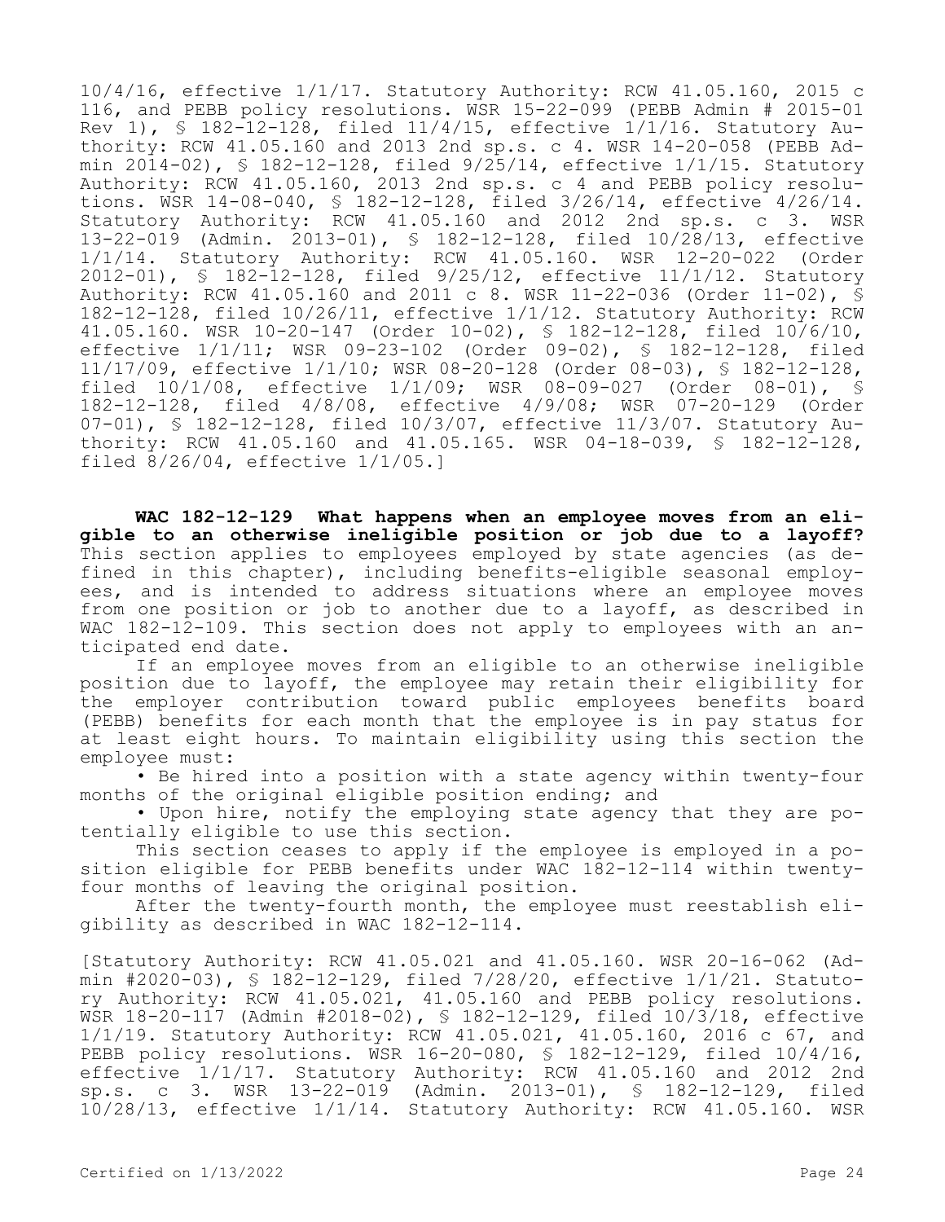10/4/16, effective 1/1/17. Statutory Authority: RCW 41.05.160, 2015 c 116, and PEBB policy resolutions. WSR 15-22-099 (PEBB Admin # 2015-01 Rev 1), § 182-12-128, filed 11/4/15, effective 1/1/16. Statutory Authority: RCW 41.05.160 and 2013 2nd sp.s. c 4. WSR 14-20-058 (PEBB Admin 2014-02), § 182-12-128, filed 9/25/14, effective 1/1/15. Statutory Authority: RCW 41.05.160, 2013 2nd sp.s. c 4 and PEBB policy resolutions. WSR 14-08-040, § 182-12-128, filed 3/26/14, effective 4/26/14. Statutory Authority: RCW 41.05.160 and 2012 2nd sp.s. c 3. WSR 13-22-019 (Admin. 2013-01), § 182-12-128, filed 10/28/13, effective 1/1/14. Statutory Authority: RCW 41.05.160. WSR 12-20-022 (Order 2012-01), § 182-12-128, filed 9/25/12, effective 11/1/12. Statutory Authority: RCW 41.05.160 and 2011 c 8. WSR 11-22-036 (Order 11-02), § 182-12-128, filed 10/26/11, effective 1/1/12. Statutory Authority: RCW 41.05.160. WSR 10-20-147 (Order 10-02), § 182-12-128, filed 10/6/10, effective 1/1/11; WSR 09-23-102 (Order 09-02), § 182-12-128, filed 11/17/09, effective 1/1/10; WSR 08-20-128 (Order 08-03), § 182-12-128, filed 10/1/08, effective 1/1/09; WSR 08-09-027 (Order 08-01), § 182-12-128, filed 4/8/08, effective 4/9/08; WSR 07-20-129 (Order 07-01), § 182-12-128, filed 10/3/07, effective 11/3/07. Statutory Authority: RCW 41.05.160 and 41.05.165. WSR 04-18-039, § 182-12-128, filed 8/26/04, effective 1/1/05.]

**WAC 182-12-129 What happens when an employee moves from an eligible to an otherwise ineligible position or job due to a layoff?** This section applies to employees employed by state agencies (as defined in this chapter), including benefits-eligible seasonal employees, and is intended to address situations where an employee moves from one position or job to another due to a layoff, as described in WAC 182-12-109. This section does not apply to employees with an anticipated end date.

If an employee moves from an eligible to an otherwise ineligible position due to layoff, the employee may retain their eligibility for the employer contribution toward public employees benefits board (PEBB) benefits for each month that the employee is in pay status for at least eight hours. To maintain eligibility using this section the employee must:

- Be hired into a position with a state agency within twenty-four months of the original eligible position ending; and
- Upon hire, notify the employing state agency that they are potentially eligible to use this section.

This section ceases to apply if the employee is employed in a position eligible for PEBB benefits under WAC 182-12-114 within twenty-four months of leaving the original position.

After the twenty-fourth month, the employee must reestablish eligibility as described in WAC 182-12-114.

[Statutory Authority: RCW 41.05.021 and 41.05.160. WSR 20-16-062 (Admin #2020-03), § 182-12-129, filed 7/28/20, effective 1/1/21. Statutory Authority: RCW 41.05.021, 41.05.160 and PEBB policy resolutions. WSR 18-20-117 (Admin #2018-02), § 182-12-129, filed 10/3/18, effective 1/1/19. Statutory Authority: RCW 41.05.021, 41.05.160, 2016 c 67, and PEBB policy resolutions. WSR 16-20-080, § 182-12-129, filed 10/4/16, effective 1/1/17. Statutory Authority: RCW 41.05.160 and 2012 2nd sp.s. c 3. WSR 13-22-019 (Admin. 2013-01), § 182-12-129, filed 10/28/13, effective 1/1/14. Statutory Authority: RCW 41.05.160. WSR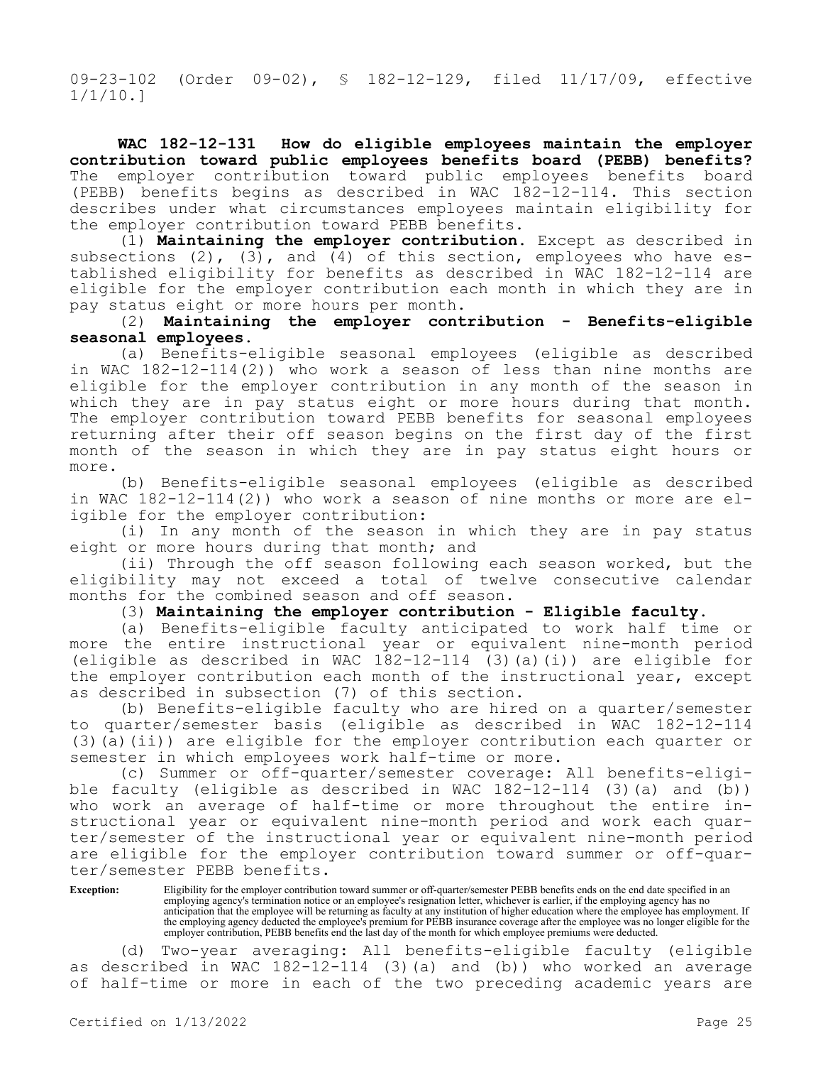09-23-102 (Order 09-02), § 182-12-129, filed 11/17/09, effective 1/1/10.]

**WAC 182-12-131 How do eligible employees maintain the employer contribution toward public employees benefits board (PEBB) benefits?** The employer contribution toward public employees benefits board (PEBB) benefits begins as described in WAC 182-12-114. This section describes under what circumstances employees maintain eligibility for the employer contribution toward PEBB benefits.

(1) **Maintaining the employer contribution.** Except as described in subsections (2), (3), and (4) of this section, employees who have established eligibility for benefits as described in WAC 182-12-114 are eligible for the employer contribution each month in which they are in pay status eight or more hours per month.

(2) **Maintaining the employer contribution - Benefits-eligible seasonal employees.**

(a) Benefits-eligible seasonal employees (eligible as described in WAC 182-12-114(2)) who work a season of less than nine months are eligible for the employer contribution in any month of the season in which they are in pay status eight or more hours during that month. The employer contribution toward PEBB benefits for seasonal employees returning after their off season begins on the first day of the first month of the season in which they are in pay status eight hours or more.

(b) Benefits-eligible seasonal employees (eligible as described in WAC 182-12-114(2)) who work a season of nine months or more are eligible for the employer contribution:

(i) In any month of the season in which they are in pay status eight or more hours during that month; and

(ii) Through the off season following each season worked, but the eligibility may not exceed a total of twelve consecutive calendar months for the combined season and off season.

(3) **Maintaining the employer contribution - Eligible faculty.**

(a) Benefits-eligible faculty anticipated to work half time or more the entire instructional year or equivalent nine-month period (eligible as described in WAC 182-12-114 (3)(a)(i)) are eligible for the employer contribution each month of the instructional year, except as described in subsection (7) of this section.

(b) Benefits-eligible faculty who are hired on a quarter/semester to quarter/semester basis (eligible as described in WAC 182-12-114 (3)(a)(ii)) are eligible for the employer contribution each quarter or semester in which employees work half-time or more.

(c) Summer or off-quarter/semester coverage: All benefits-eligible faculty (eligible as described in WAC 182-12-114 (3)(a) and (b)) who work an average of half-time or more throughout the entire instructional year or equivalent nine-month period and work each quarter/semester of the instructional year or equivalent nine-month period are eligible for the employer contribution toward summer or off-quarter/semester PEBB benefits.

**Exception:** Eligibility for the employer contribution toward summer or off-quarter/semester PEBB benefits ends on the end date specified in an employing agency's termination notice or an employee's resignation letter, whichever is earlier, if the employing agency has no anticipation that the employee will be returning as faculty at any institution of higher education where the employee has employment. If the employing agency deducted the employee's premium for PEBB insurance coverage after the employee was no longer eligible for the employer contribution, PEBB benefits end the last day of the month for which employee premiums were deducted.

(d) Two-year averaging: All benefits-eligible faculty (eligible as described in WAC 182-12-114 (3)(a) and (b)) who worked an average of half-time or more in each of the two preceding academic years are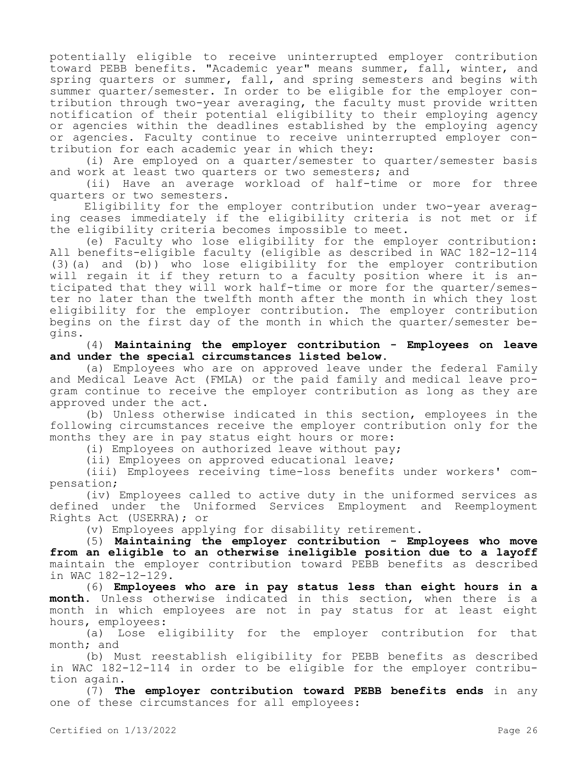potentially eligible to receive uninterrupted employer contribution toward PEBB benefits. "Academic year" means summer, fall, winter, and spring quarters or summer, fall, and spring semesters and begins with summer quarter/semester. In order to be eligible for the employer contribution through two-year averaging, the faculty must provide written notification of their potential eligibility to their employing agency or agencies within the deadlines established by the employing agency or agencies. Faculty continue to receive uninterrupted employer contribution for each academic year in which they:

(i) Are employed on a quarter/semester to quarter/semester basis and work at least two quarters or two semesters; and

(ii) Have an average workload of half-time or more for three quarters or two semesters.

Eligibility for the employer contribution under two-year averaging ceases immediately if the eligibility criteria is not met or if the eligibility criteria becomes impossible to meet.

(e) Faculty who lose eligibility for the employer contribution: All benefits-eligible faculty (eligible as described in WAC 182-12-114 (3)(a) and (b)) who lose eligibility for the employer contribution will regain it if they return to a faculty position where it is anticipated that they will work half-time or more for the quarter/semester no later than the twelfth month after the month in which they lost eligibility for the employer contribution. The employer contribution begins on the first day of the month in which the quarter/semester begins.

(4) **Maintaining the employer contribution - Employees on leave and under the special circumstances listed below.**

(a) Employees who are on approved leave under the federal Family and Medical Leave Act (FMLA) or the paid family and medical leave program continue to receive the employer contribution as long as they are approved under the act.

(b) Unless otherwise indicated in this section, employees in the following circumstances receive the employer contribution only for the months they are in pay status eight hours or more:

(i) Employees on authorized leave without pay;

(ii) Employees on approved educational leave;

(iii) Employees receiving time-loss benefits under workers' compensation;

(iv) Employees called to active duty in the uniformed services as defined under the Uniformed Services Employment and Reemployment Rights Act (USERRA); or

(v) Employees applying for disability retirement.

(5) **Maintaining the employer contribution - Employees who move from an eligible to an otherwise ineligible position due to a layoff** maintain the employer contribution toward PEBB benefits as described in WAC 182-12-129.

(6) **Employees who are in pay status less than eight hours in a month.** Unless otherwise indicated in this section, when there is a month in which employees are not in pay status for at least eight hours, employees:

(a) Lose eligibility for the employer contribution for that month; and

(b) Must reestablish eligibility for PEBB benefits as described in WAC 182-12-114 in order to be eligible for the employer contribution again.

(7) **The employer contribution toward PEBB benefits ends** in any one of these circumstances for all employees: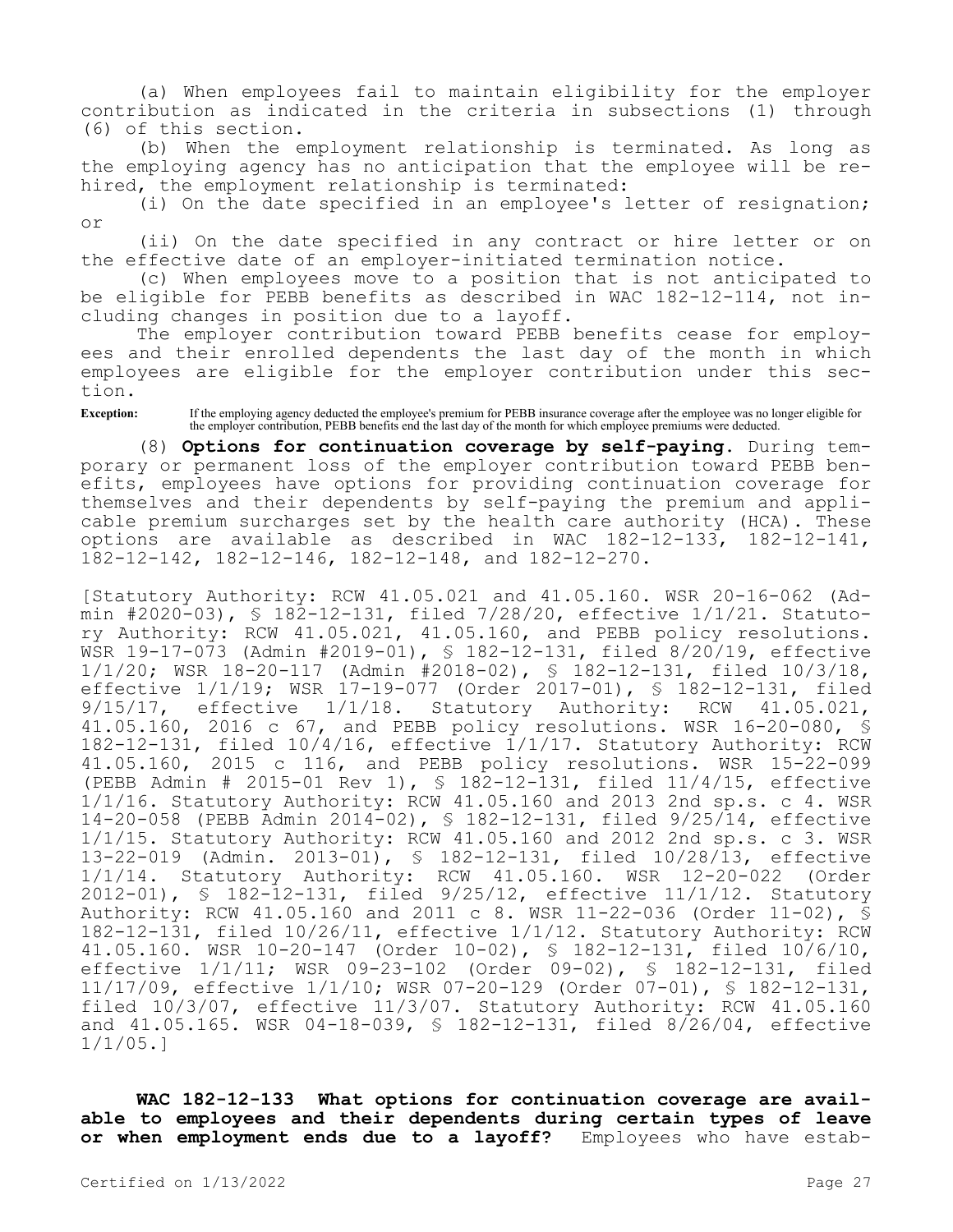(a) When employees fail to maintain eligibility for the employer contribution as indicated in the criteria in subsections (1) through (6) of this section.

(b) When the employment relationship is terminated. As long as the employing agency has no anticipation that the employee will be rehired, the employment relationship is terminated:

(i) On the date specified in an employee's letter of resignation; or

(ii) On the date specified in any contract or hire letter or on the effective date of an employer-initiated termination notice.

(c) When employees move to a position that is not anticipated to be eligible for PEBB benefits as described in WAC 182-12-114, not including changes in position due to a layoff.

The employer contribution toward PEBB benefits cease for employees and their enrolled dependents the last day of the month in which employees are eligible for the employer contribution under this section.

**Exception:** If the employing agency deducted the employee's premium for PEBB insurance coverage after the employee was no longer eligible for the employer contribution, PEBB benefits end the last day of the month for which employee premiums were deducted.

(8) **Options for continuation coverage by self-paying.** During temporary or permanent loss of the employer contribution toward PEBB benefits, employees have options for providing continuation coverage for themselves and their dependents by self-paying the premium and applicable premium surcharges set by the health care authority (HCA). These options are available as described in WAC 182-12-133, 182-12-141, 182-12-142, 182-12-146, 182-12-148, and 182-12-270.

[Statutory Authority: RCW 41.05.021 and 41.05.160. WSR 20-16-062 (Admin #2020-03), § 182-12-131, filed 7/28/20, effective 1/1/21. Statutory Authority: RCW 41.05.021, 41.05.160, and PEBB policy resolutions. WSR 19-17-073 (Admin #2019-01), § 182-12-131, filed 8/20/19, effective 1/1/20; WSR 18-20-117 (Admin #2018-02), § 182-12-131, filed 10/3/18, effective 1/1/19; WSR 17-19-077 (Order 2017-01), § 182-12-131, filed 9/15/17, effective 1/1/18. Statutory Authority: RCW 41.05.021, 41.05.160, 2016 c 67, and PEBB policy resolutions. WSR 16-20-080, § 182-12-131, filed 10/4/16, effective 1/1/17. Statutory Authority: RCW 41.05.160, 2015 c 116, and PEBB policy resolutions. WSR 15-22-099 (PEBB Admin # 2015-01 Rev 1), § 182-12-131, filed 11/4/15, effective 1/1/16. Statutory Authority: RCW 41.05.160 and 2013 2nd sp.s. c 4. WSR 14-20-058 (PEBB Admin 2014-02), § 182-12-131, filed 9/25/14, effective 1/1/15. Statutory Authority: RCW 41.05.160 and 2012 2nd sp.s. c 3. WSR 13-22-019 (Admin. 2013-01), § 182-12-131, filed 10/28/13, effective 1/1/14. Statutory Authority: RCW 41.05.160. WSR 12-20-022 (Order 2012-01), § 182-12-131, filed 9/25/12, effective 11/1/12. Statutory Authority: RCW 41.05.160 and 2011 c 8. WSR 11-22-036 (Order 11-02), § 182-12-131, filed 10/26/11, effective 1/1/12. Statutory Authority: RCW 41.05.160. WSR 10-20-147 (Order 10-02), § 182-12-131, filed 10/6/10, effective 1/1/11; WSR 09-23-102 (Order 09-02), § 182-12-131, filed 11/17/09, effective 1/1/10; WSR 07-20-129 (Order 07-01), § 182-12-131, filed 10/3/07, effective 11/3/07. Statutory Authority: RCW 41.05.160 and 41.05.165. WSR 04-18-039, § 182-12-131, filed 8/26/04, effective 1/1/05.]

**WAC 182-12-133 What options for continuation coverage are available to employees and their dependents during certain types of leave or when employment ends due to a layoff?** Employees who have estab-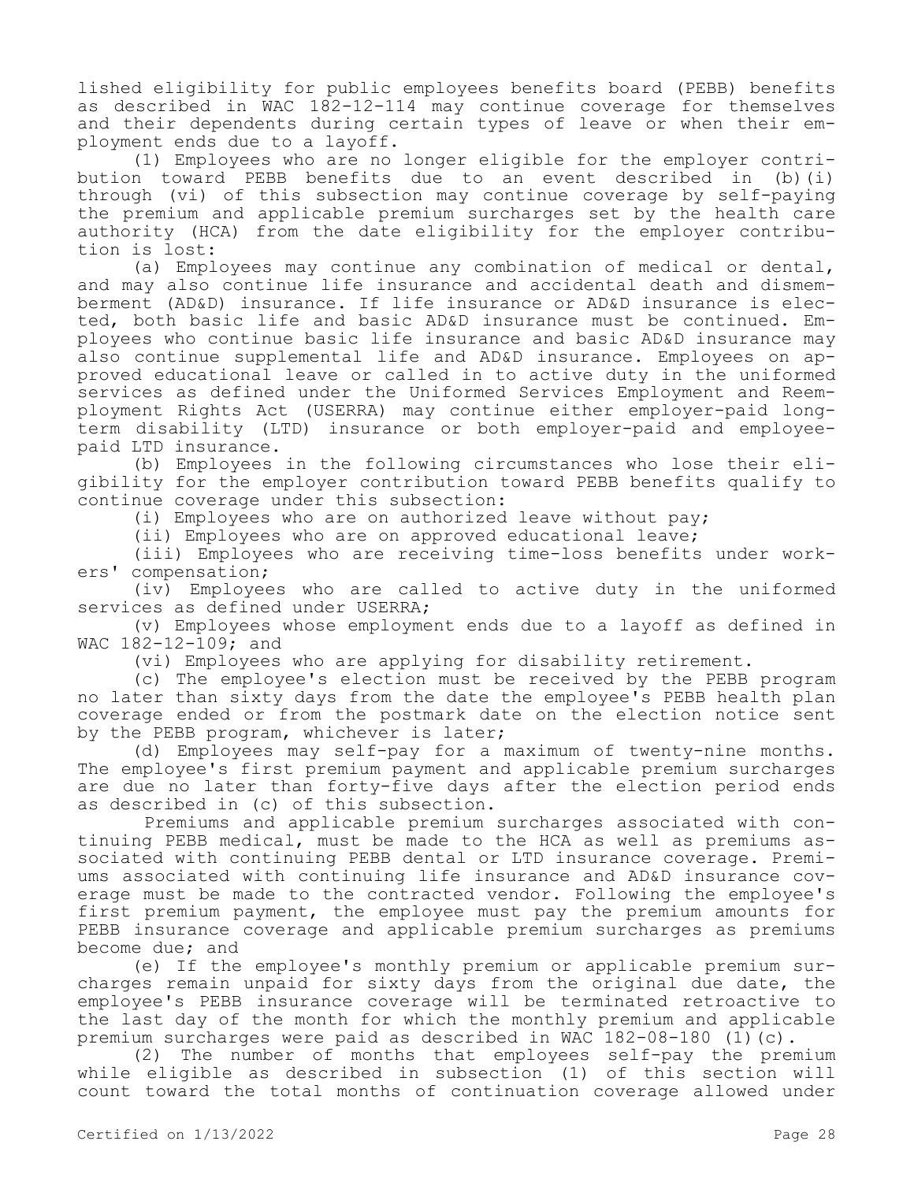lished eligibility for public employees benefits board (PEBB) benefits as described in WAC 182-12-114 may continue coverage for themselves and their dependents during certain types of leave or when their employment ends due to a layoff.

(1) Employees who are no longer eligible for the employer contribution toward PEBB benefits due to an event described in (b)(i) through (vi) of this subsection may continue coverage by self-paying the premium and applicable premium surcharges set by the health care authority (HCA) from the date eligibility for the employer contribution is lost:

(a) Employees may continue any combination of medical or dental, and may also continue life insurance and accidental death and dismemberment (AD&D) insurance. If life insurance or AD&D insurance is elected, both basic life and basic AD&D insurance must be continued. Employees who continue basic life insurance and basic AD&D insurance may also continue supplemental life and AD&D insurance. Employees on approved educational leave or called in to active duty in the uniformed services as defined under the Uniformed Services Employment and Reemployment Rights Act (USERRA) may continue either employer-paid long-term disability (LTD) insurance or both employer-paid and employee-paid LTD insurance.

(b) Employees in the following circumstances who lose their eligibility for the employer contribution toward PEBB benefits qualify to continue coverage under this subsection:

(i) Employees who are on authorized leave without pay;

(ii) Employees who are on approved educational leave;

(iii) Employees who are receiving time-loss benefits under workers' compensation;

(iv) Employees who are called to active duty in the uniformed services as defined under USERRA;

(v) Employees whose employment ends due to a layoff as defined in WAC 182-12-109; and

(vi) Employees who are applying for disability retirement.

(c) The employee's election must be received by the PEBB program no later than sixty days from the date the employee's PEBB health plan coverage ended or from the postmark date on the election notice sent by the PEBB program, whichever is later;

(d) Employees may self-pay for a maximum of twenty-nine months. The employee's first premium payment and applicable premium surcharges are due no later than forty-five days after the election period ends as described in (c) of this subsection.

Premiums and applicable premium surcharges associated with continuing PEBB medical, must be made to the HCA as well as premiums associated with continuing PEBB dental or LTD insurance coverage. Premiums associated with continuing life insurance and AD&D insurance coverage must be made to the contracted vendor. Following the employee's first premium payment, the employee must pay the premium amounts for PEBB insurance coverage and applicable premium surcharges as premiums become due; and

(e) If the employee's monthly premium or applicable premium surcharges remain unpaid for sixty days from the original due date, the employee's PEBB insurance coverage will be terminated retroactive to the last day of the month for which the monthly premium and applicable premium surcharges were paid as described in WAC 182-08-180 (1)(c).

(2) The number of months that employees self-pay the premium while eligible as described in subsection (1) of this section will count toward the total months of continuation coverage allowed under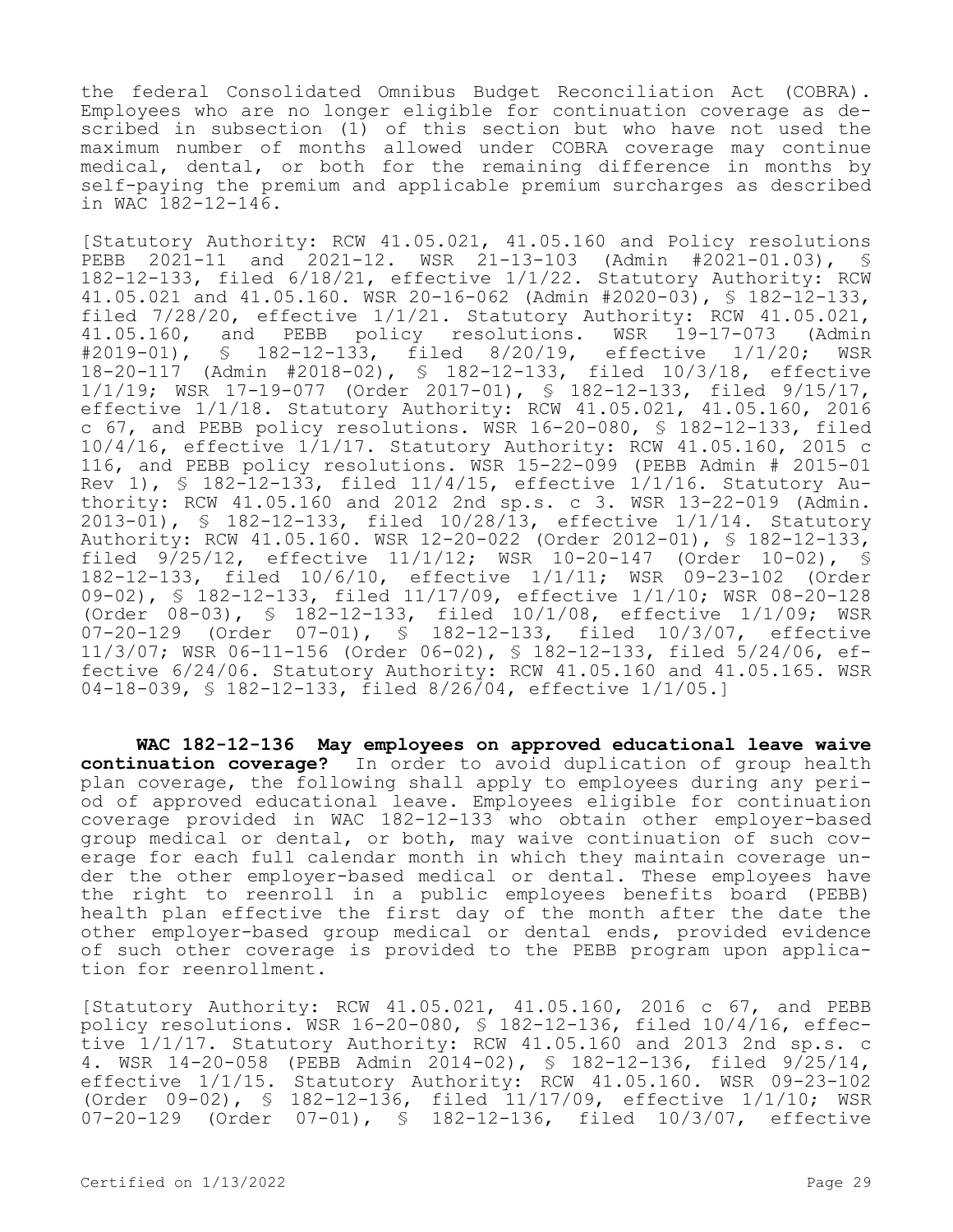the federal Consolidated Omnibus Budget Reconciliation Act (COBRA). Employees who are no longer eligible for continuation coverage as described in subsection (1) of this section but who have not used the maximum number of months allowed under COBRA coverage may continue medical, dental, or both for the remaining difference in months by self-paying the premium and applicable premium surcharges as described in WAC 182-12-146.

[Statutory Authority: RCW 41.05.021, 41.05.160 and Policy resolutions PEBB 2021-11 and 2021-12. WSR 21-13-103 (Admin #2021-01.03), § 182-12-133, filed 6/18/21, effective 1/1/22. Statutory Authority: RCW 41.05.021 and 41.05.160. WSR 20-16-062 (Admin #2020-03), § 182-12-133, filed 7/28/20, effective 1/1/21. Statutory Authority: RCW 41.05.021, 41.05.160, and PEBB policy resolutions. WSR 19-17-073 (Admin #2019-01), § 182-12-133, filed 8/20/19, effective 1/1/20; WSR 18-20-117 (Admin #2018-02), § 182-12-133, filed 10/3/18, effective 1/1/19; WSR 17-19-077 (Order 2017-01), § 182-12-133, filed 9/15/17, effective 1/1/18. Statutory Authority: RCW 41.05.021, 41.05.160, 2016 c 67, and PEBB policy resolutions. WSR 16-20-080, § 182-12-133, filed 10/4/16, effective 1/1/17. Statutory Authority: RCW 41.05.160, 2015 c 116, and PEBB policy resolutions. WSR 15-22-099 (PEBB Admin # 2015-01 Rev 1), § 182-12-133, filed 11/4/15, effective 1/1/16. Statutory Authority: RCW 41.05.160 and 2012 2nd sp.s. c 3. WSR 13-22-019 (Admin. 2013-01), § 182-12-133, filed 10/28/13, effective 1/1/14. Statutory Authority: RCW 41.05.160. WSR 12-20-022 (Order 2012-01), § 182-12-133, filed 9/25/12, effective 11/1/12; WSR 10-20-147 (Order 10-02), § 182-12-133, filed 10/6/10, effective 1/1/11; WSR 09-23-102 (Order 09-02), § 182-12-133, filed 11/17/09, effective 1/1/10; WSR 08-20-128 (Order 08-03), § 182-12-133, filed 10/1/08, effective 1/1/09; WSR 07-20-129 (Order 07-01), § 182-12-133, filed 10/3/07, effective 11/3/07; WSR 06-11-156 (Order 06-02), § 182-12-133, filed 5/24/06, effective 6/24/06. Statutory Authority: RCW 41.05.160 and 41.05.165. WSR 04-18-039, § 182-12-133, filed 8/26/04, effective 1/1/05.]

**WAC 182-12-136 May employees on approved educational leave waive continuation coverage?** In order to avoid duplication of group health plan coverage, the following shall apply to employees during any period of approved educational leave. Employees eligible for continuation coverage provided in WAC 182-12-133 who obtain other employer-based group medical or dental, or both, may waive continuation of such coverage for each full calendar month in which they maintain coverage under the other employer-based medical or dental. These employees have the right to reenroll in a public employees benefits board (PEBB) health plan effective the first day of the month after the date the other employer-based group medical or dental ends, provided evidence of such other coverage is provided to the PEBB program upon application for reenrollment.

[Statutory Authority: RCW 41.05.021, 41.05.160, 2016 c 67, and PEBB policy resolutions. WSR 16-20-080, § 182-12-136, filed 10/4/16, effective 1/1/17. Statutory Authority: RCW 41.05.160 and 2013 2nd sp.s. c 4. WSR 14-20-058 (PEBB Admin 2014-02), § 182-12-136, filed 9/25/14, effective 1/1/15. Statutory Authority: RCW 41.05.160. WSR 09-23-102 (Order 09-02), § 182-12-136, filed 11/17/09, effective 1/1/10; WSR 07-20-129 (Order 07-01), § 182-12-136, filed 10/3/07, effective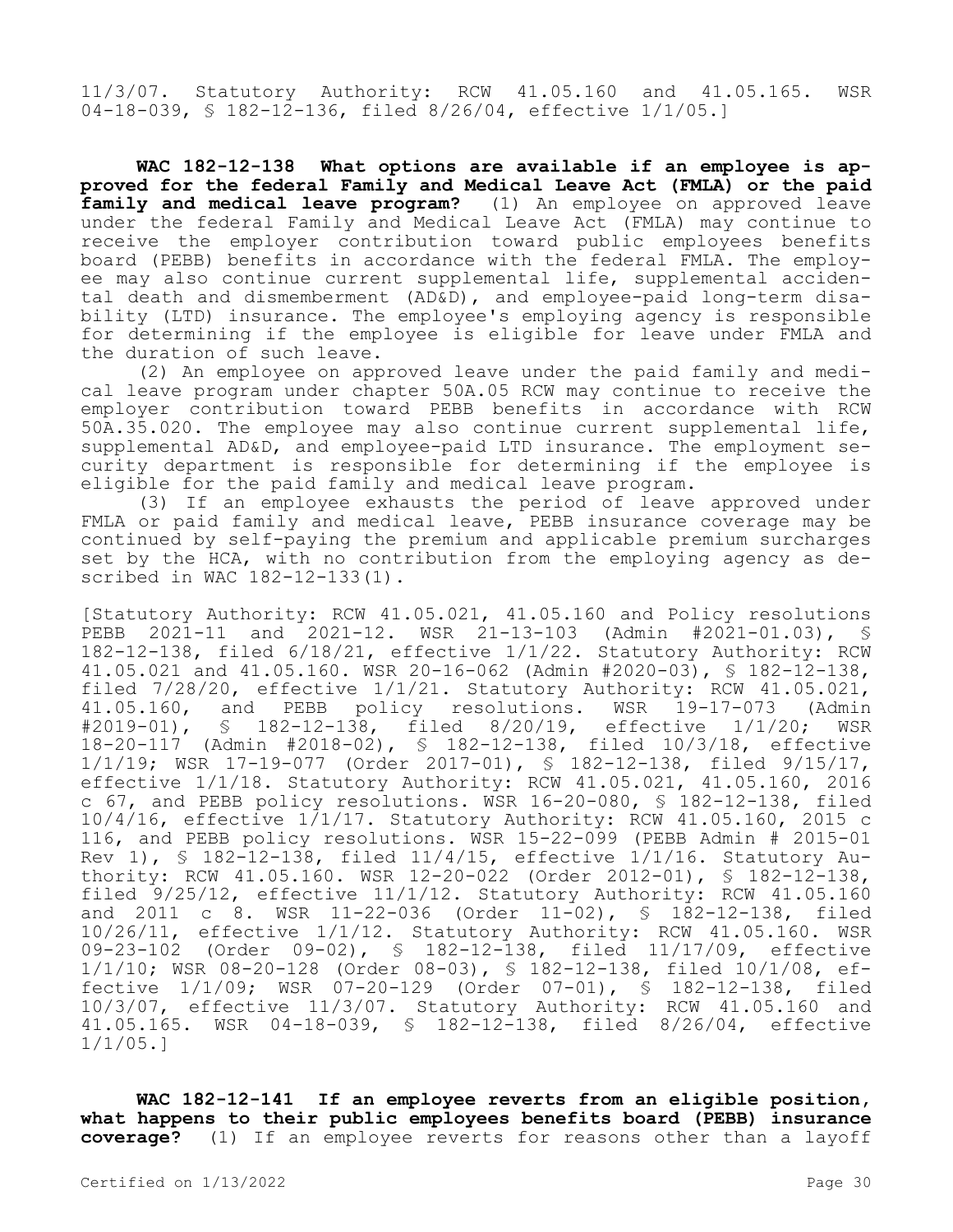11/3/07. Statutory Authority: RCW 41.05.160 and 41.05.165. WSR 04-18-039, § 182-12-136, filed 8/26/04, effective 1/1/05.]

**WAC 182-12-138 What options are available if an employee is approved for the federal Family and Medical Leave Act (FMLA) or the paid family and medical leave program?** (1) An employee on approved leave under the federal Family and Medical Leave Act (FMLA) may continue to receive the employer contribution toward public employees benefits board (PEBB) benefits in accordance with the federal FMLA. The employee may also continue current supplemental life, supplemental accidental death and dismemberment (AD&D), and employee-paid long-term disability (LTD) insurance. The employee's employing agency is responsible for determining if the employee is eligible for leave under FMLA and the duration of such leave.

(2) An employee on approved leave under the paid family and medical leave program under chapter 50A.05 RCW may continue to receive the employer contribution toward PEBB benefits in accordance with RCW 50A.35.020. The employee may also continue current supplemental life, supplemental AD&D, and employee-paid LTD insurance. The employment security department is responsible for determining if the employee is eligible for the paid family and medical leave program.

(3) If an employee exhausts the period of leave approved under FMLA or paid family and medical leave, PEBB insurance coverage may be continued by self-paying the premium and applicable premium surcharges set by the HCA, with no contribution from the employing agency as described in WAC 182-12-133(1).

[Statutory Authority: RCW 41.05.021, 41.05.160 and Policy resolutions PEBB 2021-11 and 2021-12. WSR 21-13-103 (Admin #2021-01.03), § 182-12-138, filed 6/18/21, effective 1/1/22. Statutory Authority: RCW 41.05.021 and 41.05.160. WSR 20-16-062 (Admin #2020-03), § 182-12-138, filed 7/28/20, effective 1/1/21. Statutory Authority: RCW 41.05.021, 41.05.160, and PEBB policy resolutions. WSR 19-17-073 (Admin #2019-01), § 182-12-138, filed 8/20/19, effective 1/1/20; WSR 18-20-117 (Admin #2018-02), § 182-12-138, filed 10/3/18, effective 1/1/19; WSR 17-19-077 (Order 2017-01), § 182-12-138, filed 9/15/17, effective 1/1/18. Statutory Authority: RCW 41.05.021, 41.05.160, 2016 c 67, and PEBB policy resolutions. WSR 16-20-080, § 182-12-138, filed 10/4/16, effective 1/1/17. Statutory Authority: RCW 41.05.160, 2015 c 116, and PEBB policy resolutions. WSR 15-22-099 (PEBB Admin # 2015-01 Rev 1), § 182-12-138, filed 11/4/15, effective 1/1/16. Statutory Authority: RCW 41.05.160. WSR 12-20-022 (Order 2012-01), § 182-12-138, filed 9/25/12, effective 11/1/12. Statutory Authority: RCW 41.05.160 and 2011 c 8. WSR 11-22-036 (Order 11-02), § 182-12-138, filed 10/26/11, effective 1/1/12. Statutory Authority: RCW 41.05.160. WSR 09-23-102 (Order 09-02), § 182-12-138, filed 11/17/09, effective 1/1/10; WSR 08-20-128 (Order 08-03), § 182-12-138, filed 10/1/08, effective 1/1/09; WSR 07-20-129 (Order 07-01), § 182-12-138, filed 10/3/07, effective 11/3/07. Statutory Authority: RCW 41.05.160 and 41.05.165. WSR 04-18-039, § 182-12-138, filed 8/26/04, effective 1/1/05.]

**WAC 182-12-141 If an employee reverts from an eligible position, what happens to their public employees benefits board (PEBB) insurance coverage?** (1) If an employee reverts for reasons other than a layoff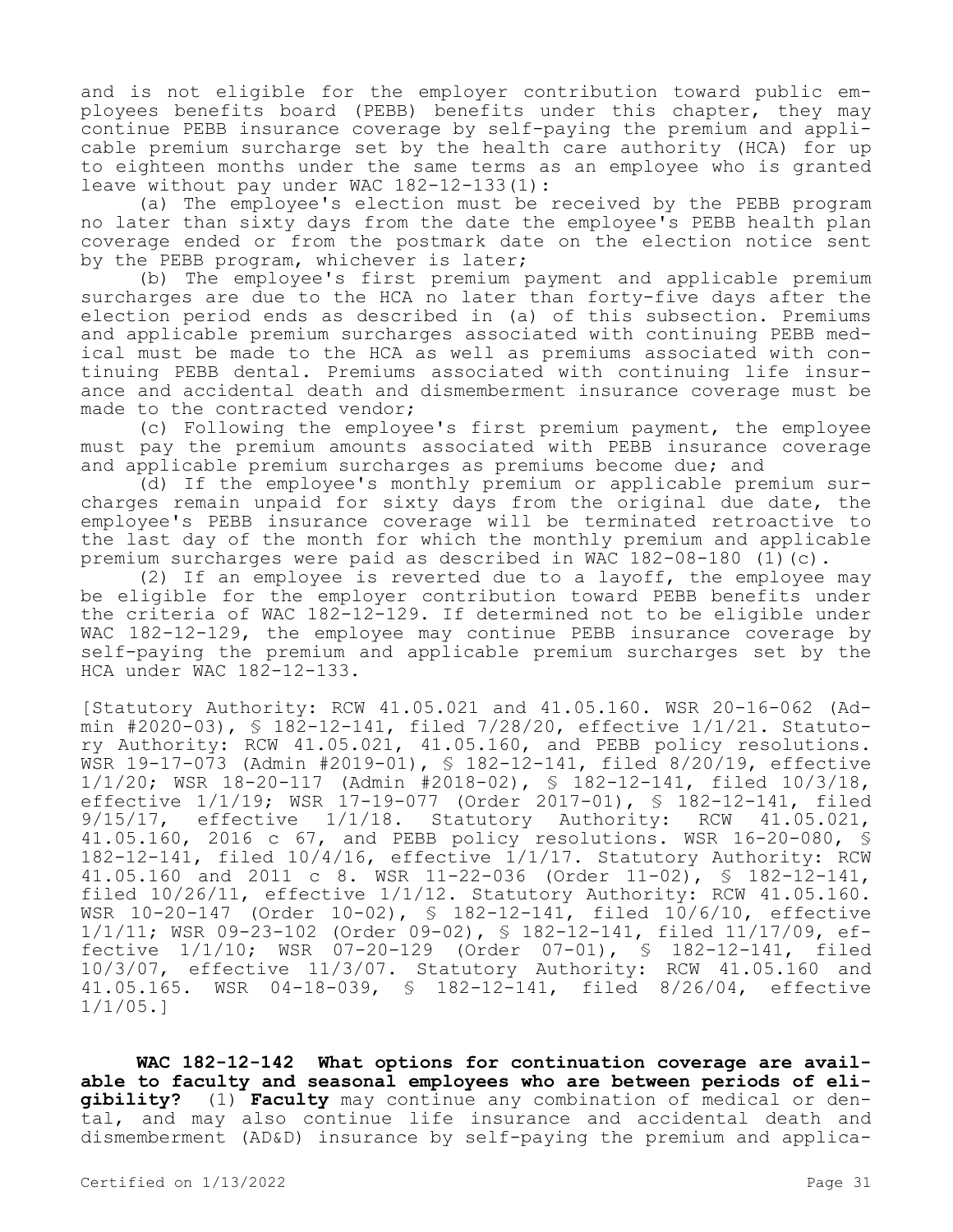and is not eligible for the employer contribution toward public employees benefits board (PEBB) benefits under this chapter, they may continue PEBB insurance coverage by self-paying the premium and applicable premium surcharge set by the health care authority (HCA) for up to eighteen months under the same terms as an employee who is granted leave without pay under WAC 182-12-133(1):

(a) The employee's election must be received by the PEBB program no later than sixty days from the date the employee's PEBB health plan coverage ended or from the postmark date on the election notice sent by the PEBB program, whichever is later;

(b) The employee's first premium payment and applicable premium surcharges are due to the HCA no later than forty-five days after the election period ends as described in (a) of this subsection. Premiums and applicable premium surcharges associated with continuing PEBB medical must be made to the HCA as well as premiums associated with continuing PEBB dental. Premiums associated with continuing life insurance and accidental death and dismemberment insurance coverage must be made to the contracted vendor;

(c) Following the employee's first premium payment, the employee must pay the premium amounts associated with PEBB insurance coverage and applicable premium surcharges as premiums become due; and

(d) If the employee's monthly premium or applicable premium surcharges remain unpaid for sixty days from the original due date, the employee's PEBB insurance coverage will be terminated retroactive to the last day of the month for which the monthly premium and applicable premium surcharges were paid as described in WAC 182-08-180 (1)(c).

(2) If an employee is reverted due to a layoff, the employee may be eligible for the employer contribution toward PEBB benefits under the criteria of WAC 182-12-129. If determined not to be eligible under WAC 182-12-129, the employee may continue PEBB insurance coverage by self-paying the premium and applicable premium surcharges set by the HCA under WAC 182-12-133.

[Statutory Authority: RCW 41.05.021 and 41.05.160. WSR 20-16-062 (Admin #2020-03), § 182-12-141, filed 7/28/20, effective 1/1/21. Statutory Authority: RCW 41.05.021, 41.05.160, and PEBB policy resolutions. WSR 19-17-073 (Admin #2019-01), § 182-12-141, filed 8/20/19, effective 1/1/20; WSR 18-20-117 (Admin #2018-02), § 182-12-141, filed 10/3/18, effective 1/1/19; WSR 17-19-077 (Order 2017-01), § 182-12-141, filed 9/15/17, effective 1/1/18. Statutory Authority: RCW 41.05.021, 41.05.160, 2016 c 67, and PEBB policy resolutions. WSR 16-20-080, § 182-12-141, filed 10/4/16, effective 1/1/17. Statutory Authority: RCW 41.05.160 and 2011 c 8. WSR 11-22-036 (Order 11-02), § 182-12-141, filed 10/26/11, effective 1/1/12. Statutory Authority: RCW 41.05.160. WSR 10-20-147 (Order 10-02), § 182-12-141, filed 10/6/10, effective 1/1/11; WSR 09-23-102 (Order 09-02), § 182-12-141, filed 11/17/09, effective 1/1/10; WSR 07-20-129 (Order 07-01), § 182-12-141, filed 10/3/07, effective 11/3/07. Statutory Authority: RCW 41.05.160 and 41.05.165. WSR 04-18-039, § 182-12-141, filed 8/26/04, effective 1/1/05.]

**WAC 182-12-142 What options for continuation coverage are available to faculty and seasonal employees who are between periods of eligibility?** (1) **Faculty** may continue any combination of medical or dental, and may also continue life insurance and accidental death and dismemberment (AD&D) insurance by self-paying the premium and applica-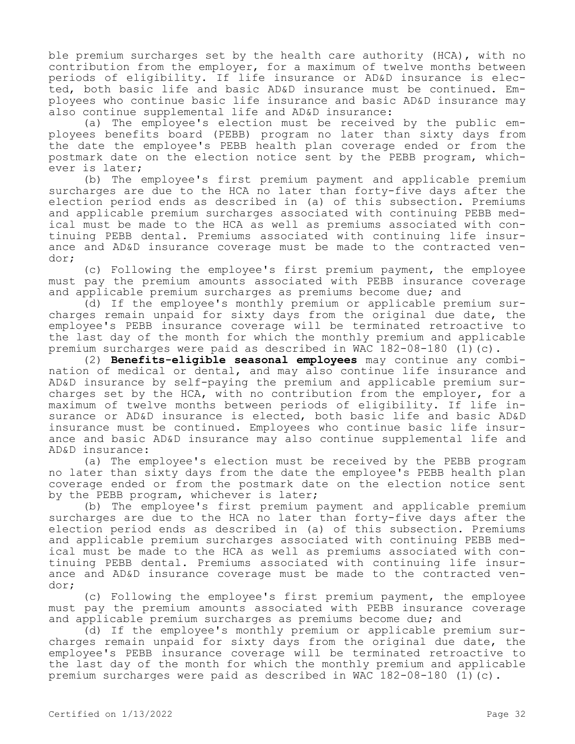ble premium surcharges set by the health care authority (HCA), with no contribution from the employer, for a maximum of twelve months between periods of eligibility. If life insurance or AD&D insurance is elected, both basic life and basic AD&D insurance must be continued. Employees who continue basic life insurance and basic AD&D insurance may also continue supplemental life and AD&D insurance:

(a) The employee's election must be received by the public employees benefits board (PEBB) program no later than sixty days from the date the employee's PEBB health plan coverage ended or from the postmark date on the election notice sent by the PEBB program, whichever is later;

(b) The employee's first premium payment and applicable premium surcharges are due to the HCA no later than forty-five days after the election period ends as described in (a) of this subsection. Premiums and applicable premium surcharges associated with continuing PEBB medical must be made to the HCA as well as premiums associated with continuing PEBB dental. Premiums associated with continuing life insurance and AD&D insurance coverage must be made to the contracted vendor;

(c) Following the employee's first premium payment, the employee must pay the premium amounts associated with PEBB insurance coverage and applicable premium surcharges as premiums become due; and

(d) If the employee's monthly premium or applicable premium surcharges remain unpaid for sixty days from the original due date, the employee's PEBB insurance coverage will be terminated retroactive to the last day of the month for which the monthly premium and applicable premium surcharges were paid as described in WAC 182-08-180 (1)(c).

(2) **Benefits-eligible seasonal employees** may continue any combination of medical or dental, and may also continue life insurance and AD&D insurance by self-paying the premium and applicable premium surcharges set by the HCA, with no contribution from the employer, for a maximum of twelve months between periods of eligibility. If life insurance or AD&D insurance is elected, both basic life and basic AD&D insurance must be continued. Employees who continue basic life insurance and basic AD&D insurance may also continue supplemental life and AD&D insurance:

(a) The employee's election must be received by the PEBB program no later than sixty days from the date the employee's PEBB health plan coverage ended or from the postmark date on the election notice sent by the PEBB program, whichever is later;

(b) The employee's first premium payment and applicable premium surcharges are due to the HCA no later than forty-five days after the election period ends as described in (a) of this subsection. Premiums and applicable premium surcharges associated with continuing PEBB medical must be made to the HCA as well as premiums associated with continuing PEBB dental. Premiums associated with continuing life insurance and AD&D insurance coverage must be made to the contracted vendor;

(c) Following the employee's first premium payment, the employee must pay the premium amounts associated with PEBB insurance coverage and applicable premium surcharges as premiums become due; and

(d) If the employee's monthly premium or applicable premium surcharges remain unpaid for sixty days from the original due date, the employee's PEBB insurance coverage will be terminated retroactive to the last day of the month for which the monthly premium and applicable premium surcharges were paid as described in WAC 182-08-180 (1)(c).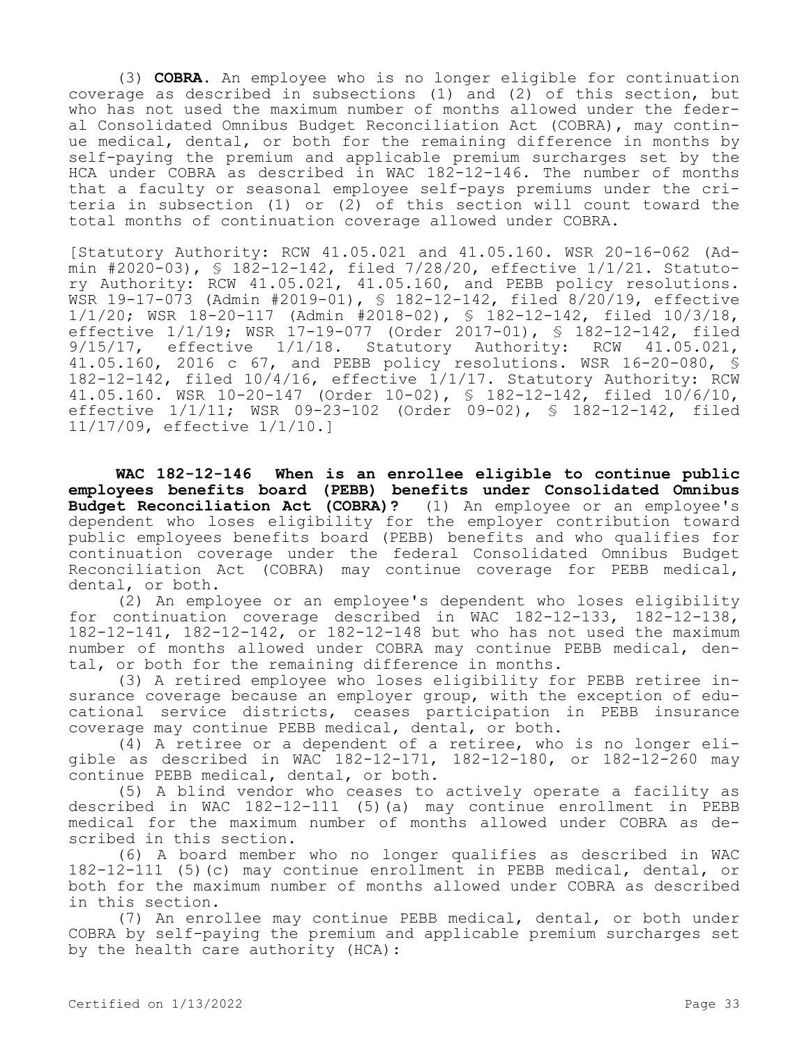(3) **COBRA.** An employee who is no longer eligible for continuation coverage as described in subsections (1) and (2) of this section, but who has not used the maximum number of months allowed under the federal Consolidated Omnibus Budget Reconciliation Act (COBRA), may continue medical, dental, or both for the remaining difference in months by self-paying the premium and applicable premium surcharges set by the HCA under COBRA as described in WAC 182-12-146. The number of months that a faculty or seasonal employee self-pays premiums under the criteria in subsection (1) or (2) of this section will count toward the total months of continuation coverage allowed under COBRA.

[Statutory Authority: RCW 41.05.021 and 41.05.160. WSR 20-16-062 (Admin #2020-03), § 182-12-142, filed 7/28/20, effective 1/1/21. Statutory Authority: RCW 41.05.021, 41.05.160, and PEBB policy resolutions. WSR 19-17-073 (Admin #2019-01), § 182-12-142, filed 8/20/19, effective 1/1/20; WSR 18-20-117 (Admin #2018-02), § 182-12-142, filed 10/3/18, effective 1/1/19; WSR 17-19-077 (Order 2017-01), § 182-12-142, filed 9/15/17, effective 1/1/18. Statutory Authority: RCW 41.05.021, 41.05.160, 2016 c 67, and PEBB policy resolutions. WSR 16-20-080, § 182-12-142, filed 10/4/16, effective 1/1/17. Statutory Authority: RCW 41.05.160. WSR 10-20-147 (Order 10-02), § 182-12-142, filed 10/6/10, effective 1/1/11; WSR 09-23-102 (Order 09-02), § 182-12-142, filed 11/17/09, effective 1/1/10.]

**WAC 182-12-146 When is an enrollee eligible to continue public employees benefits board (PEBB) benefits under Consolidated Omnibus Budget Reconciliation Act (COBRA)?** (1) An employee or an employee's dependent who loses eligibility for the employer contribution toward public employees benefits board (PEBB) benefits and who qualifies for continuation coverage under the federal Consolidated Omnibus Budget Reconciliation Act (COBRA) may continue coverage for PEBB medical, dental, or both.

(2) An employee or an employee's dependent who loses eligibility for continuation coverage described in WAC 182-12-133, 182-12-138, 182-12-141, 182-12-142, or 182-12-148 but who has not used the maximum number of months allowed under COBRA may continue PEBB medical, dental, or both for the remaining difference in months.

(3) A retired employee who loses eligibility for PEBB retiree insurance coverage because an employer group, with the exception of educational service districts, ceases participation in PEBB insurance coverage may continue PEBB medical, dental, or both.

(4) A retiree or a dependent of a retiree, who is no longer eligible as described in WAC 182-12-171, 182-12-180, or 182-12-260 may continue PEBB medical, dental, or both.

(5) A blind vendor who ceases to actively operate a facility as described in WAC 182-12-111 (5)(a) may continue enrollment in PEBB medical for the maximum number of months allowed under COBRA as described in this section.

(6) A board member who no longer qualifies as described in WAC 182-12-111 (5)(c) may continue enrollment in PEBB medical, dental, or both for the maximum number of months allowed under COBRA as described in this section.

(7) An enrollee may continue PEBB medical, dental, or both under COBRA by self-paying the premium and applicable premium surcharges set by the health care authority (HCA):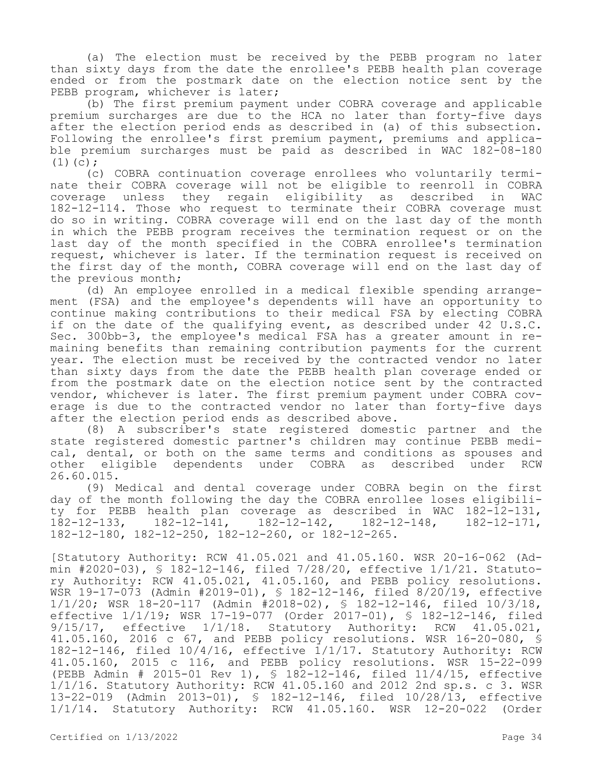(a) The election must be received by the PEBB program no later than sixty days from the date the enrollee's PEBB health plan coverage ended or from the postmark date on the election notice sent by the PEBB program, whichever is later;

(b) The first premium payment under COBRA coverage and applicable premium surcharges are due to the HCA no later than forty-five days after the election period ends as described in (a) of this subsection. Following the enrollee's first premium payment, premiums and applicable premium surcharges must be paid as described in WAC 182-08-180 (1)(c);

(c) COBRA continuation coverage enrollees who voluntarily terminate their COBRA coverage will not be eligible to reenroll in COBRA coverage unless they regain eligibility as described in WAC 182-12-114. Those who request to terminate their COBRA coverage must do so in writing. COBRA coverage will end on the last day of the month in which the PEBB program receives the termination request or on the last day of the month specified in the COBRA enrollee's termination request, whichever is later. If the termination request is received on the first day of the month, COBRA coverage will end on the last day of the previous month;

(d) An employee enrolled in a medical flexible spending arrangement (FSA) and the employee's dependents will have an opportunity to continue making contributions to their medical FSA by electing COBRA if on the date of the qualifying event, as described under 42 U.S.C. Sec. 300bb-3, the employee's medical FSA has a greater amount in remaining benefits than remaining contribution payments for the current year. The election must be received by the contracted vendor no later than sixty days from the date the PEBB health plan coverage ended or from the postmark date on the election notice sent by the contracted vendor, whichever is later. The first premium payment under COBRA coverage is due to the contracted vendor no later than forty-five days after the election period ends as described above.

(8) A subscriber's state registered domestic partner and the state registered domestic partner's children may continue PEBB medical, dental, or both on the same terms and conditions as spouses and other eligible dependents under COBRA as described under RCW 26.60.015.

(9) Medical and dental coverage under COBRA begin on the first day of the month following the day the COBRA enrollee loses eligibility for PEBB health plan coverage as described in WAC 182-12-131, 182-12-133, 182-12-141, 182-12-142, 182-12-148, 182-12-171, 182-12-180, 182-12-250, 182-12-260, or 182-12-265.

[Statutory Authority: RCW 41.05.021 and 41.05.160. WSR 20-16-062 (Admin #2020-03), § 182-12-146, filed 7/28/20, effective 1/1/21. Statutory Authority: RCW 41.05.021, 41.05.160, and PEBB policy resolutions. WSR 19-17-073 (Admin #2019-01), § 182-12-146, filed 8/20/19, effective 1/1/20; WSR 18-20-117 (Admin #2018-02), § 182-12-146, filed 10/3/18, effective 1/1/19; WSR 17-19-077 (Order 2017-01), § 182-12-146, filed 9/15/17, effective 1/1/18. Statutory Authority: RCW 41.05.021, 41.05.160, 2016 c 67, and PEBB policy resolutions. WSR 16-20-080, § 182-12-146, filed 10/4/16, effective 1/1/17. Statutory Authority: RCW 41.05.160, 2015 c 116, and PEBB policy resolutions. WSR 15-22-099 (PEBB Admin # 2015-01 Rev 1), § 182-12-146, filed 11/4/15, effective 1/1/16. Statutory Authority: RCW 41.05.160 and 2012 2nd sp.s. c 3. WSR 13-22-019 (Admin 2013-01), § 182-12-146, filed 10/28/13, effective 1/1/14. Statutory Authority: RCW 41.05.160. WSR 12-20-022 (Order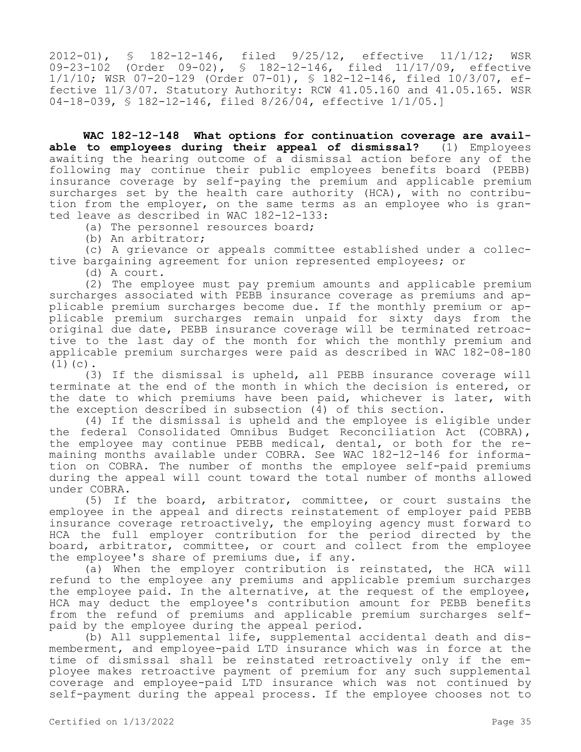2012-01), § 182-12-146, filed 9/25/12, effective 11/1/12; WSR 09-23-102 (Order 09-02), § 182-12-146, filed 11/17/09, effective 1/1/10; WSR 07-20-129 (Order 07-01), § 182-12-146, filed 10/3/07, effective 11/3/07. Statutory Authority: RCW 41.05.160 and 41.05.165. WSR 04-18-039, § 182-12-146, filed 8/26/04, effective 1/1/05.]

**WAC 182-12-148 What options for continuation coverage are available to employees during their appeal of dismissal?** (1) Employees awaiting the hearing outcome of a dismissal action before any of the following may continue their public employees benefits board (PEBB) insurance coverage by self-paying the premium and applicable premium surcharges set by the health care authority (HCA), with no contribution from the employer, on the same terms as an employee who is granted leave as described in WAC 182-12-133:

(a) The personnel resources board;

(b) An arbitrator;

(c) A grievance or appeals committee established under a collective bargaining agreement for union represented employees; or

(d) A court.

(2) The employee must pay premium amounts and applicable premium surcharges associated with PEBB insurance coverage as premiums and applicable premium surcharges become due. If the monthly premium or applicable premium surcharges remain unpaid for sixty days from the original due date, PEBB insurance coverage will be terminated retroactive to the last day of the month for which the monthly premium and applicable premium surcharges were paid as described in WAC 182-08-180 (1)(c).

(3) If the dismissal is upheld, all PEBB insurance coverage will terminate at the end of the month in which the decision is entered, or the date to which premiums have been paid, whichever is later, with the exception described in subsection (4) of this section.

(4) If the dismissal is upheld and the employee is eligible under the federal Consolidated Omnibus Budget Reconciliation Act (COBRA), the employee may continue PEBB medical, dental, or both for the remaining months available under COBRA. See WAC 182-12-146 for information on COBRA. The number of months the employee self-paid premiums during the appeal will count toward the total number of months allowed under COBRA.

(5) If the board, arbitrator, committee, or court sustains the employee in the appeal and directs reinstatement of employer paid PEBB insurance coverage retroactively, the employing agency must forward to HCA the full employer contribution for the period directed by the board, arbitrator, committee, or court and collect from the employee the employee's share of premiums due, if any.

(a) When the employer contribution is reinstated, the HCA will refund to the employee any premiums and applicable premium surcharges the employee paid. In the alternative, at the request of the employee, HCA may deduct the employee's contribution amount for PEBB benefits from the refund of premiums and applicable premium surcharges self-paid by the employee during the appeal period.

(b) All supplemental life, supplemental accidental death and dismemberment, and employee-paid LTD insurance which was in force at the time of dismissal shall be reinstated retroactively only if the employee makes retroactive payment of premium for any such supplemental coverage and employee-paid LTD insurance which was not continued by self-payment during the appeal process. If the employee chooses not to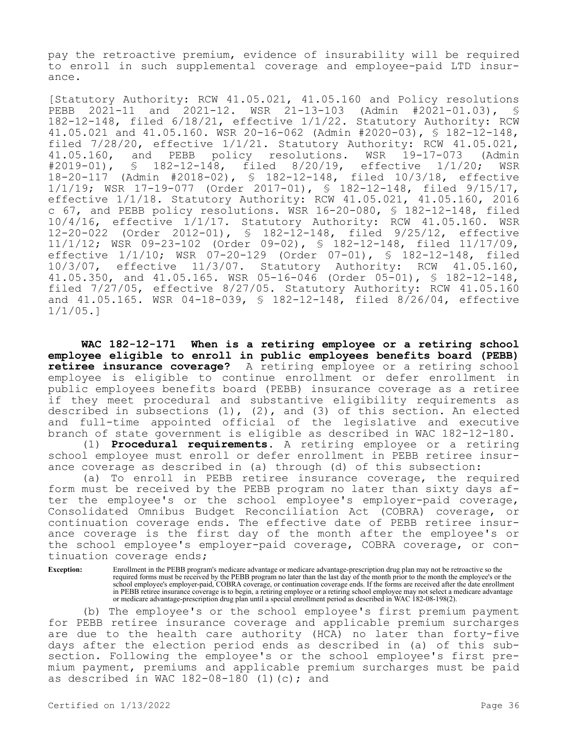pay the retroactive premium, evidence of insurability will be required to enroll in such supplemental coverage and employee-paid LTD insurance.

[Statutory Authority: RCW 41.05.021, 41.05.160 and Policy resolutions PEBB 2021-11 and 2021-12. WSR 21-13-103 (Admin #2021-01.03), § 182-12-148, filed 6/18/21, effective 1/1/22. Statutory Authority: RCW 41.05.021 and 41.05.160. WSR 20-16-062 (Admin #2020-03), § 182-12-148, filed 7/28/20, effective 1/1/21. Statutory Authority: RCW 41.05.021, 41.05.160, and PEBB policy resolutions. WSR 19-17-073 (Admin #2019-01), § 182-12-148, filed 8/20/19, effective 1/1/20; WSR 18-20-117 (Admin #2018-02), § 182-12-148, filed 10/3/18, effective 1/1/19; WSR 17-19-077 (Order 2017-01), § 182-12-148, filed 9/15/17, effective 1/1/18. Statutory Authority: RCW 41.05.021, 41.05.160, 2016 c 67, and PEBB policy resolutions. WSR 16-20-080, § 182-12-148, filed 10/4/16, effective 1/1/17. Statutory Authority: RCW 41.05.160. WSR 12-20-022 (Order 2012-01), § 182-12-148, filed 9/25/12, effective 11/1/12; WSR 09-23-102 (Order 09-02), § 182-12-148, filed 11/17/09, effective 1/1/10; WSR 07-20-129 (Order 07-01), § 182-12-148, filed 10/3/07, effective 11/3/07. Statutory Authority: RCW 41.05.160, 41.05.350, and 41.05.165. WSR 05-16-046 (Order 05-01), § 182-12-148, filed 7/27/05, effective 8/27/05. Statutory Authority: RCW 41.05.160 and 41.05.165. WSR 04-18-039, § 182-12-148, filed 8/26/04, effective 1/1/05.]

**WAC 182-12-171 When is a retiring employee or a retiring school employee eligible to enroll in public employees benefits board (PEBB) retiree insurance coverage?** A retiring employee or a retiring school employee is eligible to continue enrollment or defer enrollment in public employees benefits board (PEBB) insurance coverage as a retiree if they meet procedural and substantive eligibility requirements as described in subsections (1), (2), and (3) of this section. An elected and full-time appointed official of the legislative and executive branch of state government is eligible as described in WAC 182-12-180.

(1) **Procedural requirements.** A retiring employee or a retiring school employee must enroll or defer enrollment in PEBB retiree insurance coverage as described in (a) through (d) of this subsection:

(a) To enroll in PEBB retiree insurance coverage, the required form must be received by the PEBB program no later than sixty days after the employee's or the school employee's employer-paid coverage, Consolidated Omnibus Budget Reconciliation Act (COBRA) coverage, or continuation coverage ends. The effective date of PEBB retiree insurance coverage is the first day of the month after the employee's or the school employee's employer-paid coverage, COBRA coverage, or continuation coverage ends;

| Exception: | Enrollment in the PEBB program's medicare advantage or medicare advantage-prescription drug plan may not be retroactive so the required forms must be received by the PEBB program no later than the last day of the month prior to the month the employee's or the school employee's employer-paid, COBRA coverage, or continuation coverage ends. If the forms are received after the date enrollment in PEBB retiree insurance coverage is to begin, a retiring employee or a retiring school employee may not select a medicare advantage or medicare advantage-prescription drug plan until a special enrollment period as described in WAC 182-08-198(2). |
|---|---|

(b) The employee's or the school employee's first premium payment for PEBB retiree insurance coverage and applicable premium surcharges are due to the health care authority (HCA) no later than forty-five days after the election period ends as described in (a) of this subsection. Following the employee's or the school employee's first premium payment, premiums and applicable premium surcharges must be paid as described in WAC 182-08-180 (1)(c); and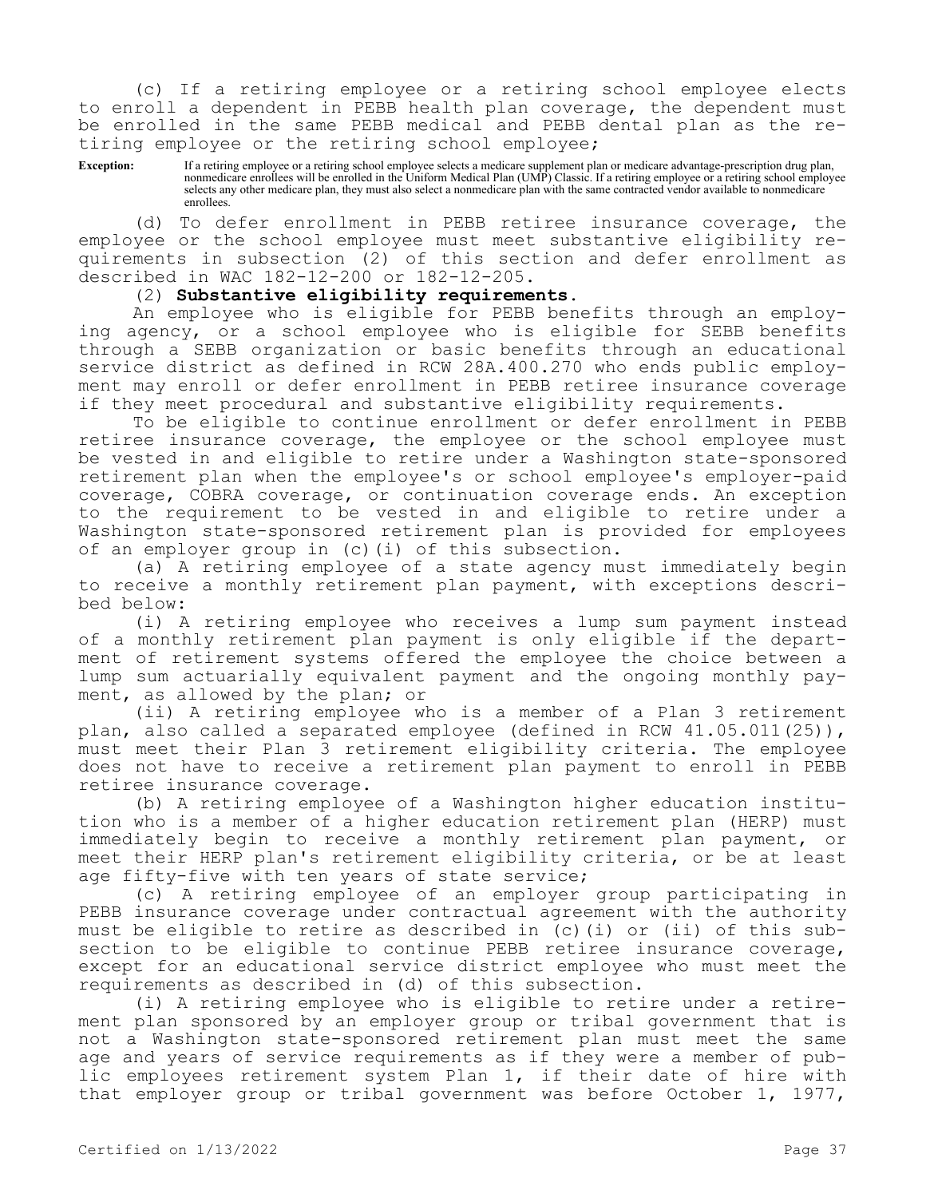(c) If a retiring employee or a retiring school employee elects to enroll a dependent in PEBB health plan coverage, the dependent must be enrolled in the same PEBB medical and PEBB dental plan as the retiring employee or the retiring school employee;

**Exception:** If a retiring employee or a retiring school employee selects a medicare supplement plan or medicare advantage-prescription drug plan, nonmedicare enrollees will be enrolled in the Uniform Medical Plan (UMP) Classic. If a retiring employee or a retiring school employee selects any other medicare plan, they must also select a nonmedicare plan with the same contracted vendor available to nonmedicare enrollees.

(d) To defer enrollment in PEBB retiree insurance coverage, the employee or the school employee must meet substantive eligibility requirements in subsection (2) of this section and defer enrollment as described in WAC 182-12-200 or 182-12-205.

(2) **Substantive eligibility requirements.**

An employee who is eligible for PEBB benefits through an employing agency, or a school employee who is eligible for SEBB benefits through a SEBB organization or basic benefits through an educational service district as defined in RCW 28A.400.270 who ends public employment may enroll or defer enrollment in PEBB retiree insurance coverage if they meet procedural and substantive eligibility requirements.

To be eligible to continue enrollment or defer enrollment in PEBB retiree insurance coverage, the employee or the school employee must be vested in and eligible to retire under a Washington state-sponsored retirement plan when the employee's or school employee's employer-paid coverage, COBRA coverage, or continuation coverage ends. An exception to the requirement to be vested in and eligible to retire under a Washington state-sponsored retirement plan is provided for employees of an employer group in (c)(i) of this subsection.

(a) A retiring employee of a state agency must immediately begin to receive a monthly retirement plan payment, with exceptions described below:

(i) A retiring employee who receives a lump sum payment instead of a monthly retirement plan payment is only eligible if the department of retirement systems offered the employee the choice between a lump sum actuarially equivalent payment and the ongoing monthly payment, as allowed by the plan; or

(ii) A retiring employee who is a member of a Plan 3 retirement plan, also called a separated employee (defined in RCW 41.05.011(25)), must meet their Plan 3 retirement eligibility criteria. The employee does not have to receive a retirement plan payment to enroll in PEBB retiree insurance coverage.

(b) A retiring employee of a Washington higher education institution who is a member of a higher education retirement plan (HERP) must immediately begin to receive a monthly retirement plan payment, or meet their HERP plan's retirement eligibility criteria, or be at least age fifty-five with ten years of state service;

(c) A retiring employee of an employer group participating in PEBB insurance coverage under contractual agreement with the authority must be eligible to retire as described in (c)(i) or (ii) of this subsection to be eligible to continue PEBB retiree insurance coverage, except for an educational service district employee who must meet the requirements as described in (d) of this subsection.

(i) A retiring employee who is eligible to retire under a retirement plan sponsored by an employer group or tribal government that is not a Washington state-sponsored retirement plan must meet the same age and years of service requirements as if they were a member of public employees retirement system Plan 1, if their date of hire with that employer group or tribal government was before October 1, 1977,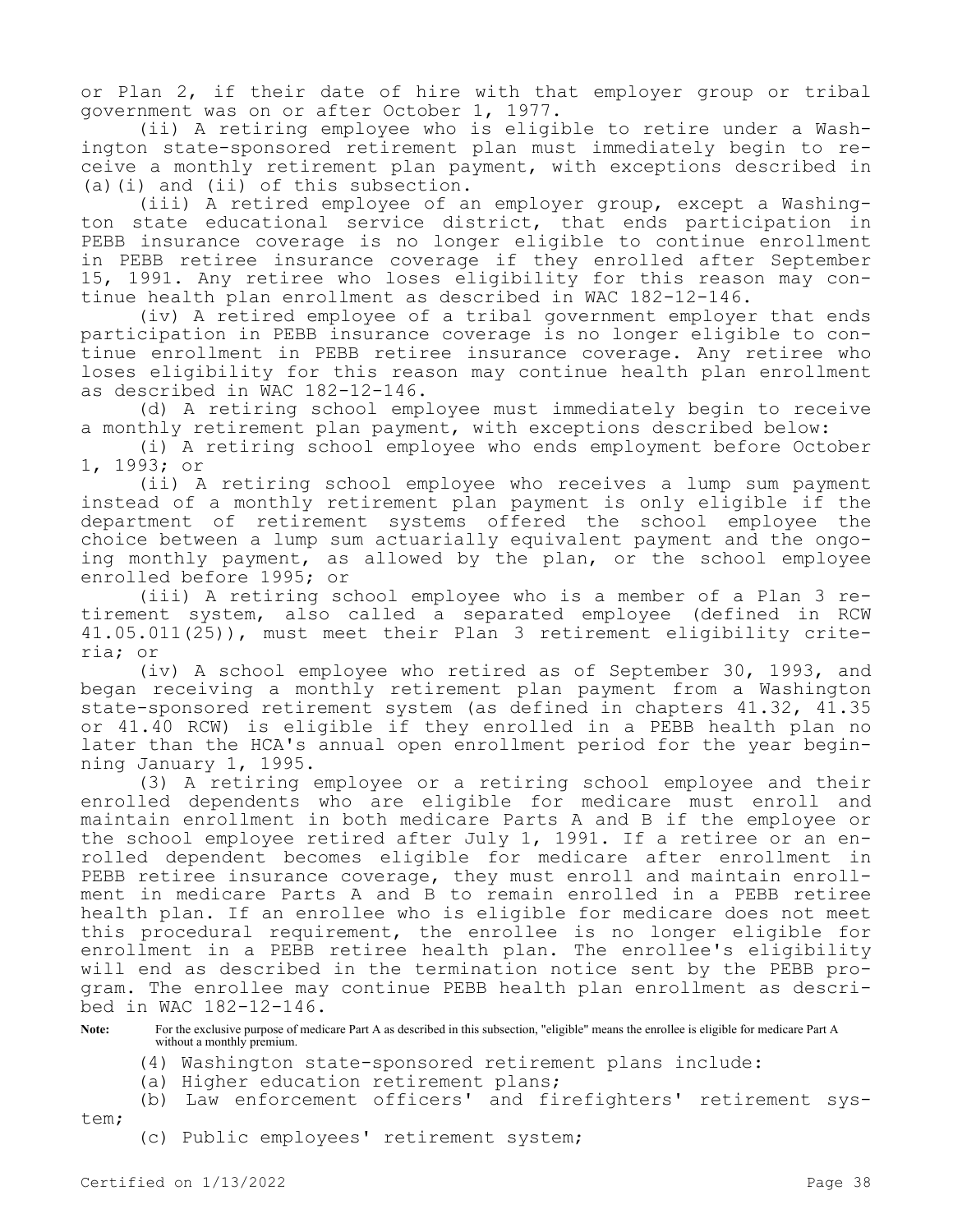or Plan 2, if their date of hire with that employer group or tribal government was on or after October 1, 1977.

(ii) A retiring employee who is eligible to retire under a Washington state-sponsored retirement plan must immediately begin to receive a monthly retirement plan payment, with exceptions described in (a)(i) and (ii) of this subsection.

(iii) A retired employee of an employer group, except a Washington state educational service district, that ends participation in PEBB insurance coverage is no longer eligible to continue enrollment in PEBB retiree insurance coverage if they enrolled after September 15, 1991. Any retiree who loses eligibility for this reason may continue health plan enrollment as described in WAC 182-12-146.

(iv) A retired employee of a tribal government employer that ends participation in PEBB insurance coverage is no longer eligible to continue enrollment in PEBB retiree insurance coverage. Any retiree who loses eligibility for this reason may continue health plan enrollment as described in WAC 182-12-146.

(d) A retiring school employee must immediately begin to receive a monthly retirement plan payment, with exceptions described below:

(i) A retiring school employee who ends employment before October 1, 1993; or

(ii) A retiring school employee who receives a lump sum payment instead of a monthly retirement plan payment is only eligible if the department of retirement systems offered the school employee the choice between a lump sum actuarially equivalent payment and the ongoing monthly payment, as allowed by the plan, or the school employee enrolled before 1995; or

(iii) A retiring school employee who is a member of a Plan 3 retirement system, also called a separated employee (defined in RCW 41.05.011(25)), must meet their Plan 3 retirement eligibility criteria; or

(iv) A school employee who retired as of September 30, 1993, and began receiving a monthly retirement plan payment from a Washington state-sponsored retirement system (as defined in chapters 41.32, 41.35 or 41.40 RCW) is eligible if they enrolled in a PEBB health plan no later than the HCA's annual open enrollment period for the year beginning January 1, 1995.

(3) A retiring employee or a retiring school employee and their enrolled dependents who are eligible for medicare must enroll and maintain enrollment in both medicare Parts A and B if the employee or the school employee retired after July 1, 1991. If a retiree or an enrolled dependent becomes eligible for medicare after enrollment in PEBB retiree insurance coverage, they must enroll and maintain enrollment in medicare Parts A and B to remain enrolled in a PEBB retiree health plan. If an enrollee who is eligible for medicare does not meet this procedural requirement, the enrollee is no longer eligible for enrollment in a PEBB retiree health plan. The enrollee's eligibility will end as described in the termination notice sent by the PEBB program. The enrollee may continue PEBB health plan enrollment as described in WAC 182-12-146.

**Note:** For the exclusive purpose of medicare Part A as described in this subsection, "eligible" means the enrollee is eligible for medicare Part A without a monthly premium.

(4) Washington state-sponsored retirement plans include:

(a) Higher education retirement plans;

(b) Law enforcement officers' and firefighters' retirement system;

(c) Public employees' retirement system;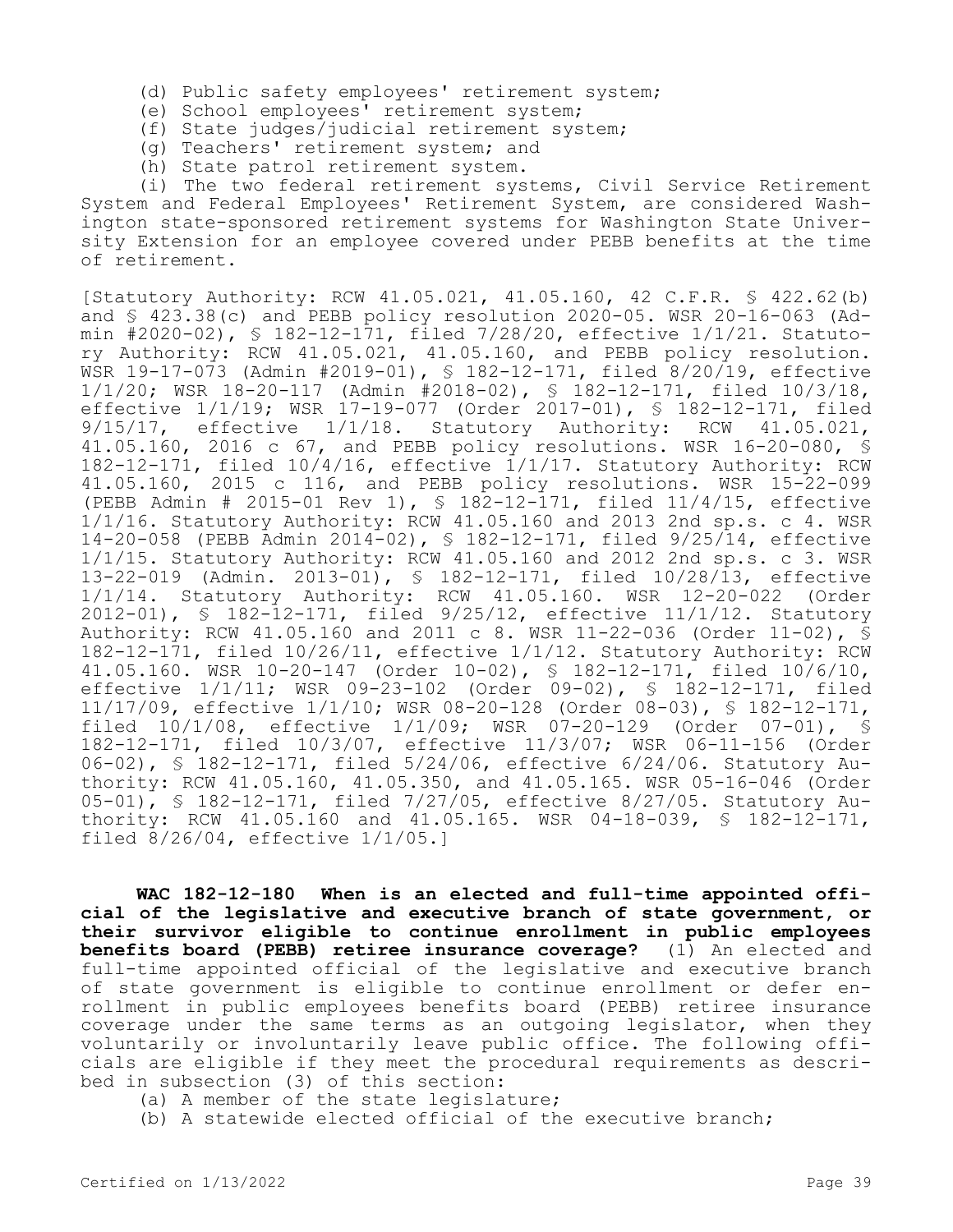(d) Public safety employees' retirement system;

(e) School employees' retirement system;

(f) State judges/judicial retirement system;

(g) Teachers' retirement system; and

(h) State patrol retirement system.

(i) The two federal retirement systems, Civil Service Retirement System and Federal Employees' Retirement System, are considered Washington state-sponsored retirement systems for Washington State University Extension for an employee covered under PEBB benefits at the time of retirement.

[Statutory Authority: RCW 41.05.021, 41.05.160, 42 C.F.R. § 422.62(b) and § 423.38(c) and PEBB policy resolution 2020-05. WSR 20-16-063 (Admin #2020-02), § 182-12-171, filed 7/28/20, effective 1/1/21. Statutory Authority: RCW 41.05.021, 41.05.160, and PEBB policy resolution. WSR 19-17-073 (Admin #2019-01), § 182-12-171, filed 8/20/19, effective 1/1/20; WSR 18-20-117 (Admin #2018-02), § 182-12-171, filed 10/3/18, effective 1/1/19; WSR 17-19-077 (Order 2017-01), § 182-12-171, filed 9/15/17, effective 1/1/18. Statutory Authority: RCW 41.05.021, 41.05.160, 2016 c 67, and PEBB policy resolutions. WSR 16-20-080, § 182-12-171, filed 10/4/16, effective 1/1/17. Statutory Authority: RCW 41.05.160, 2015 c 116, and PEBB policy resolutions. WSR 15-22-099 (PEBB Admin # 2015-01 Rev 1), § 182-12-171, filed 11/4/15, effective 1/1/16. Statutory Authority: RCW 41.05.160 and 2013 2nd sp.s. c 4. WSR 14-20-058 (PEBB Admin 2014-02), § 182-12-171, filed 9/25/14, effective 1/1/15. Statutory Authority: RCW 41.05.160 and 2012 2nd sp.s. c 3. WSR 13-22-019 (Admin. 2013-01), § 182-12-171, filed 10/28/13, effective 1/1/14. Statutory Authority: RCW 41.05.160. WSR 12-20-022 (Order 2012-01), § 182-12-171, filed 9/25/12, effective 11/1/12. Statutory Authority: RCW 41.05.160 and 2011 c 8. WSR 11-22-036 (Order 11-02), § 182-12-171, filed 10/26/11, effective 1/1/12. Statutory Authority: RCW 41.05.160. WSR 10-20-147 (Order 10-02), § 182-12-171, filed 10/6/10, effective 1/1/11; WSR 09-23-102 (Order 09-02), § 182-12-171, filed 11/17/09, effective 1/1/10; WSR 08-20-128 (Order 08-03), § 182-12-171, filed 10/1/08, effective 1/1/09; WSR 07-20-129 (Order 07-01), § 182-12-171, filed 10/3/07, effective 11/3/07; WSR 06-11-156 (Order 06-02), § 182-12-171, filed 5/24/06, effective 6/24/06. Statutory Authority: RCW 41.05.160, 41.05.350, and 41.05.165. WSR 05-16-046 (Order 05-01), § 182-12-171, filed 7/27/05, effective 8/27/05. Statutory Authority: RCW 41.05.160 and 41.05.165. WSR 04-18-039, § 182-12-171, filed 8/26/04, effective 1/1/05.]

**WAC 182-12-180 When is an elected and full-time appointed official of the legislative and executive branch of state government, or their survivor eligible to continue enrollment in public employees benefits board (PEBB) retiree insurance coverage?** (1) An elected and full-time appointed official of the legislative and executive branch of state government is eligible to continue enrollment or defer enrollment in public employees benefits board (PEBB) retiree insurance coverage under the same terms as an outgoing legislator, when they voluntarily or involuntarily leave public office. The following officials are eligible if they meet the procedural requirements as described in subsection (3) of this section:

(a) A member of the state legislature;

(b) A statewide elected official of the executive branch;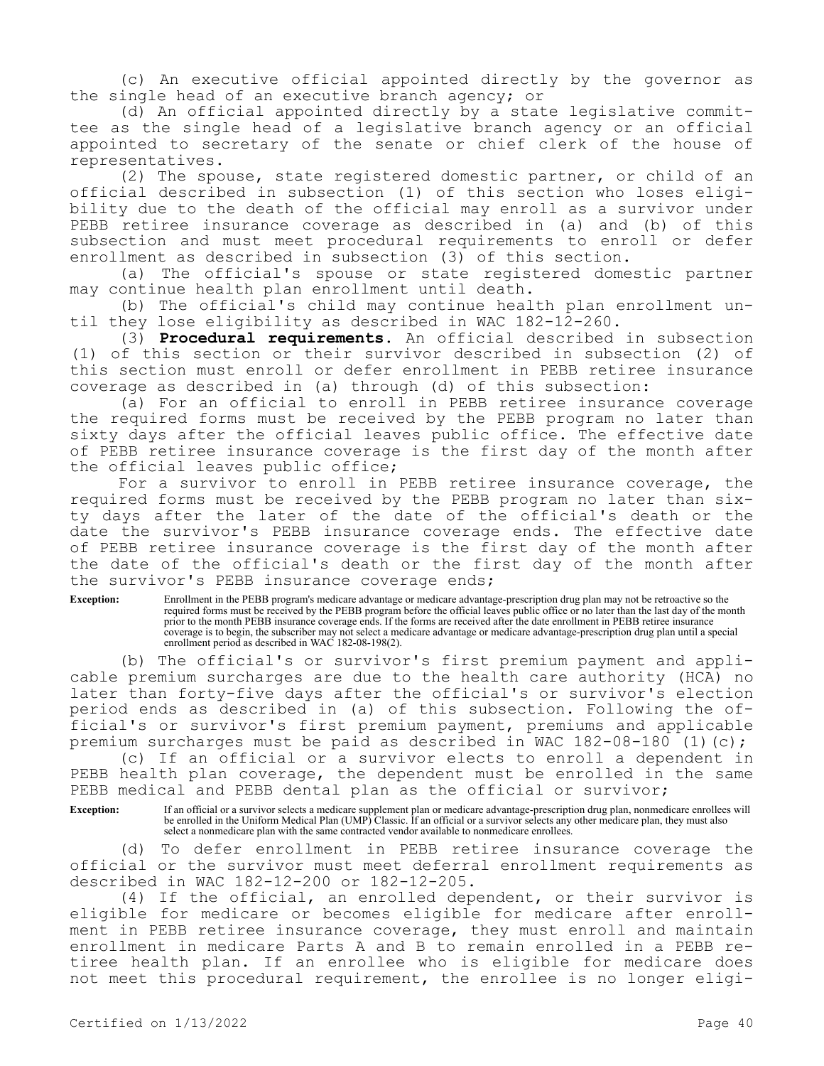(c) An executive official appointed directly by the governor as the single head of an executive branch agency; or

(d) An official appointed directly by a state legislative committee as the single head of a legislative branch agency or an official appointed to secretary of the senate or chief clerk of the house of representatives.

(2) The spouse, state registered domestic partner, or child of an official described in subsection (1) of this section who loses eligibility due to the death of the official may enroll as a survivor under PEBB retiree insurance coverage as described in (a) and (b) of this subsection and must meet procedural requirements to enroll or defer enrollment as described in subsection (3) of this section.

(a) The official's spouse or state registered domestic partner may continue health plan enrollment until death.

(b) The official's child may continue health plan enrollment until they lose eligibility as described in WAC 182-12-260.

(3) **Procedural requirements.** An official described in subsection (1) of this section or their survivor described in subsection (2) of this section must enroll or defer enrollment in PEBB retiree insurance coverage as described in (a) through (d) of this subsection:

(a) For an official to enroll in PEBB retiree insurance coverage the required forms must be received by the PEBB program no later than sixty days after the official leaves public office. The effective date of PEBB retiree insurance coverage is the first day of the month after the official leaves public office;

For a survivor to enroll in PEBB retiree insurance coverage, the required forms must be received by the PEBB program no later than sixty days after the later of the date of the official's death or the date the survivor's PEBB insurance coverage ends. The effective date of PEBB retiree insurance coverage is the first day of the month after the date of the official's death or the first day of the month after the survivor's PEBB insurance coverage ends;

**Exception:** Enrollment in the PEBB program's medicare advantage or medicare advantage-prescription drug plan may not be retroactive so the required forms must be received by the PEBB program before the official leaves public office or no later than the last day of the month prior to the month PEBB insurance coverage ends. If the forms are received after the date enrollment in PEBB retiree insurance coverage is to begin, the subscriber may not select a medicare advantage or medicare advantage-prescription drug plan until a special enrollment period as described in WAC 182-08-198(2).

(b) The official's or survivor's first premium payment and applicable premium surcharges are due to the health care authority (HCA) no later than forty-five days after the official's or survivor's election period ends as described in (a) of this subsection. Following the official's or survivor's first premium payment, premiums and applicable premium surcharges must be paid as described in WAC 182-08-180 (1)(c);

(c) If an official or a survivor elects to enroll a dependent in PEBB health plan coverage, the dependent must be enrolled in the same PEBB medical and PEBB dental plan as the official or survivor;

**Exception:** If an official or a survivor selects a medicare supplement plan or medicare advantage-prescription drug plan, nonmedicare enrollees will be enrolled in the Uniform Medical Plan (UMP) Classic. If an official or a survivor selects any other medicare plan, they must also select a nonmedicare plan with the same contracted vendor available to nonmedicare enrollees.

(d) To defer enrollment in PEBB retiree insurance coverage the official or the survivor must meet deferral enrollment requirements as described in WAC 182-12-200 or 182-12-205.

(4) If the official, an enrolled dependent, or their survivor is eligible for medicare or becomes eligible for medicare after enrollment in PEBB retiree insurance coverage, they must enroll and maintain enrollment in medicare Parts A and B to remain enrolled in a PEBB retiree health plan. If an enrollee who is eligible for medicare does not meet this procedural requirement, the enrollee is no longer eligi-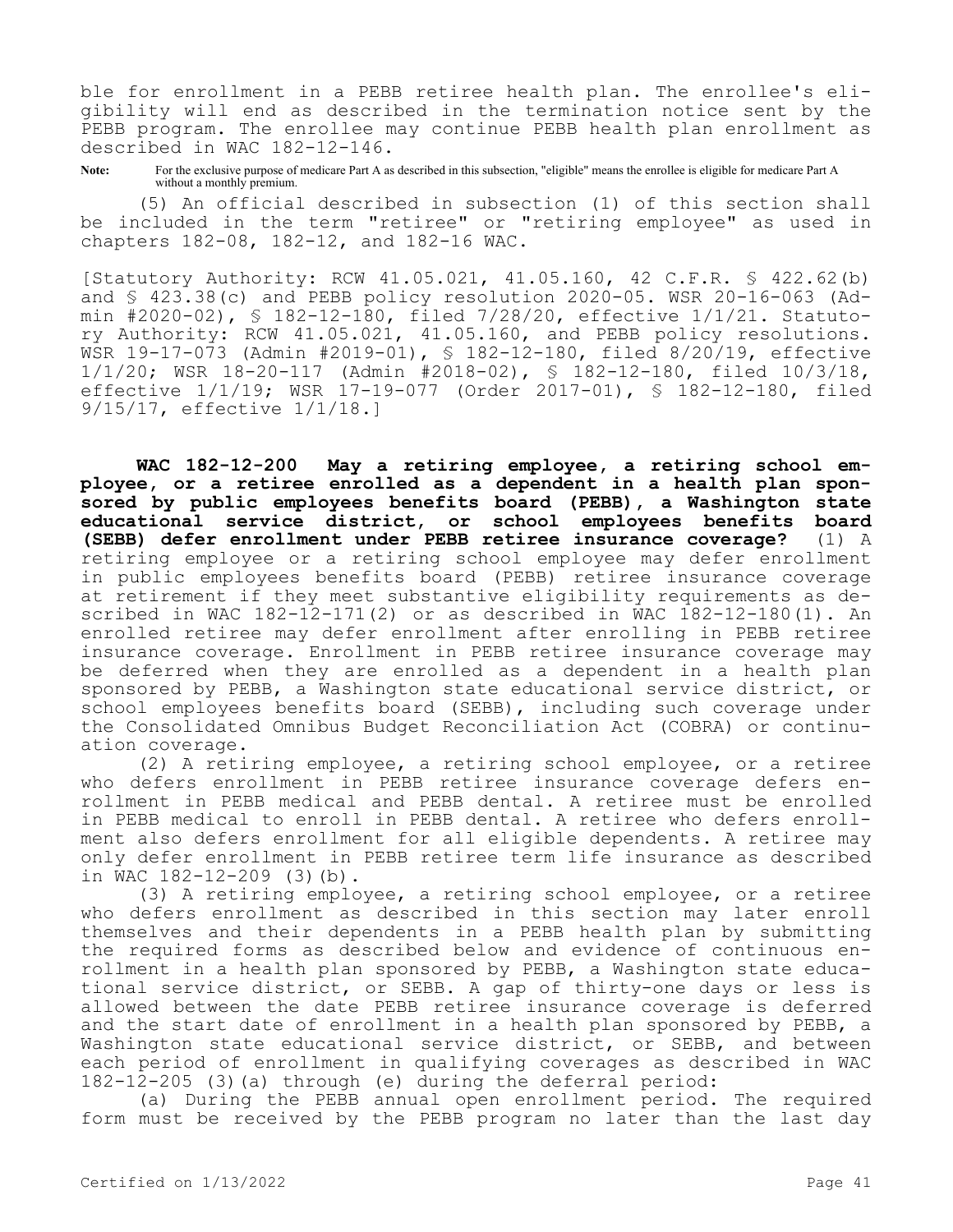ble for enrollment in a PEBB retiree health plan. The enrollee's eligibility will end as described in the termination notice sent by the PEBB program. The enrollee may continue PEBB health plan enrollment as described in WAC 182-12-146.

Note: For the exclusive purpose of medicare Part A as described in this subsection, "eligible" means the enrollee is eligible for medicare Part A without a monthly premium.

(5) An official described in subsection (1) of this section shall be included in the term "retiree" or "retiring employee" as used in chapters 182-08, 182-12, and 182-16 WAC.

[Statutory Authority: RCW 41.05.021, 41.05.160, 42 C.F.R. § 422.62(b) and § 423.38(c) and PEBB policy resolution 2020-05. WSR 20-16-063 (Admin #2020-02), § 182-12-180, filed 7/28/20, effective 1/1/21. Statutory Authority: RCW 41.05.021, 41.05.160, and PEBB policy resolutions. WSR 19-17-073 (Admin #2019-01), § 182-12-180, filed 8/20/19, effective 1/1/20; WSR 18-20-117 (Admin #2018-02), § 182-12-180, filed 10/3/18, effective 1/1/19; WSR 17-19-077 (Order 2017-01), § 182-12-180, filed 9/15/17, effective 1/1/18.]

**WAC 182-12-200 May a retiring employee, a retiring school employee, or a retiree enrolled as a dependent in a health plan sponsored by public employees benefits board (PEBB), a Washington state educational service district, or school employees benefits board (SEBB) defer enrollment under PEBB retiree insurance coverage?** (1) A retiring employee or a retiring school employee may defer enrollment in public employees benefits board (PEBB) retiree insurance coverage at retirement if they meet substantive eligibility requirements as described in WAC 182-12-171(2) or as described in WAC 182-12-180(1). An enrolled retiree may defer enrollment after enrolling in PEBB retiree insurance coverage. Enrollment in PEBB retiree insurance coverage may be deferred when they are enrolled as a dependent in a health plan sponsored by PEBB, a Washington state educational service district, or school employees benefits board (SEBB), including such coverage under the Consolidated Omnibus Budget Reconciliation Act (COBRA) or continuation coverage.

(2) A retiring employee, a retiring school employee, or a retiree who defers enrollment in PEBB retiree insurance coverage defers enrollment in PEBB medical and PEBB dental. A retiree must be enrolled in PEBB medical to enroll in PEBB dental. A retiree who defers enrollment also defers enrollment for all eligible dependents. A retiree may only defer enrollment in PEBB retiree term life insurance as described in WAC 182-12-209 (3)(b).

(3) A retiring employee, a retiring school employee, or a retiree who defers enrollment as described in this section may later enroll themselves and their dependents in a PEBB health plan by submitting the required forms as described below and evidence of continuous enrollment in a health plan sponsored by PEBB, a Washington state educational service district, or SEBB. A gap of thirty-one days or less is allowed between the date PEBB retiree insurance coverage is deferred and the start date of enrollment in a health plan sponsored by PEBB, a Washington state educational service district, or SEBB, and between each period of enrollment in qualifying coverages as described in WAC 182-12-205 (3)(a) through (e) during the deferral period:

(a) During the PEBB annual open enrollment period. The required form must be received by the PEBB program no later than the last day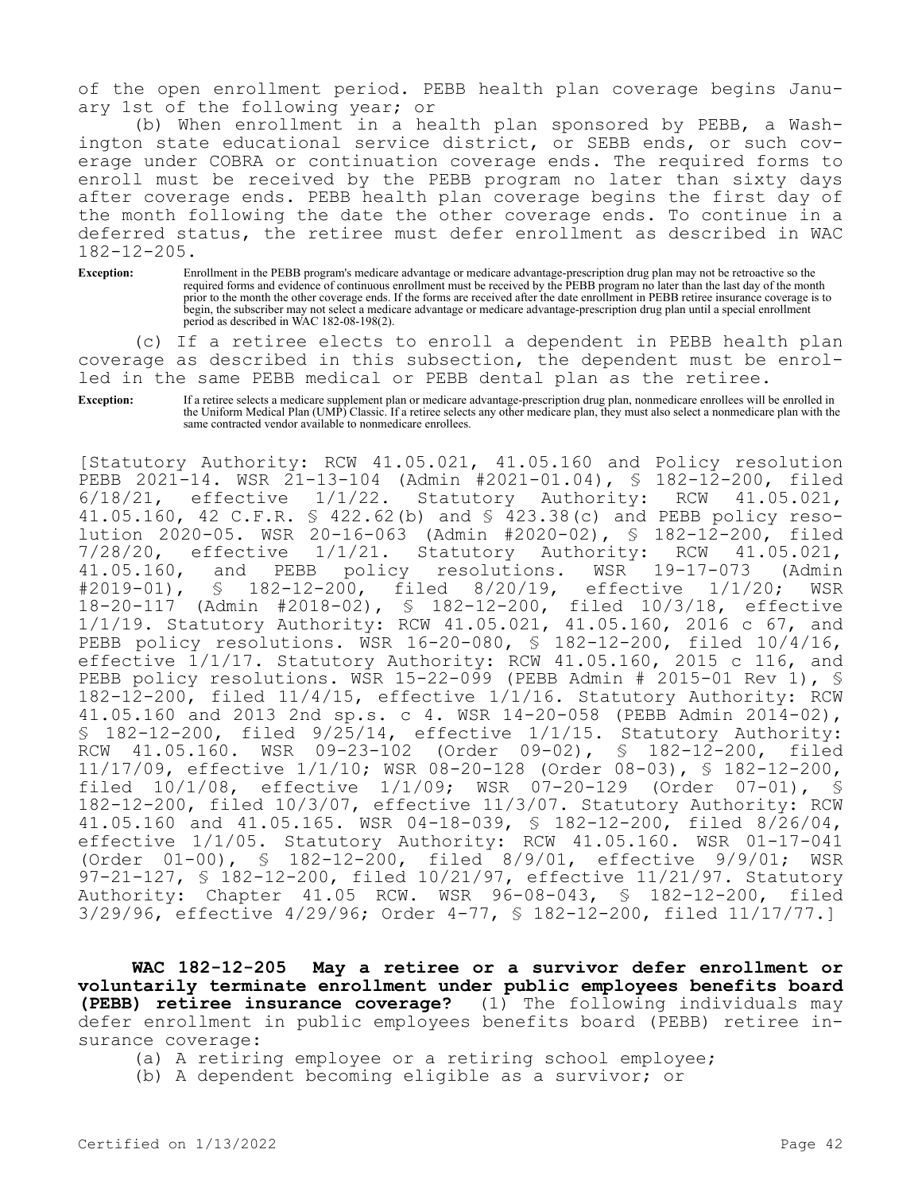of the open enrollment period. PEBB health plan coverage begins January 1st of the following year; or

(b) When enrollment in a health plan sponsored by PEBB, a Washington state educational service district, or SEBB ends, or such coverage under COBRA or continuation coverage ends. The required forms to enroll must be received by the PEBB program no later than sixty days after coverage ends. PEBB health plan coverage begins the first day of the month following the date the other coverage ends. To continue in a deferred status, the retiree must defer enrollment as described in WAC 182-12-205.

**Exception:** Enrollment in the PEBB program's medicare advantage or medicare advantage-prescription drug plan may not be retroactive so the required forms and evidence of continuous enrollment must be received by the PEBB program no later than the last day of the month prior to the month the other coverage ends. If the forms are received after the date enrollment in PEBB retiree insurance coverage is to begin, the subscriber may not select a medicare advantage or medicare advantage-prescription drug plan until a special enrollment period as described in WAC 182-08-198(2).

(c) If a retiree elects to enroll a dependent in PEBB health plan coverage as described in this subsection, the dependent must be enrolled in the same PEBB medical or PEBB dental plan as the retiree.

**Exception:** If a retiree selects a medicare supplement plan or medicare advantage-prescription drug plan, nonmedicare enrollees will be enrolled in the Uniform Medical Plan (UMP) Classic. If a retiree selects any other medicare plan, they must also select a nonmedicare plan with the same contracted vendor available to nonmedicare enrollees.

[Statutory Authority: RCW 41.05.021, 41.05.160 and Policy resolution PEBB 2021-14. WSR 21-13-104 (Admin #2021-01.04), § 182-12-200, filed 6/18/21, effective 1/1/22. Statutory Authority: RCW 41.05.021, 41.05.160, 42 C.F.R. § 422.62(b) and § 423.38(c) and PEBB policy resolution 2020-05. WSR 20-16-063 (Admin #2020-02), § 182-12-200, filed 7/28/20, effective 1/1/21. Statutory Authority: RCW 41.05.021, 41.05.160, and PEBB policy resolutions. WSR 19-17-073 (Admin #2019-01), § 182-12-200, filed 8/20/19, effective 1/1/20; WSR 18-20-117 (Admin #2018-02), § 182-12-200, filed 10/3/18, effective 1/1/19. Statutory Authority: RCW 41.05.021, 41.05.160, 2016 c 67, and PEBB policy resolutions. WSR 16-20-080, § 182-12-200, filed 10/4/16, effective 1/1/17. Statutory Authority: RCW 41.05.160, 2015 c 116, and PEBB policy resolutions. WSR 15-22-099 (PEBB Admin # 2015-01 Rev 1), § 182-12-200, filed 11/4/15, effective 1/1/16. Statutory Authority: RCW 41.05.160 and 2013 2nd sp.s. c 4. WSR 14-20-058 (PEBB Admin 2014-02), § 182-12-200, filed 9/25/14, effective 1/1/15. Statutory Authority: RCW 41.05.160. WSR 09-23-102 (Order 09-02), § 182-12-200, filed 11/17/09, effective 1/1/10; WSR 08-20-128 (Order 08-03), § 182-12-200, filed 10/1/08, effective 1/1/09; WSR 07-20-129 (Order 07-01), § 182-12-200, filed 10/3/07, effective 11/3/07. Statutory Authority: RCW 41.05.160 and 41.05.165. WSR 04-18-039, § 182-12-200, filed 8/26/04, effective 1/1/05. Statutory Authority: RCW 41.05.160. WSR 01-17-041 (Order 01-00), § 182-12-200, filed 8/9/01, effective 9/9/01; WSR 97-21-127, § 182-12-200, filed 10/21/97, effective 11/21/97. Statutory Authority: Chapter 41.05 RCW. WSR 96-08-043, § 182-12-200, filed 3/29/96, effective 4/29/96; Order 4-77, § 182-12-200, filed 11/17/77.]

**WAC 182-12-205 May a retiree or a survivor defer enrollment or voluntarily terminate enrollment under public employees benefits board (PEBB) retiree insurance coverage?** (1) The following individuals may defer enrollment in public employees benefits board (PEBB) retiree insurance coverage:

(a) A retiring employee or a retiring school employee;

(b) A dependent becoming eligible as a survivor; or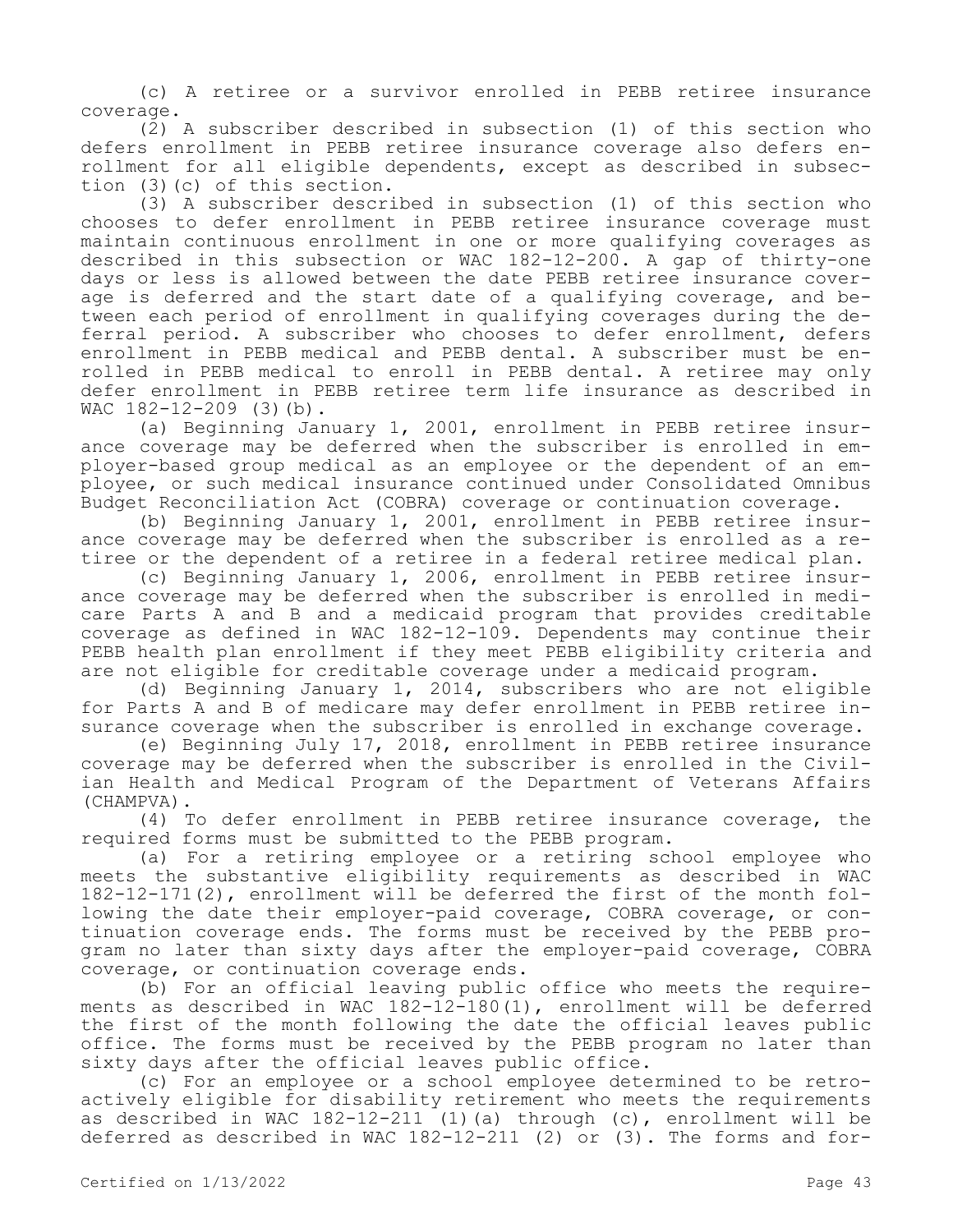(c) A retiree or a survivor enrolled in PEBB retiree insurance coverage.

(2) A subscriber described in subsection (1) of this section who defers enrollment in PEBB retiree insurance coverage also defers enrollment for all eligible dependents, except as described in subsection (3)(c) of this section.

(3) A subscriber described in subsection (1) of this section who chooses to defer enrollment in PEBB retiree insurance coverage must maintain continuous enrollment in one or more qualifying coverages as described in this subsection or WAC 182-12-200. A gap of thirty-one days or less is allowed between the date PEBB retiree insurance coverage is deferred and the start date of a qualifying coverage, and between each period of enrollment in qualifying coverages during the deferral period. A subscriber who chooses to defer enrollment, defers enrollment in PEBB medical and PEBB dental. A subscriber must be enrolled in PEBB medical to enroll in PEBB dental. A retiree may only defer enrollment in PEBB retiree term life insurance as described in WAC 182-12-209 (3)(b).

(a) Beginning January 1, 2001, enrollment in PEBB retiree insurance coverage may be deferred when the subscriber is enrolled in employer-based group medical as an employee or the dependent of an employee, or such medical insurance continued under Consolidated Omnibus Budget Reconciliation Act (COBRA) coverage or continuation coverage.

(b) Beginning January 1, 2001, enrollment in PEBB retiree insurance coverage may be deferred when the subscriber is enrolled as a retiree or the dependent of a retiree in a federal retiree medical plan.

(c) Beginning January 1, 2006, enrollment in PEBB retiree insurance coverage may be deferred when the subscriber is enrolled in medicare Parts A and B and a medicaid program that provides creditable coverage as defined in WAC 182-12-109. Dependents may continue their PEBB health plan enrollment if they meet PEBB eligibility criteria and are not eligible for creditable coverage under a medicaid program.

(d) Beginning January 1, 2014, subscribers who are not eligible for Parts A and B of medicare may defer enrollment in PEBB retiree insurance coverage when the subscriber is enrolled in exchange coverage.

(e) Beginning July 17, 2018, enrollment in PEBB retiree insurance coverage may be deferred when the subscriber is enrolled in the Civilian Health and Medical Program of the Department of Veterans Affairs (CHAMPVA).

(4) To defer enrollment in PEBB retiree insurance coverage, the required forms must be submitted to the PEBB program.

(a) For a retiring employee or a retiring school employee who meets the substantive eligibility requirements as described in WAC 182-12-171(2), enrollment will be deferred the first of the month following the date their employer-paid coverage, COBRA coverage, or continuation coverage ends. The forms must be received by the PEBB program no later than sixty days after the employer-paid coverage, COBRA coverage, or continuation coverage ends.

(b) For an official leaving public office who meets the requirements as described in WAC 182-12-180(1), enrollment will be deferred the first of the month following the date the official leaves public office. The forms must be received by the PEBB program no later than sixty days after the official leaves public office.

(c) For an employee or a school employee determined to be retroactively eligible for disability retirement who meets the requirements as described in WAC 182-12-211 (1)(a) through (c), enrollment will be deferred as described in WAC 182-12-211 (2) or (3). The forms and for-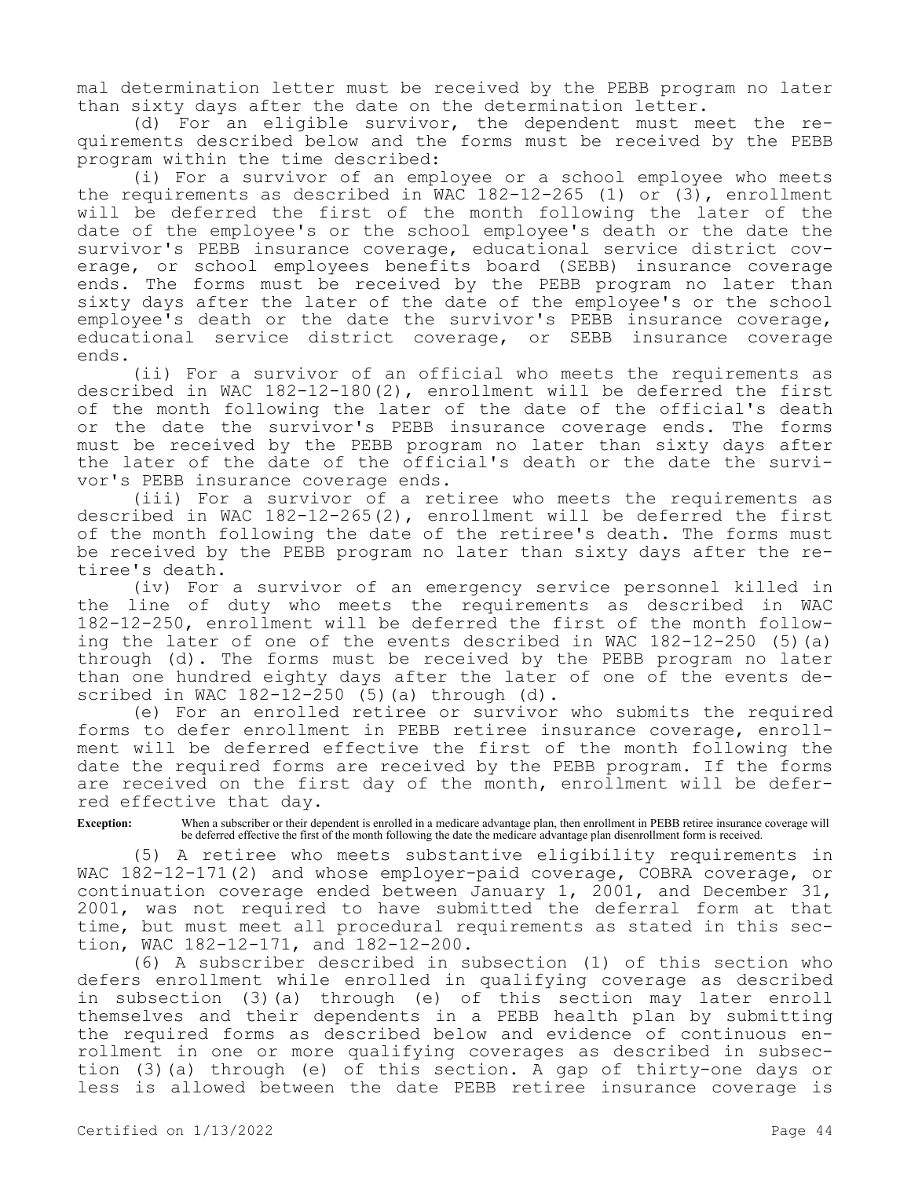mal determination letter must be received by the PEBB program no later than sixty days after the date on the determination letter.

(d) For an eligible survivor, the dependent must meet the requirements described below and the forms must be received by the PEBB program within the time described:

(i) For a survivor of an employee or a school employee who meets the requirements as described in WAC 182-12-265 (1) or (3), enrollment will be deferred the first of the month following the later of the date of the employee's or the school employee's death or the date the survivor's PEBB insurance coverage, educational service district coverage, or school employees benefits board (SEBB) insurance coverage ends. The forms must be received by the PEBB program no later than sixty days after the later of the date of the employee's or the school employee's death or the date the survivor's PEBB insurance coverage, educational service district coverage, or SEBB insurance coverage ends.

(ii) For a survivor of an official who meets the requirements as described in WAC 182-12-180(2), enrollment will be deferred the first of the month following the later of the date of the official's death or the date the survivor's PEBB insurance coverage ends. The forms must be received by the PEBB program no later than sixty days after the later of the date of the official's death or the date the survivor's PEBB insurance coverage ends.

(iii) For a survivor of a retiree who meets the requirements as described in WAC 182-12-265(2), enrollment will be deferred the first of the month following the date of the retiree's death. The forms must be received by the PEBB program no later than sixty days after the retiree's death.

(iv) For a survivor of an emergency service personnel killed in the line of duty who meets the requirements as described in WAC 182-12-250, enrollment will be deferred the first of the month following the later of one of the events described in WAC 182-12-250 (5)(a) through (d). The forms must be received by the PEBB program no later than one hundred eighty days after the later of one of the events described in WAC 182-12-250 (5)(a) through (d).

(e) For an enrolled retiree or survivor who submits the required forms to defer enrollment in PEBB retiree insurance coverage, enrollment will be deferred effective the first of the month following the date the required forms are received by the PEBB program. If the forms are received on the first day of the month, enrollment will be deferred effective that day.

**Exception:** When a subscriber or their dependent is enrolled in a medicare advantage plan, then enrollment in PEBB retiree insurance coverage will be deferred effective the first of the month following the date the medicare advantage plan disenrollment form is received.

(5) A retiree who meets substantive eligibility requirements in WAC 182-12-171(2) and whose employer-paid coverage, COBRA coverage, or continuation coverage ended between January 1, 2001, and December 31, 2001, was not required to have submitted the deferral form at that time, but must meet all procedural requirements as stated in this section, WAC 182-12-171, and 182-12-200.

(6) A subscriber described in subsection (1) of this section who defers enrollment while enrolled in qualifying coverage as described in subsection (3)(a) through (e) of this section may later enroll themselves and their dependents in a PEBB health plan by submitting the required forms as described below and evidence of continuous enrollment in one or more qualifying coverages as described in subsection (3)(a) through (e) of this section. A gap of thirty-one days or less is allowed between the date PEBB retiree insurance coverage is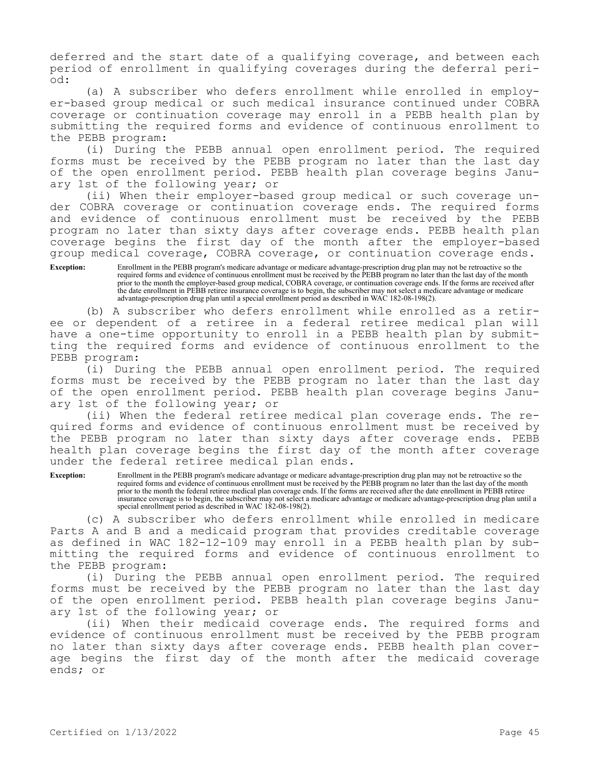deferred and the start date of a qualifying coverage, and between each period of enrollment in qualifying coverages during the deferral period:

(a) A subscriber who defers enrollment while enrolled in employer-based group medical or such medical insurance continued under COBRA coverage or continuation coverage may enroll in a PEBB health plan by submitting the required forms and evidence of continuous enrollment to the PEBB program:

(i) During the PEBB annual open enrollment period. The required forms must be received by the PEBB program no later than the last day of the open enrollment period. PEBB health plan coverage begins January 1st of the following year; or

(ii) When their employer-based group medical or such coverage under COBRA coverage or continuation coverage ends. The required forms and evidence of continuous enrollment must be received by the PEBB program no later than sixty days after coverage ends. PEBB health plan coverage begins the first day of the month after the employer-based group medical coverage, COBRA coverage, or continuation coverage ends.

**Exception:** Enrollment in the PEBB program's medicare advantage or medicare advantage-prescription drug plan may not be retroactive so the required forms and evidence of continuous enrollment must be received by the PEBB program no later than the last day of the month prior to the month the employer-based group medical, COBRA coverage, or continuation coverage ends. If the forms are received after the date enrollment in PEBB retiree insurance coverage is to begin, the subscriber may not select a medicare advantage or medicare advantage-prescription drug plan until a special enrollment period as described in WAC 182-08-198(2).

(b) A subscriber who defers enrollment while enrolled as a retiree or dependent of a retiree in a federal retiree medical plan will have a one-time opportunity to enroll in a PEBB health plan by submitting the required forms and evidence of continuous enrollment to the PEBB program:

(i) During the PEBB annual open enrollment period. The required forms must be received by the PEBB program no later than the last day of the open enrollment period. PEBB health plan coverage begins January 1st of the following year; or

(ii) When the federal retiree medical plan coverage ends. The required forms and evidence of continuous enrollment must be received by the PEBB program no later than sixty days after coverage ends. PEBB health plan coverage begins the first day of the month after coverage under the federal retiree medical plan ends.

**Exception:** Enrollment in the PEBB program's medicare advantage or medicare advantage-prescription drug plan may not be retroactive so the required forms and evidence of continuous enrollment must be received by the PEBB program no later than the last day of the month prior to the month the federal retiree medical plan coverage ends. If the forms are received after the date enrollment in PEBB retiree insurance coverage is to begin, the subscriber may not select a medicare advantage or medicare advantage-prescription drug plan until a special enrollment period as described in WAC 182-08-198(2).

(c) A subscriber who defers enrollment while enrolled in medicare Parts A and B and a medicaid program that provides creditable coverage as defined in WAC 182-12-109 may enroll in a PEBB health plan by submitting the required forms and evidence of continuous enrollment to the PEBB program:

(i) During the PEBB annual open enrollment period. The required forms must be received by the PEBB program no later than the last day of the open enrollment period. PEBB health plan coverage begins January 1st of the following year; or

(ii) When their medicaid coverage ends. The required forms and evidence of continuous enrollment must be received by the PEBB program no later than sixty days after coverage ends. PEBB health plan coverage begins the first day of the month after the medicaid coverage ends; or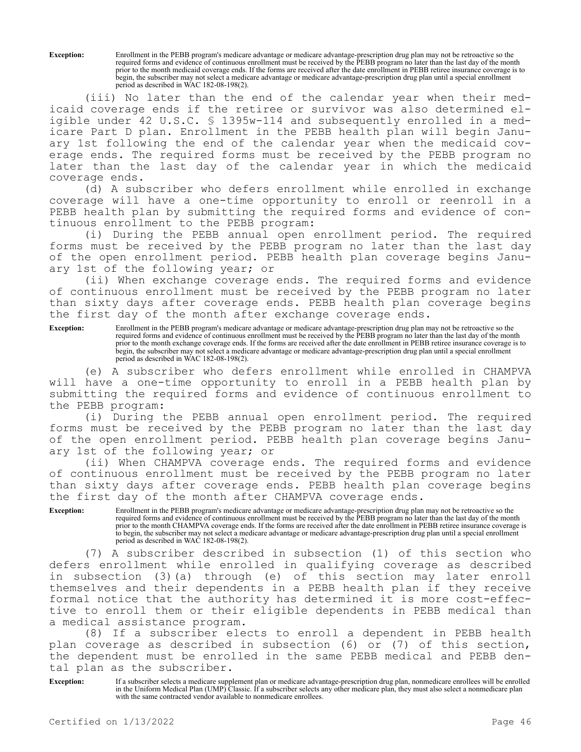**Exception:** Enrollment in the PEBB program's medicare advantage or medicare advantage-prescription drug plan may not be retroactive so the required forms and evidence of continuous enrollment must be received by the PEBB program no later than the last day of the month prior to the month medicaid coverage ends. If the forms are received after the date enrollment in PEBB retiree insurance coverage is to begin, the subscriber may not select a medicare advantage or medicare advantage-prescription drug plan until a special enrollment period as described in WAC 182-08-198(2).

(iii) No later than the end of the calendar year when their medicaid coverage ends if the retiree or survivor was also determined eligible under 42 U.S.C. § 1395w-114 and subsequently enrolled in a medicare Part D plan. Enrollment in the PEBB health plan will begin January 1st following the end of the calendar year when the medicaid coverage ends. The required forms must be received by the PEBB program no later than the last day of the calendar year in which the medicaid coverage ends.

(d) A subscriber who defers enrollment while enrolled in exchange coverage will have a one-time opportunity to enroll or reenroll in a PEBB health plan by submitting the required forms and evidence of continuous enrollment to the PEBB program:

(i) During the PEBB annual open enrollment period. The required forms must be received by the PEBB program no later than the last day of the open enrollment period. PEBB health plan coverage begins January 1st of the following year; or

(ii) When exchange coverage ends. The required forms and evidence of continuous enrollment must be received by the PEBB program no later than sixty days after coverage ends. PEBB health plan coverage begins the first day of the month after exchange coverage ends.

**Exception:** Enrollment in the PEBB program's medicare advantage or medicare advantage-prescription drug plan may not be retroactive so the required forms and evidence of continuous enrollment must be received by the PEBB program no later than the last day of the month prior to the month exchange coverage ends. If the forms are received after the date enrollment in PEBB retiree insurance coverage is to begin, the subscriber may not select a medicare advantage or medicare advantage-prescription drug plan until a special enrollment period as described in WAC 182-08-198(2).

(e) A subscriber who defers enrollment while enrolled in CHAMPVA will have a one-time opportunity to enroll in a PEBB health plan by submitting the required forms and evidence of continuous enrollment to the PEBB program:

(i) During the PEBB annual open enrollment period. The required forms must be received by the PEBB program no later than the last day of the open enrollment period. PEBB health plan coverage begins January 1st of the following year; or

(ii) When CHAMPVA coverage ends. The required forms and evidence of continuous enrollment must be received by the PEBB program no later than sixty days after coverage ends. PEBB health plan coverage begins the first day of the month after CHAMPVA coverage ends.

**Exception:** Enrollment in the PEBB program's medicare advantage or medicare advantage-prescription drug plan may not be retroactive so the required forms and evidence of continuous enrollment must be received by the PEBB program no later than the last day of the month prior to the month CHAMPVA coverage ends. If the forms are received after the date enrollment in PEBB retiree insurance coverage is to begin, the subscriber may not select a medicare advantage or medicare advantage-prescription drug plan until a special enrollment period as described in WAC 182-08-198(2).

(7) A subscriber described in subsection (1) of this section who defers enrollment while enrolled in qualifying coverage as described in subsection (3)(a) through (e) of this section may later enroll themselves and their dependents in a PEBB health plan if they receive formal notice that the authority has determined it is more cost-effective to enroll them or their eligible dependents in PEBB medical than a medical assistance program.

(8) If a subscriber elects to enroll a dependent in PEBB health plan coverage as described in subsection (6) or (7) of this section, the dependent must be enrolled in the same PEBB medical and PEBB dental plan as the subscriber.

**Exception:** If a subscriber selects a medicare supplement plan or medicare advantage-prescription drug plan, nonmedicare enrollees will be enrolled in the Uniform Medical Plan (UMP) Classic. If a subscriber selects any other medicare plan, they must also select a nonmedicare plan with the same contracted vendor available to nonmedicare enrollees.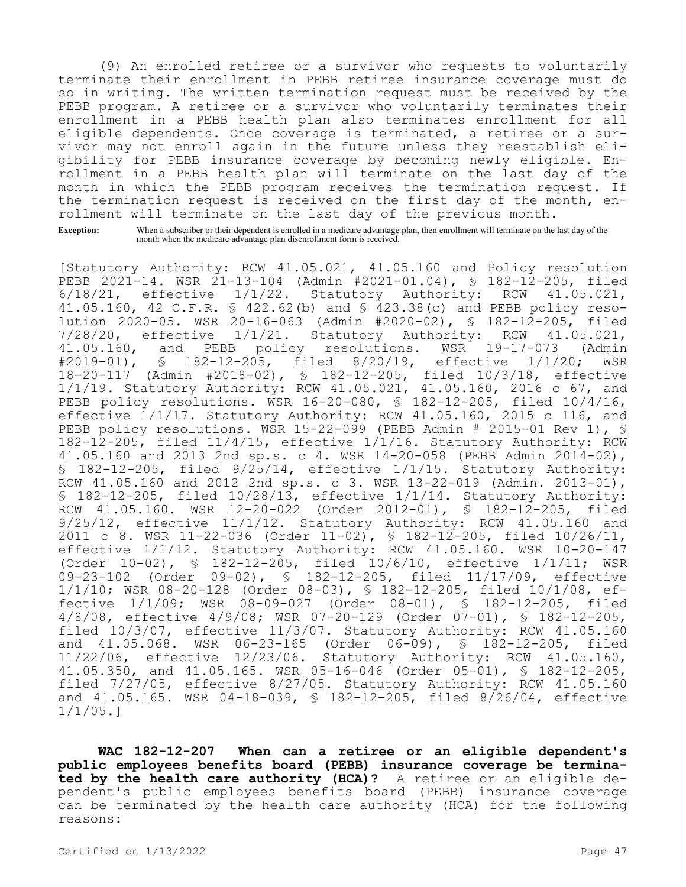(9) An enrolled retiree or a survivor who requests to voluntarily terminate their enrollment in PEBB retiree insurance coverage must do so in writing. The written termination request must be received by the PEBB program. A retiree or a survivor who voluntarily terminates their enrollment in a PEBB health plan also terminates enrollment for all eligible dependents. Once coverage is terminated, a retiree or a survivor may not enroll again in the future unless they reestablish eligibility for PEBB insurance coverage by becoming newly eligible. Enrollment in a PEBB health plan will terminate on the last day of the month in which the PEBB program receives the termination request. If the termination request is received on the first day of the month, enrollment will terminate on the last day of the previous month.

**Exception:** When a subscriber or their dependent is enrolled in a medicare advantage plan, then enrollment will terminate on the last day of the month when the medicare advantage plan disenrollment form is received.

[Statutory Authority: RCW 41.05.021, 41.05.160 and Policy resolution PEBB 2021-14. WSR 21-13-104 (Admin #2021-01.04), § 182-12-205, filed 6/18/21, effective 1/1/22. Statutory Authority: RCW 41.05.021, 41.05.160, 42 C.F.R. § 422.62(b) and § 423.38(c) and PEBB policy resolution 2020-05. WSR 20-16-063 (Admin #2020-02), § 182-12-205, filed 7/28/20, effective 1/1/21. Statutory Authority: RCW 41.05.021, 41.05.160, and PEBB policy resolutions. WSR 19-17-073 (Admin #2019-01), § 182-12-205, filed 8/20/19, effective 1/1/20; WSR 18-20-117 (Admin #2018-02), § 182-12-205, filed 10/3/18, effective 1/1/19. Statutory Authority: RCW 41.05.021, 41.05.160, 2016 c 67, and PEBB policy resolutions. WSR 16-20-080, § 182-12-205, filed 10/4/16, effective 1/1/17. Statutory Authority: RCW 41.05.160, 2015 c 116, and PEBB policy resolutions. WSR 15-22-099 (PEBB Admin # 2015-01 Rev 1), § 182-12-205, filed 11/4/15, effective 1/1/16. Statutory Authority: RCW 41.05.160 and 2013 2nd sp.s. c 4. WSR 14-20-058 (PEBB Admin 2014-02), § 182-12-205, filed 9/25/14, effective 1/1/15. Statutory Authority: RCW 41.05.160 and 2012 2nd sp.s. c 3. WSR 13-22-019 (Admin. 2013-01), § 182-12-205, filed 10/28/13, effective 1/1/14. Statutory Authority: RCW 41.05.160. WSR 12-20-022 (Order 2012-01), § 182-12-205, filed 9/25/12, effective 11/1/12. Statutory Authority: RCW 41.05.160 and 2011 c 8. WSR 11-22-036 (Order 11-02), § 182-12-205, filed 10/26/11, effective 1/1/12. Statutory Authority: RCW 41.05.160. WSR 10-20-147 (Order 10-02), § 182-12-205, filed 10/6/10, effective 1/1/11; WSR 09-23-102 (Order 09-02), § 182-12-205, filed 11/17/09, effective 1/1/10; WSR 08-20-128 (Order 08-03), § 182-12-205, filed 10/1/08, effective 1/1/09; WSR 08-09-027 (Order 08-01), § 182-12-205, filed 4/8/08, effective 4/9/08; WSR 07-20-129 (Order 07-01), § 182-12-205, filed 10/3/07, effective 11/3/07. Statutory Authority: RCW 41.05.160 and 41.05.068. WSR 06-23-165 (Order 06-09), § 182-12-205, filed 11/22/06, effective 12/23/06. Statutory Authority: RCW 41.05.160, 41.05.350, and 41.05.165. WSR 05-16-046 (Order 05-01), § 182-12-205, filed 7/27/05, effective 8/27/05. Statutory Authority: RCW 41.05.160 and 41.05.165. WSR 04-18-039, § 182-12-205, filed 8/26/04, effective 1/1/05.]

**WAC 182-12-207 When can a retiree or an eligible dependent's public employees benefits board (PEBB) insurance coverage be terminated by the health care authority (HCA)?** A retiree or an eligible dependent's public employees benefits board (PEBB) insurance coverage can be terminated by the health care authority (HCA) for the following reasons: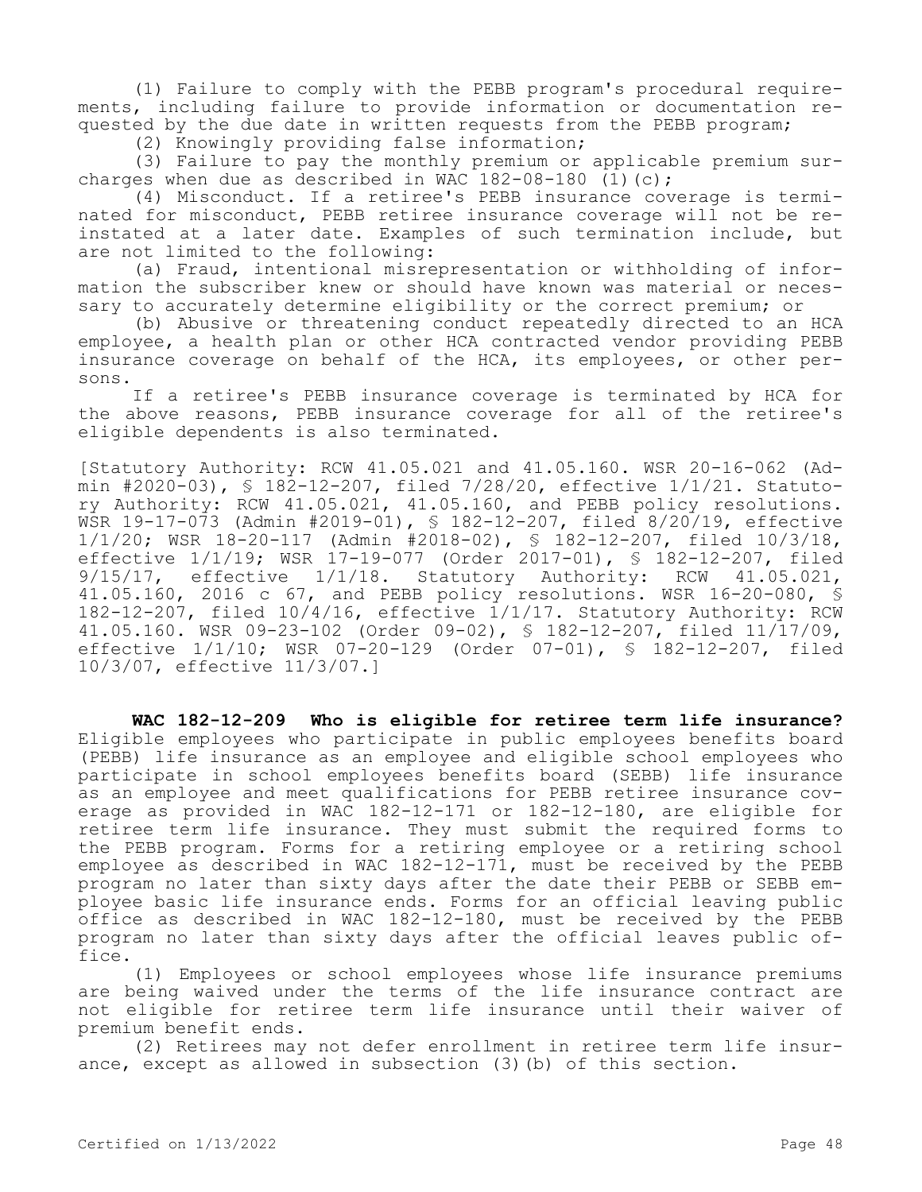(1) Failure to comply with the PEBB program's procedural requirements, including failure to provide information or documentation requested by the due date in written requests from the PEBB program;

(2) Knowingly providing false information;

(3) Failure to pay the monthly premium or applicable premium surcharges when due as described in WAC 182-08-180 (1)(c);

(4) Misconduct. If a retiree's PEBB insurance coverage is terminated for misconduct, PEBB retiree insurance coverage will not be reinstated at a later date. Examples of such termination include, but are not limited to the following:

(a) Fraud, intentional misrepresentation or withholding of information the subscriber knew or should have known was material or necessary to accurately determine eligibility or the correct premium; or

(b) Abusive or threatening conduct repeatedly directed to an HCA employee, a health plan or other HCA contracted vendor providing PEBB insurance coverage on behalf of the HCA, its employees, or other persons.

If a retiree's PEBB insurance coverage is terminated by HCA for the above reasons, PEBB insurance coverage for all of the retiree's eligible dependents is also terminated.

[Statutory Authority: RCW 41.05.021 and 41.05.160. WSR 20-16-062 (Admin #2020-03), § 182-12-207, filed 7/28/20, effective 1/1/21. Statutory Authority: RCW 41.05.021, 41.05.160, and PEBB policy resolutions. WSR 19-17-073 (Admin #2019-01), § 182-12-207, filed 8/20/19, effective 1/1/20; WSR 18-20-117 (Admin #2018-02), § 182-12-207, filed 10/3/18, effective 1/1/19; WSR 17-19-077 (Order 2017-01), § 182-12-207, filed 9/15/17, effective 1/1/18. Statutory Authority: RCW 41.05.021, 41.05.160, 2016 c 67, and PEBB policy resolutions. WSR 16-20-080, § 182-12-207, filed 10/4/16, effective 1/1/17. Statutory Authority: RCW 41.05.160. WSR 09-23-102 (Order 09-02), § 182-12-207, filed 11/17/09, effective 1/1/10; WSR 07-20-129 (Order 07-01), § 182-12-207, filed 10/3/07, effective 11/3/07.]

**WAC 182-12-209 Who is eligible for retiree term life insurance?** Eligible employees who participate in public employees benefits board (PEBB) life insurance as an employee and eligible school employees who participate in school employees benefits board (SEBB) life insurance as an employee and meet qualifications for PEBB retiree insurance coverage as provided in WAC 182-12-171 or 182-12-180, are eligible for retiree term life insurance. They must submit the required forms to the PEBB program. Forms for a retiring employee or a retiring school employee as described in WAC 182-12-171, must be received by the PEBB program no later than sixty days after the date their PEBB or SEBB employee basic life insurance ends. Forms for an official leaving public office as described in WAC 182-12-180, must be received by the PEBB program no later than sixty days after the official leaves public office.

(1) Employees or school employees whose life insurance premiums are being waived under the terms of the life insurance contract are not eligible for retiree term life insurance until their waiver of premium benefit ends.

(2) Retirees may not defer enrollment in retiree term life insurance, except as allowed in subsection (3)(b) of this section.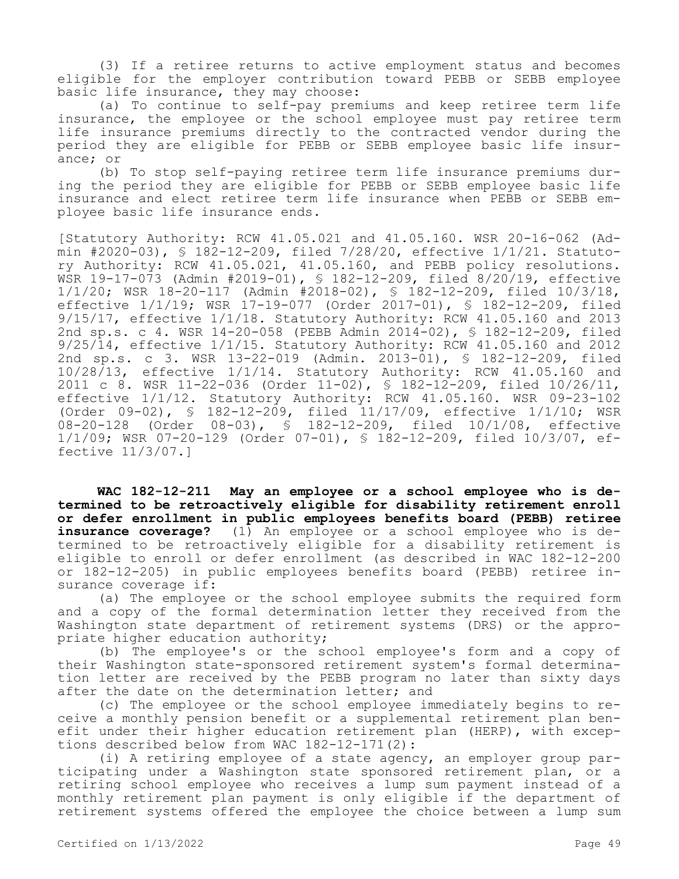(3) If a retiree returns to active employment status and becomes eligible for the employer contribution toward PEBB or SEBB employee basic life insurance, they may choose:

(a) To continue to self-pay premiums and keep retiree term life insurance, the employee or the school employee must pay retiree term life insurance premiums directly to the contracted vendor during the period they are eligible for PEBB or SEBB employee basic life insurance; or

(b) To stop self-paying retiree term life insurance premiums during the period they are eligible for PEBB or SEBB employee basic life insurance and elect retiree term life insurance when PEBB or SEBB employee basic life insurance ends.

[Statutory Authority: RCW 41.05.021 and 41.05.160. WSR 20-16-062 (Admin #2020-03), § 182-12-209, filed 7/28/20, effective 1/1/21. Statutory Authority: RCW 41.05.021, 41.05.160, and PEBB policy resolutions. WSR 19-17-073 (Admin #2019-01), § 182-12-209, filed 8/20/19, effective 1/1/20; WSR 18-20-117 (Admin #2018-02), § 182-12-209, filed 10/3/18, effective 1/1/19; WSR 17-19-077 (Order 2017-01), § 182-12-209, filed 9/15/17, effective 1/1/18. Statutory Authority: RCW 41.05.160 and 2013 2nd sp.s. c 4. WSR 14-20-058 (PEBB Admin 2014-02), § 182-12-209, filed 9/25/14, effective 1/1/15. Statutory Authority: RCW 41.05.160 and 2012 2nd sp.s. c 3. WSR 13-22-019 (Admin. 2013-01), § 182-12-209, filed 10/28/13, effective 1/1/14. Statutory Authority: RCW 41.05.160 and 2011 c 8. WSR 11-22-036 (Order 11-02), § 182-12-209, filed 10/26/11, effective 1/1/12. Statutory Authority: RCW 41.05.160. WSR 09-23-102 (Order 09-02), § 182-12-209, filed 11/17/09, effective 1/1/10; WSR 08-20-128 (Order 08-03), § 182-12-209, filed 10/1/08, effective 1/1/09; WSR 07-20-129 (Order 07-01), § 182-12-209, filed 10/3/07, effective 11/3/07.]

**WAC 182-12-211 May an employee or a school employee who is determined to be retroactively eligible for disability retirement enroll or defer enrollment in public employees benefits board (PEBB) retiree insurance coverage?** (1) An employee or a school employee who is determined to be retroactively eligible for a disability retirement is eligible to enroll or defer enrollment (as described in WAC 182-12-200 or 182-12-205) in public employees benefits board (PEBB) retiree insurance coverage if:

(a) The employee or the school employee submits the required form and a copy of the formal determination letter they received from the Washington state department of retirement systems (DRS) or the appropriate higher education authority;

(b) The employee's or the school employee's form and a copy of their Washington state-sponsored retirement system's formal determination letter are received by the PEBB program no later than sixty days after the date on the determination letter; and

(c) The employee or the school employee immediately begins to receive a monthly pension benefit or a supplemental retirement plan benefit under their higher education retirement plan (HERP), with exceptions described below from WAC 182-12-171(2):

(i) A retiring employee of a state agency, an employer group participating under a Washington state sponsored retirement plan, or a retiring school employee who receives a lump sum payment instead of a monthly retirement plan payment is only eligible if the department of retirement systems offered the employee the choice between a lump sum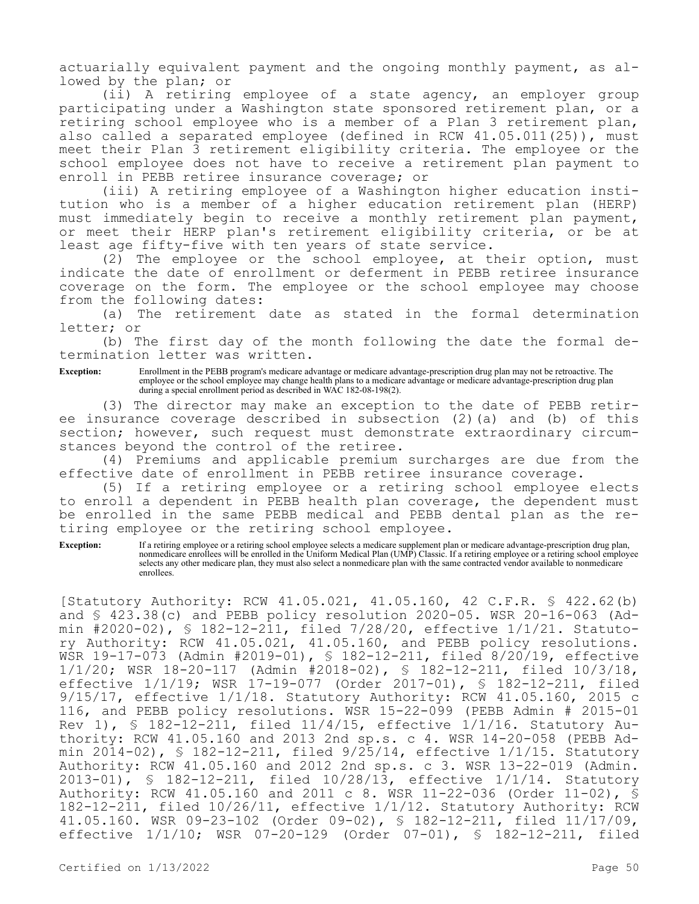actuarially equivalent payment and the ongoing monthly payment, as allowed by the plan; or

(ii) A retiring employee of a state agency, an employer group participating under a Washington state sponsored retirement plan, or a retiring school employee who is a member of a Plan 3 retirement plan, also called a separated employee (defined in RCW 41.05.011(25)), must meet their Plan 3 retirement eligibility criteria. The employee or the school employee does not have to receive a retirement plan payment to enroll in PEBB retiree insurance coverage; or

(iii) A retiring employee of a Washington higher education institution who is a member of a higher education retirement plan (HERP) must immediately begin to receive a monthly retirement plan payment, or meet their HERP plan's retirement eligibility criteria, or be at least age fifty-five with ten years of state service.

(2) The employee or the school employee, at their option, must indicate the date of enrollment or deferment in PEBB retiree insurance coverage on the form. The employee or the school employee may choose from the following dates:

(a) The retirement date as stated in the formal determination letter; or

(b) The first day of the month following the date the formal determination letter was written.

**Exception:** Enrollment in the PEBB program's medicare advantage or medicare advantage-prescription drug plan may not be retroactive. The employee or the school employee may change health plans to a medicare advantage or medicare advantage-prescription drug plan during a special enrollment period as described in WAC 182-08-198(2).

(3) The director may make an exception to the date of PEBB retiree insurance coverage described in subsection (2)(a) and (b) of this section; however, such request must demonstrate extraordinary circumstances beyond the control of the retiree.

(4) Premiums and applicable premium surcharges are due from the effective date of enrollment in PEBB retiree insurance coverage.

(5) If a retiring employee or a retiring school employee elects to enroll a dependent in PEBB health plan coverage, the dependent must be enrolled in the same PEBB medical and PEBB dental plan as the retiring employee or the retiring school employee.

**Exception:** If a retiring employee or a retiring school employee selects a medicare supplement plan or medicare advantage-prescription drug plan, nonmedicare enrollees will be enrolled in the Uniform Medical Plan (UMP) Classic. If a retiring employee or a retiring school employee selects any other medicare plan, they must also select a nonmedicare plan with the same contracted vendor available to nonmedicare enrollees.

[Statutory Authority: RCW 41.05.021, 41.05.160, 42 C.F.R. § 422.62(b) and § 423.38(c) and PEBB policy resolution 2020-05. WSR 20-16-063 (Admin #2020-02), § 182-12-211, filed 7/28/20, effective 1/1/21. Statutory Authority: RCW 41.05.021, 41.05.160, and PEBB policy resolutions. WSR 19-17-073 (Admin #2019-01), § 182-12-211, filed 8/20/19, effective 1/1/20; WSR 18-20-117 (Admin #2018-02), § 182-12-211, filed 10/3/18, effective 1/1/19; WSR 17-19-077 (Order 2017-01), § 182-12-211, filed 9/15/17, effective 1/1/18. Statutory Authority: RCW 41.05.160, 2015 c 116, and PEBB policy resolutions. WSR 15-22-099 (PEBB Admin # 2015-01 Rev 1), § 182-12-211, filed 11/4/15, effective 1/1/16. Statutory Authority: RCW 41.05.160 and 2013 2nd sp.s. c 4. WSR 14-20-058 (PEBB Admin 2014-02), § 182-12-211, filed 9/25/14, effective 1/1/15. Statutory Authority: RCW 41.05.160 and 2012 2nd sp.s. c 3. WSR 13-22-019 (Admin. 2013-01), § 182-12-211, filed 10/28/13, effective 1/1/14. Statutory Authority: RCW 41.05.160 and 2011 c 8. WSR 11-22-036 (Order 11-02), § 182-12-211, filed 10/26/11, effective 1/1/12. Statutory Authority: RCW 41.05.160. WSR 09-23-102 (Order 09-02), § 182-12-211, filed 11/17/09, effective 1/1/10; WSR 07-20-129 (Order 07-01), § 182-12-211, filed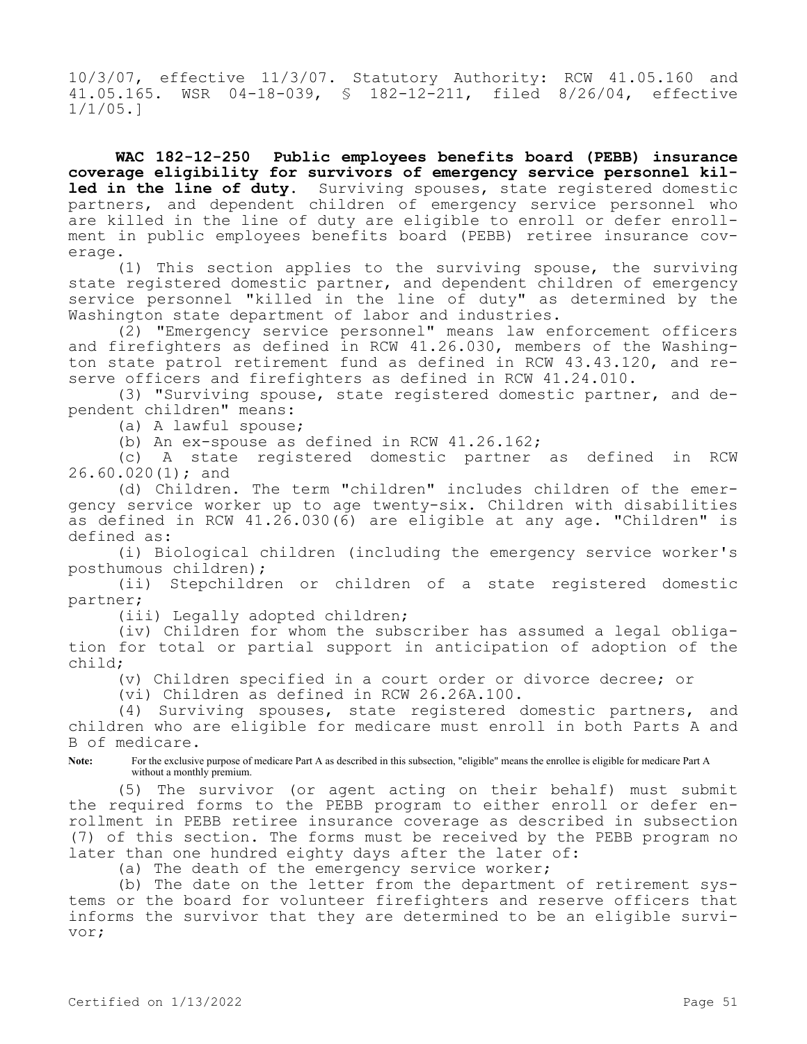10/3/07, effective 11/3/07. Statutory Authority: RCW 41.05.160 and 41.05.165. WSR 04-18-039, § 182-12-211, filed 8/26/04, effective 1/1/05.]

**WAC 182-12-250 Public employees benefits board (PEBB) insurance coverage eligibility for survivors of emergency service personnel killed in the line of duty.** Surviving spouses, state registered domestic partners, and dependent children of emergency service personnel who are killed in the line of duty are eligible to enroll or defer enrollment in public employees benefits board (PEBB) retiree insurance coverage.

(1) This section applies to the surviving spouse, the surviving state registered domestic partner, and dependent children of emergency service personnel "killed in the line of duty" as determined by the Washington state department of labor and industries.

(2) "Emergency service personnel" means law enforcement officers and firefighters as defined in RCW 41.26.030, members of the Washington state patrol retirement fund as defined in RCW 43.43.120, and reserve officers and firefighters as defined in RCW 41.24.010.

(3) "Surviving spouse, state registered domestic partner, and dependent children" means:

(a) A lawful spouse;

(b) An ex-spouse as defined in RCW 41.26.162;

(c) A state registered domestic partner as defined in RCW 26.60.020(1); and

(d) Children. The term "children" includes children of the emergency service worker up to age twenty-six. Children with disabilities as defined in RCW 41.26.030(6) are eligible at any age. "Children" is defined as:

(i) Biological children (including the emergency service worker's posthumous children);

(ii) Stepchildren or children of a state registered domestic partner;

(iii) Legally adopted children;

(iv) Children for whom the subscriber has assumed a legal obligation for total or partial support in anticipation of adoption of the child;

(v) Children specified in a court order or divorce decree; or

(vi) Children as defined in RCW 26.26A.100.

(4) Surviving spouses, state registered domestic partners, and children who are eligible for medicare must enroll in both Parts A and B of medicare.

**Note:** For the exclusive purpose of medicare Part A as described in this subsection, "eligible" means the enrollee is eligible for medicare Part A without a monthly premium.

(5) The survivor (or agent acting on their behalf) must submit the required forms to the PEBB program to either enroll or defer enrollment in PEBB retiree insurance coverage as described in subsection (7) of this section. The forms must be received by the PEBB program no later than one hundred eighty days after the later of:

(a) The death of the emergency service worker;

(b) The date on the letter from the department of retirement systems or the board for volunteer firefighters and reserve officers that informs the survivor that they are determined to be an eligible survivor;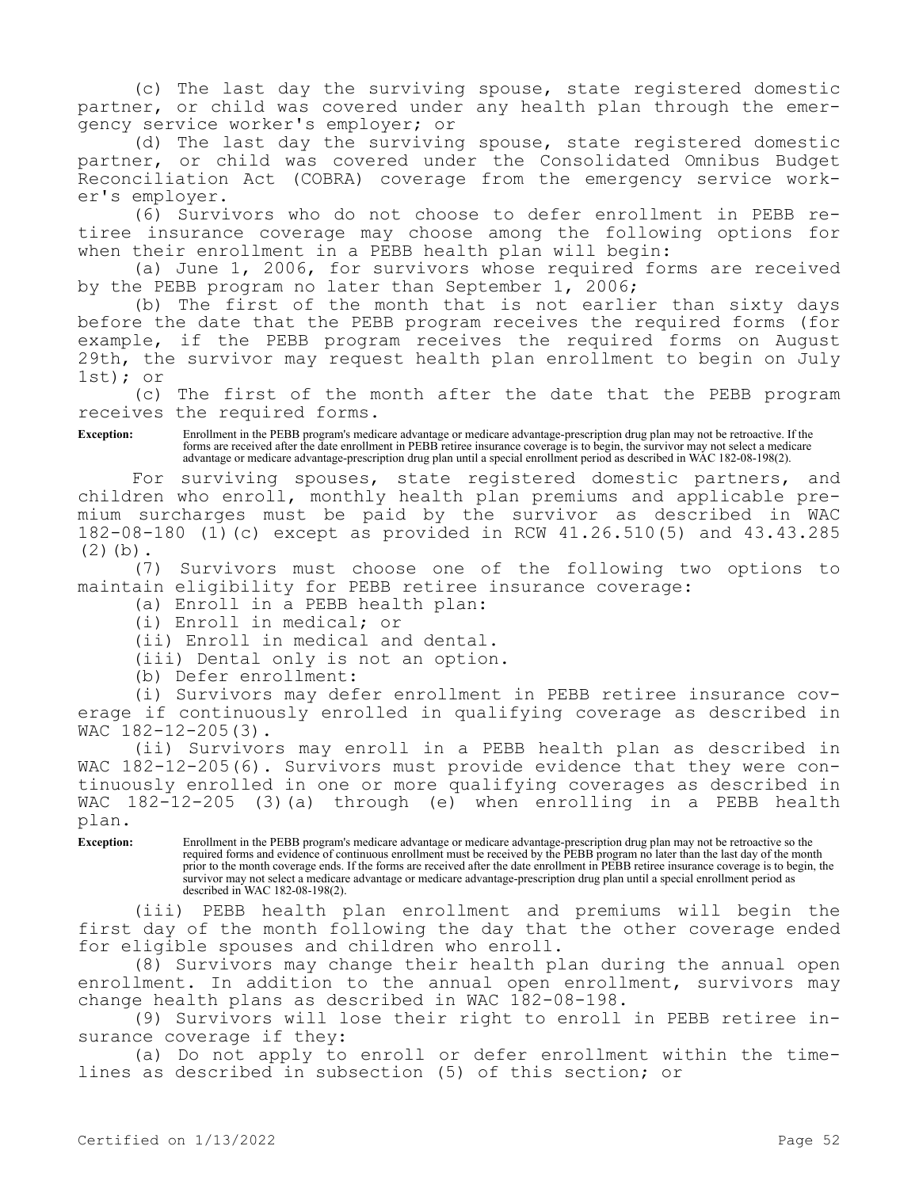(c) The last day the surviving spouse, state registered domestic partner, or child was covered under any health plan through the emergency service worker's employer; or

(d) The last day the surviving spouse, state registered domestic partner, or child was covered under the Consolidated Omnibus Budget Reconciliation Act (COBRA) coverage from the emergency service worker's employer.

(6) Survivors who do not choose to defer enrollment in PEBB retiree insurance coverage may choose among the following options for when their enrollment in a PEBB health plan will begin:

(a) June 1, 2006, for survivors whose required forms are received by the PEBB program no later than September 1, 2006;

(b) The first of the month that is not earlier than sixty days before the date that the PEBB program receives the required forms (for example, if the PEBB program receives the required forms on August 29th, the survivor may request health plan enrollment to begin on July 1st); or

(c) The first of the month after the date that the PEBB program receives the required forms.

**Exception:** Enrollment in the PEBB program's medicare advantage or medicare advantage-prescription drug plan may not be retroactive. If the forms are received after the date enrollment in PEBB retiree insurance coverage is to begin, the survivor may not select a medicare advantage or medicare advantage-prescription drug plan until a special enrollment period as described in WAC 182-08-198(2).

For surviving spouses, state registered domestic partners, and children who enroll, monthly health plan premiums and applicable premium surcharges must be paid by the survivor as described in WAC 182-08-180 (1)(c) except as provided in RCW 41.26.510(5) and 43.43.285 (2)(b).

(7) Survivors must choose one of the following two options to maintain eligibility for PEBB retiree insurance coverage:

(a) Enroll in a PEBB health plan:

(i) Enroll in medical; or

(ii) Enroll in medical and dental.

(iii) Dental only is not an option.

(b) Defer enrollment:

(i) Survivors may defer enrollment in PEBB retiree insurance coverage if continuously enrolled in qualifying coverage as described in WAC 182-12-205(3).

(ii) Survivors may enroll in a PEBB health plan as described in WAC 182-12-205(6). Survivors must provide evidence that they were continuously enrolled in one or more qualifying coverages as described in WAC 182-12-205 (3)(a) through (e) when enrolling in a PEBB health plan.

**Exception:** Enrollment in the PEBB program's medicare advantage or medicare advantage-prescription drug plan may not be retroactive so the required forms and evidence of continuous enrollment must be received by the PEBB program no later than the last day of the month prior to the month coverage ends. If the forms are received after the date enrollment in PEBB retiree insurance coverage is to begin, the survivor may not select a medicare advantage or medicare advantage-prescription drug plan until a special enrollment period as described in WAC 182-08-198(2).

(iii) PEBB health plan enrollment and premiums will begin the first day of the month following the day that the other coverage ended for eligible spouses and children who enroll.

(8) Survivors may change their health plan during the annual open enrollment. In addition to the annual open enrollment, survivors may change health plans as described in WAC 182-08-198.

(9) Survivors will lose their right to enroll in PEBB retiree insurance coverage if they:

(a) Do not apply to enroll or defer enrollment within the timelines as described in subsection (5) of this section; or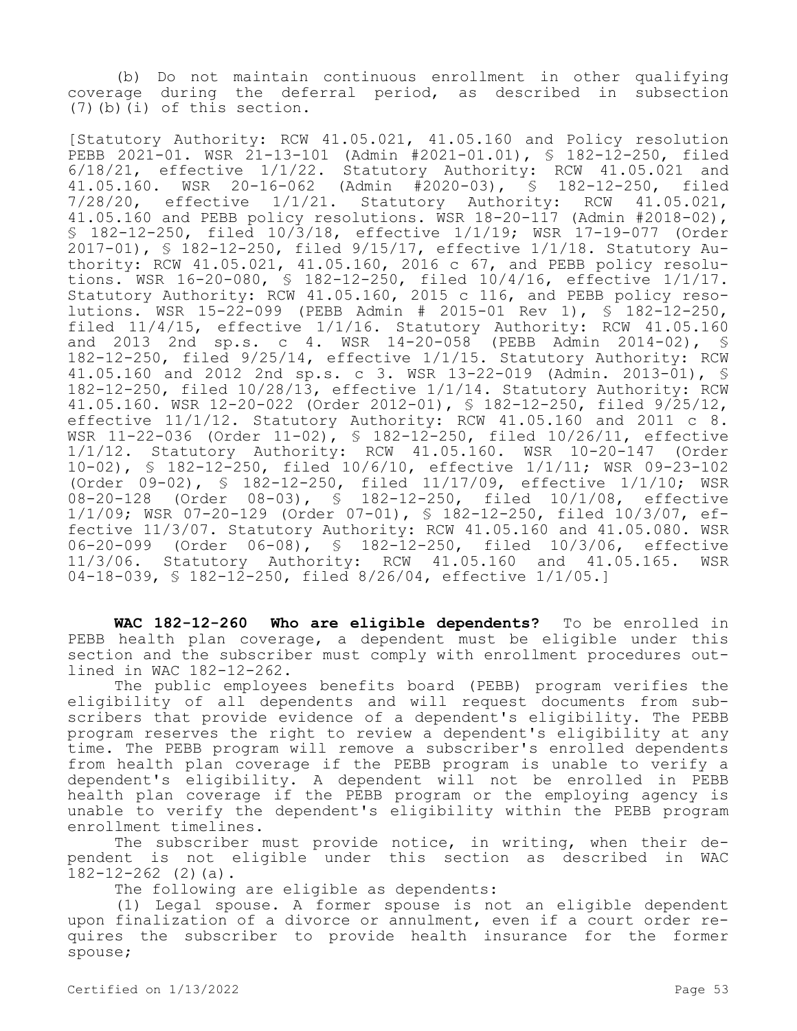(b) Do not maintain continuous enrollment in other qualifying coverage during the deferral period, as described in subsection (7)(b)(i) of this section.

[Statutory Authority: RCW 41.05.021, 41.05.160 and Policy resolution PEBB 2021-01. WSR 21-13-101 (Admin #2021-01.01), § 182-12-250, filed 6/18/21, effective 1/1/22. Statutory Authority: RCW 41.05.021 and 41.05.160. WSR 20-16-062 (Admin #2020-03), § 182-12-250, filed 7/28/20, effective 1/1/21. Statutory Authority: RCW 41.05.021, 41.05.160 and PEBB policy resolutions. WSR 18-20-117 (Admin #2018-02), § 182-12-250, filed 10/3/18, effective 1/1/19; WSR 17-19-077 (Order 2017-01), § 182-12-250, filed 9/15/17, effective 1/1/18. Statutory Authority: RCW 41.05.021, 41.05.160, 2016 c 67, and PEBB policy resolutions. WSR 16-20-080, § 182-12-250, filed 10/4/16, effective 1/1/17. Statutory Authority: RCW 41.05.160, 2015 c 116, and PEBB policy resolutions. WSR 15-22-099 (PEBB Admin # 2015-01 Rev 1), § 182-12-250, filed 11/4/15, effective 1/1/16. Statutory Authority: RCW 41.05.160 and 2013 2nd sp.s. c 4. WSR 14-20-058 (PEBB Admin 2014-02), § 182-12-250, filed 9/25/14, effective 1/1/15. Statutory Authority: RCW 41.05.160 and 2012 2nd sp.s. c 3. WSR 13-22-019 (Admin. 2013-01), § 182-12-250, filed 10/28/13, effective 1/1/14. Statutory Authority: RCW 41.05.160. WSR 12-20-022 (Order 2012-01), § 182-12-250, filed 9/25/12, effective 11/1/12. Statutory Authority: RCW 41.05.160 and 2011 c 8. WSR 11-22-036 (Order 11-02), § 182-12-250, filed 10/26/11, effective 1/1/12. Statutory Authority: RCW 41.05.160. WSR 10-20-147 (Order 10-02), § 182-12-250, filed 10/6/10, effective 1/1/11; WSR 09-23-102 (Order 09-02), § 182-12-250, filed 11/17/09, effective 1/1/10; WSR 08-20-128 (Order 08-03), § 182-12-250, filed 10/1/08, effective 1/1/09; WSR 07-20-129 (Order 07-01), § 182-12-250, filed 10/3/07, effective 11/3/07. Statutory Authority: RCW 41.05.160 and 41.05.080. WSR 06-20-099 (Order 06-08), § 182-12-250, filed 10/3/06, effective 11/3/06. Statutory Authority: RCW 41.05.160 and 41.05.165. WSR 04-18-039, § 182-12-250, filed 8/26/04, effective 1/1/05.]

**WAC 182-12-260 Who are eligible dependents?** To be enrolled in PEBB health plan coverage, a dependent must be eligible under this section and the subscriber must comply with enrollment procedures outlined in WAC 182-12-262.

The public employees benefits board (PEBB) program verifies the eligibility of all dependents and will request documents from subscribers that provide evidence of a dependent's eligibility. The PEBB program reserves the right to review a dependent's eligibility at any time. The PEBB program will remove a subscriber's enrolled dependents from health plan coverage if the PEBB program is unable to verify a dependent's eligibility. A dependent will not be enrolled in PEBB health plan coverage if the PEBB program or the employing agency is unable to verify the dependent's eligibility within the PEBB program enrollment timelines.

The subscriber must provide notice, in writing, when their dependent is not eligible under this section as described in WAC 182-12-262 (2)(a).

The following are eligible as dependents:

(1) Legal spouse. A former spouse is not an eligible dependent upon finalization of a divorce or annulment, even if a court order requires the subscriber to provide health insurance for the former spouse;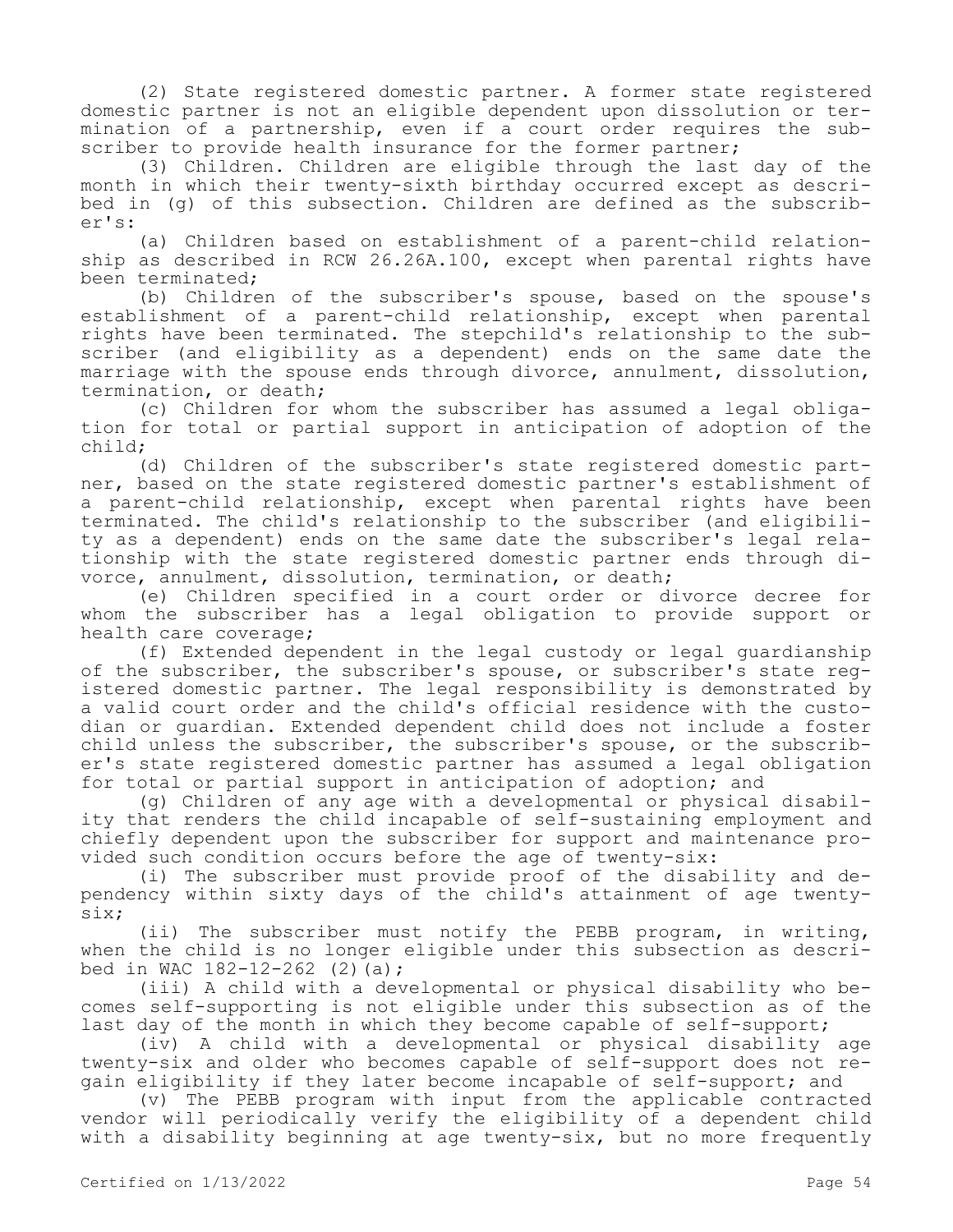(2) State registered domestic partner. A former state registered domestic partner is not an eligible dependent upon dissolution or termination of a partnership, even if a court order requires the subscriber to provide health insurance for the former partner;

(3) Children. Children are eligible through the last day of the month in which their twenty-sixth birthday occurred except as described in (g) of this subsection. Children are defined as the subscriber's:

(a) Children based on establishment of a parent-child relationship as described in RCW 26.26A.100, except when parental rights have been terminated;

(b) Children of the subscriber's spouse, based on the spouse's establishment of a parent-child relationship, except when parental rights have been terminated. The stepchild's relationship to the subscriber (and eligibility as a dependent) ends on the same date the marriage with the spouse ends through divorce, annulment, dissolution, termination, or death;

(c) Children for whom the subscriber has assumed a legal obligation for total or partial support in anticipation of adoption of the child;

(d) Children of the subscriber's state registered domestic partner, based on the state registered domestic partner's establishment of a parent-child relationship, except when parental rights have been terminated. The child's relationship to the subscriber (and eligibility as a dependent) ends on the same date the subscriber's legal relationship with the state registered domestic partner ends through divorce, annulment, dissolution, termination, or death;

(e) Children specified in a court order or divorce decree for whom the subscriber has a legal obligation to provide support or health care coverage;

(f) Extended dependent in the legal custody or legal guardianship of the subscriber, the subscriber's spouse, or subscriber's state registered domestic partner. The legal responsibility is demonstrated by a valid court order and the child's official residence with the custodian or guardian. Extended dependent child does not include a foster child unless the subscriber, the subscriber's spouse, or the subscriber's state registered domestic partner has assumed a legal obligation for total or partial support in anticipation of adoption; and

(g) Children of any age with a developmental or physical disability that renders the child incapable of self-sustaining employment and chiefly dependent upon the subscriber for support and maintenance provided such condition occurs before the age of twenty-six:

(i) The subscriber must provide proof of the disability and dependency within sixty days of the child's attainment of age twenty-six;

(ii) The subscriber must notify the PEBB program, in writing, when the child is no longer eligible under this subsection as described in WAC 182-12-262 (2)(a);

(iii) A child with a developmental or physical disability who becomes self-supporting is not eligible under this subsection as of the last day of the month in which they become capable of self-support;

(iv) A child with a developmental or physical disability age twenty-six and older who becomes capable of self-support does not regain eligibility if they later become incapable of self-support; and

(v) The PEBB program with input from the applicable contracted vendor will periodically verify the eligibility of a dependent child with a disability beginning at age twenty-six, but no more frequently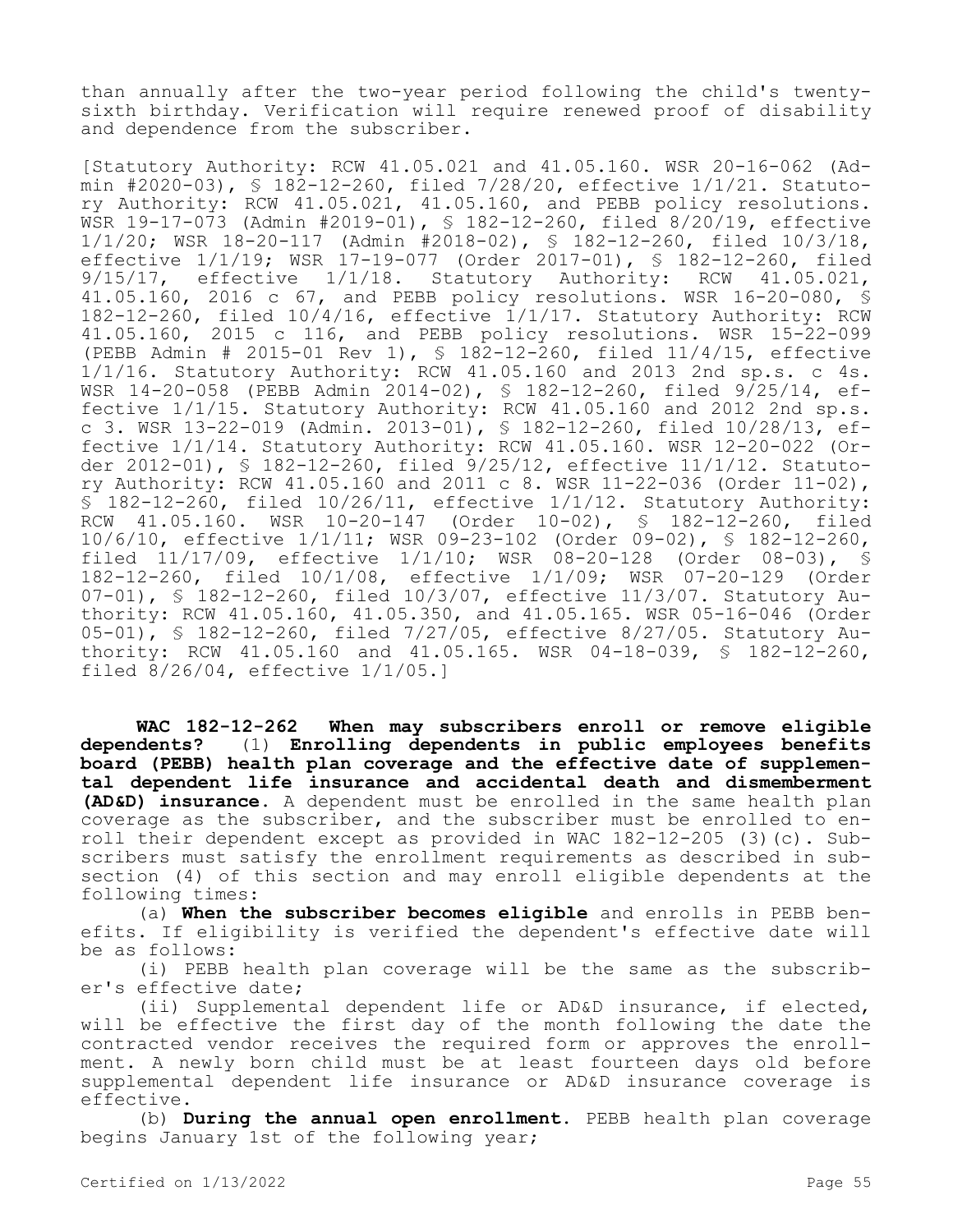than annually after the two-year period following the child's twenty-sixth birthday. Verification will require renewed proof of disability and dependence from the subscriber.

[Statutory Authority: RCW 41.05.021 and 41.05.160. WSR 20-16-062 (Admin #2020-03), § 182-12-260, filed 7/28/20, effective 1/1/21. Statutory Authority: RCW 41.05.021, 41.05.160, and PEBB policy resolutions. WSR 19-17-073 (Admin #2019-01), § 182-12-260, filed 8/20/19, effective 1/1/20; WSR 18-20-117 (Admin #2018-02), § 182-12-260, filed 10/3/18, effective 1/1/19; WSR 17-19-077 (Order 2017-01), § 182-12-260, filed 9/15/17, effective 1/1/18. Statutory Authority: RCW 41.05.021, 41.05.160, 2016 c 67, and PEBB policy resolutions. WSR 16-20-080, § 182-12-260, filed 10/4/16, effective 1/1/17. Statutory Authority: RCW 41.05.160, 2015 c 116, and PEBB policy resolutions. WSR 15-22-099 (PEBB Admin # 2015-01 Rev 1), § 182-12-260, filed 11/4/15, effective 1/1/16. Statutory Authority: RCW 41.05.160 and 2013 2nd sp.s. c 4s. WSR 14-20-058 (PEBB Admin 2014-02), § 182-12-260, filed 9/25/14, effective 1/1/15. Statutory Authority: RCW 41.05.160 and 2012 2nd sp.s. c 3. WSR 13-22-019 (Admin. 2013-01), § 182-12-260, filed 10/28/13, effective 1/1/14. Statutory Authority: RCW 41.05.160. WSR 12-20-022 (Order 2012-01), § 182-12-260, filed 9/25/12, effective 11/1/12. Statutory Authority: RCW 41.05.160 and 2011 c 8. WSR 11-22-036 (Order 11-02), § 182-12-260, filed 10/26/11, effective 1/1/12. Statutory Authority: RCW 41.05.160. WSR 10-20-147 (Order 10-02), § 182-12-260, filed 10/6/10, effective 1/1/11; WSR 09-23-102 (Order 09-02), § 182-12-260, filed 11/17/09, effective 1/1/10; WSR 08-20-128 (Order 08-03), § 182-12-260, filed 10/1/08, effective 1/1/09; WSR 07-20-129 (Order 07-01), § 182-12-260, filed 10/3/07, effective 11/3/07. Statutory Authority: RCW 41.05.160, 41.05.350, and 41.05.165. WSR 05-16-046 (Order 05-01), § 182-12-260, filed 7/27/05, effective 8/27/05. Statutory Authority: RCW 41.05.160 and 41.05.165. WSR 04-18-039, § 182-12-260, filed 8/26/04, effective 1/1/05.]

**WAC 182-12-262 When may subscribers enroll or remove eligible dependents?** (1) **Enrolling dependents in public employees benefits board (PEBB) health plan coverage and the effective date of supplemental dependent life insurance and accidental death and dismemberment (AD&D) insurance.** A dependent must be enrolled in the same health plan coverage as the subscriber, and the subscriber must be enrolled to enroll their dependent except as provided in WAC 182-12-205 (3)(c). Subscribers must satisfy the enrollment requirements as described in subsection (4) of this section and may enroll eligible dependents at the following times:

(a) **When the subscriber becomes eligible** and enrolls in PEBB benefits. If eligibility is verified the dependent's effective date will be as follows:

(i) PEBB health plan coverage will be the same as the subscriber's effective date;

(ii) Supplemental dependent life or AD&D insurance, if elected, will be effective the first day of the month following the date the contracted vendor receives the required form or approves the enrollment. A newly born child must be at least fourteen days old before supplemental dependent life insurance or AD&D insurance coverage is effective.

(b) **During the annual open enrollment.** PEBB health plan coverage begins January 1st of the following year;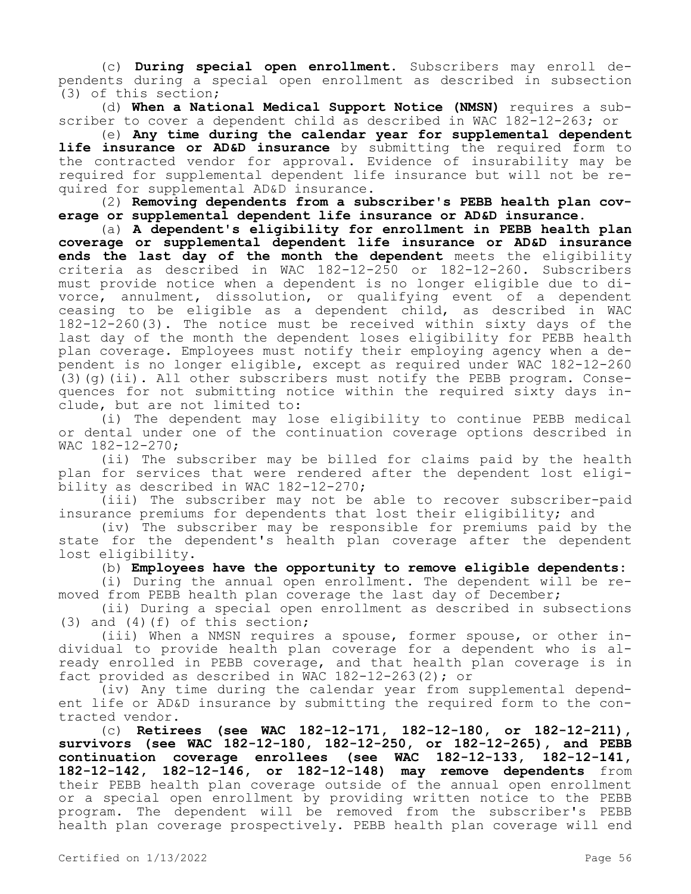(c) **During special open enrollment.** Subscribers may enroll dependents during a special open enrollment as described in subsection (3) of this section;

(d) **When a National Medical Support Notice (NMSN)** requires a subscriber to cover a dependent child as described in WAC 182-12-263; or

(e) **Any time during the calendar year for supplemental dependent life insurance or AD&D insurance** by submitting the required form to the contracted vendor for approval. Evidence of insurability may be required for supplemental dependent life insurance but will not be required for supplemental AD&D insurance.

(2) **Removing dependents from a subscriber's PEBB health plan coverage or supplemental dependent life insurance or AD&D insurance.**

(a) **A dependent's eligibility for enrollment in PEBB health plan coverage or supplemental dependent life insurance or AD&D insurance ends the last day of the month the dependent** meets the eligibility criteria as described in WAC 182-12-250 or 182-12-260. Subscribers must provide notice when a dependent is no longer eligible due to divorce, annulment, dissolution, or qualifying event of a dependent ceasing to be eligible as a dependent child, as described in WAC 182-12-260(3). The notice must be received within sixty days of the last day of the month the dependent loses eligibility for PEBB health plan coverage. Employees must notify their employing agency when a dependent is no longer eligible, except as required under WAC 182-12-260 (3)(g)(ii). All other subscribers must notify the PEBB program. Consequences for not submitting notice within the required sixty days include, but are not limited to:

(i) The dependent may lose eligibility to continue PEBB medical or dental under one of the continuation coverage options described in WAC 182-12-270;

(ii) The subscriber may be billed for claims paid by the health plan for services that were rendered after the dependent lost eligibility as described in WAC 182-12-270;

(iii) The subscriber may not be able to recover subscriber-paid insurance premiums for dependents that lost their eligibility; and

(iv) The subscriber may be responsible for premiums paid by the state for the dependent's health plan coverage after the dependent lost eligibility.

(b) **Employees have the opportunity to remove eligible dependents:**

(i) During the annual open enrollment. The dependent will be removed from PEBB health plan coverage the last day of December;

(ii) During a special open enrollment as described in subsections (3) and (4)(f) of this section;

(iii) When a NMSN requires a spouse, former spouse, or other individual to provide health plan coverage for a dependent who is already enrolled in PEBB coverage, and that health plan coverage is in fact provided as described in WAC 182-12-263(2); or

(iv) Any time during the calendar year from supplemental dependent life or AD&D insurance by submitting the required form to the contracted vendor.

(c) **Retirees (see WAC 182-12-171, 182-12-180, or 182-12-211), survivors (see WAC 182-12-180, 182-12-250, or 182-12-265), and PEBB continuation coverage enrollees (see WAC 182-12-133, 182-12-141, 182-12-142, 182-12-146, or 182-12-148) may remove dependents** from their PEBB health plan coverage outside of the annual open enrollment or a special open enrollment by providing written notice to the PEBB program. The dependent will be removed from the subscriber's PEBB health plan coverage prospectively. PEBB health plan coverage will end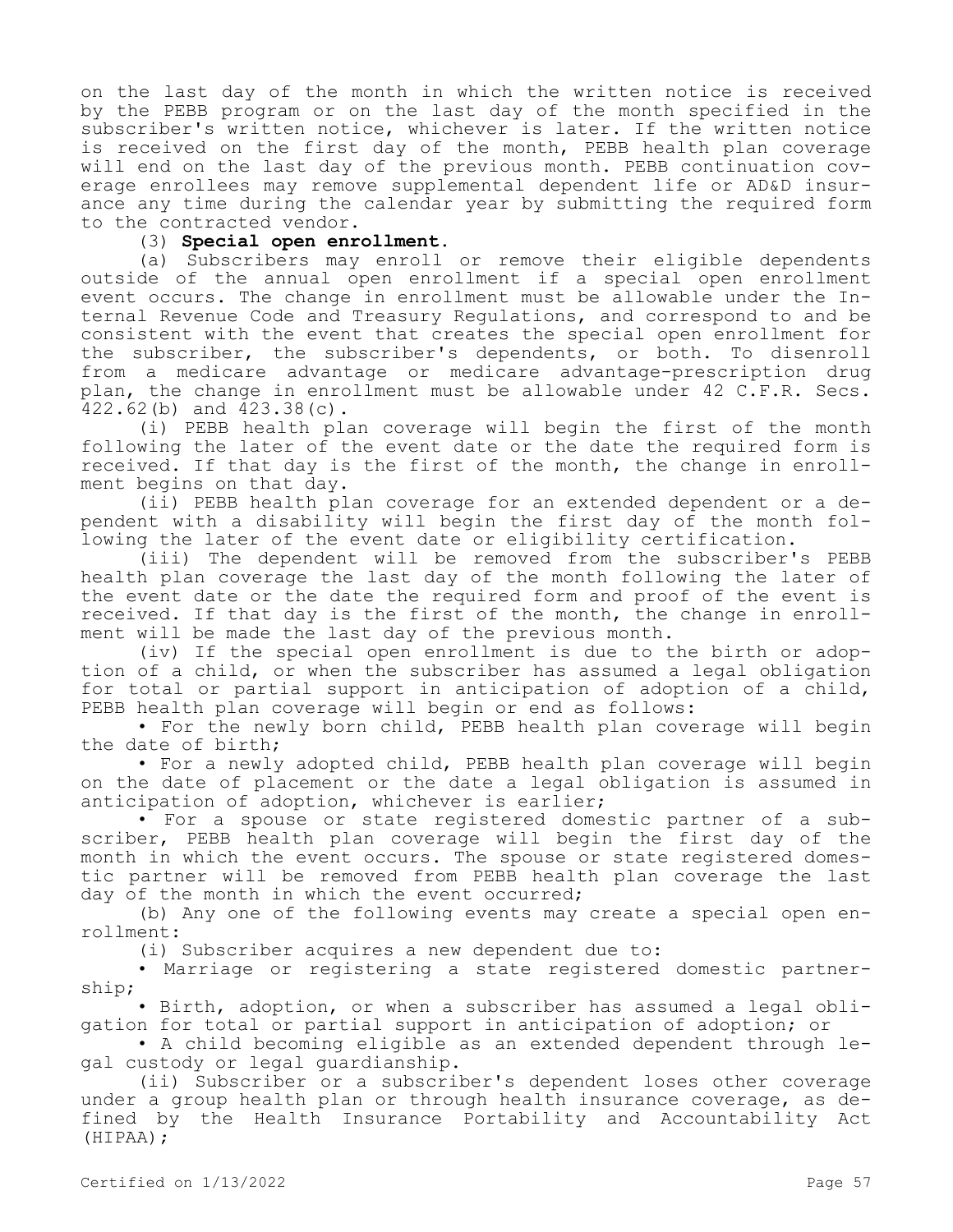on the last day of the month in which the written notice is received by the PEBB program or on the last day of the month specified in the subscriber's written notice, whichever is later. If the written notice is received on the first day of the month, PEBB health plan coverage will end on the last day of the previous month. PEBB continuation coverage enrollees may remove supplemental dependent life or AD&D insurance any time during the calendar year by submitting the required form to the contracted vendor.

(3) **Special open enrollment.**

(a) Subscribers may enroll or remove their eligible dependents outside of the annual open enrollment if a special open enrollment event occurs. The change in enrollment must be allowable under the Internal Revenue Code and Treasury Regulations, and correspond to and be consistent with the event that creates the special open enrollment for the subscriber, the subscriber's dependents, or both. To disenroll from a medicare advantage or medicare advantage-prescription drug plan, the change in enrollment must be allowable under 42 C.F.R. Secs. 422.62(b) and 423.38(c).

(i) PEBB health plan coverage will begin the first of the month following the later of the event date or the date the required form is received. If that day is the first of the month, the change in enrollment begins on that day.

(ii) PEBB health plan coverage for an extended dependent or a dependent with a disability will begin the first day of the month following the later of the event date or eligibility certification.

(iii) The dependent will be removed from the subscriber's PEBB health plan coverage the last day of the month following the later of the event date or the date the required form and proof of the event is received. If that day is the first of the month, the change in enrollment will be made the last day of the previous month.

(iv) If the special open enrollment is due to the birth or adoption of a child, or when the subscriber has assumed a legal obligation for total or partial support in anticipation of adoption of a child, PEBB health plan coverage will begin or end as follows:

- For the newly born child, PEBB health plan coverage will begin the date of birth;
- For a newly adopted child, PEBB health plan coverage will begin on the date of placement or the date a legal obligation is assumed in anticipation of adoption, whichever is earlier;
- For a spouse or state registered domestic partner of a subscriber, PEBB health plan coverage will begin the first day of the month in which the event occurs. The spouse or state registered domestic partner will be removed from PEBB health plan coverage the last day of the month in which the event occurred;

(b) Any one of the following events may create a special open enrollment:

(i) Subscriber acquires a new dependent due to:

- Marriage or registering a state registered domestic partnership;
- Birth, adoption, or when a subscriber has assumed a legal obligation for total or partial support in anticipation of adoption; or
- A child becoming eligible as an extended dependent through legal custody or legal guardianship.

(ii) Subscriber or a subscriber's dependent loses other coverage under a group health plan or through health insurance coverage, as defined by the Health Insurance Portability and Accountability Act (HIPAA);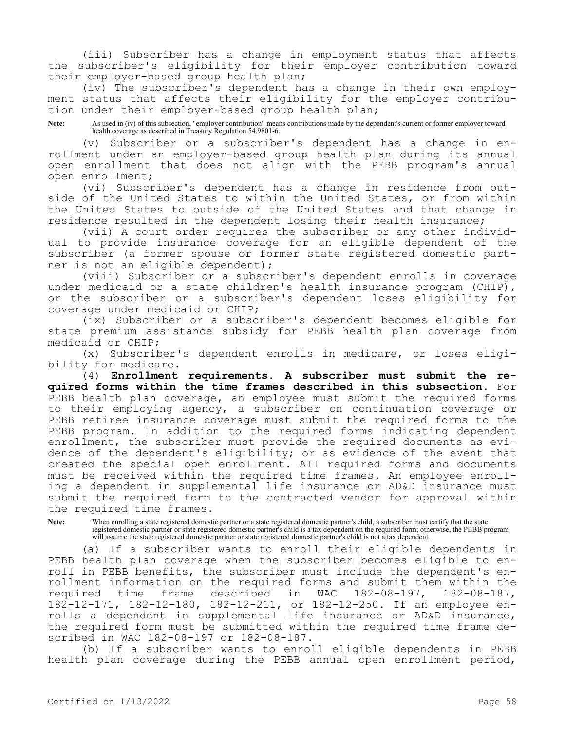(iii) Subscriber has a change in employment status that affects the subscriber's eligibility for their employer contribution toward their employer-based group health plan;

(iv) The subscriber's dependent has a change in their own employment status that affects their eligibility for the employer contribution under their employer-based group health plan;

**Note:** As used in (iv) of this subsection, "employer contribution" means contributions made by the dependent's current or former employer toward health coverage as described in Treasury Regulation 54.9801-6.

(v) Subscriber or a subscriber's dependent has a change in enrollment under an employer-based group health plan during its annual open enrollment that does not align with the PEBB program's annual open enrollment;

(vi) Subscriber's dependent has a change in residence from outside of the United States to within the United States, or from within the United States to outside of the United States and that change in residence resulted in the dependent losing their health insurance;

(vii) A court order requires the subscriber or any other individual to provide insurance coverage for an eligible dependent of the subscriber (a former spouse or former state registered domestic partner is not an eligible dependent);

(viii) Subscriber or a subscriber's dependent enrolls in coverage under medicaid or a state children's health insurance program (CHIP), or the subscriber or a subscriber's dependent loses eligibility for coverage under medicaid or CHIP;

(ix) Subscriber or a subscriber's dependent becomes eligible for state premium assistance subsidy for PEBB health plan coverage from medicaid or CHIP;

(x) Subscriber's dependent enrolls in medicare, or loses eligibility for medicare.

(4) **Enrollment requirements. A subscriber must submit the required forms within the time frames described in this subsection.** For PEBB health plan coverage, an employee must submit the required forms to their employing agency, a subscriber on continuation coverage or PEBB retiree insurance coverage must submit the required forms to the PEBB program. In addition to the required forms indicating dependent enrollment, the subscriber must provide the required documents as evidence of the dependent's eligibility; or as evidence of the event that created the special open enrollment. All required forms and documents must be received within the required time frames. An employee enrolling a dependent in supplemental life insurance or AD&D insurance must submit the required form to the contracted vendor for approval within the required time frames.

**Note:** When enrolling a state registered domestic partner or a state registered domestic partner's child, a subscriber must certify that the state registered domestic partner or state registered domestic partner's child is a tax dependent on the required form; otherwise, the PEBB program will assume the state registered domestic partner or state registered domestic partner's child is not a tax dependent.

(a) If a subscriber wants to enroll their eligible dependents in PEBB health plan coverage when the subscriber becomes eligible to enroll in PEBB benefits, the subscriber must include the dependent's enrollment information on the required forms and submit them within the required time frame described in WAC 182-08-197, 182-08-187, 182-12-171, 182-12-180, 182-12-211, or 182-12-250. If an employee enrolls a dependent in supplemental life insurance or AD&D insurance, the required form must be submitted within the required time frame described in WAC 182-08-197 or 182-08-187.

(b) If a subscriber wants to enroll eligible dependents in PEBB health plan coverage during the PEBB annual open enrollment period,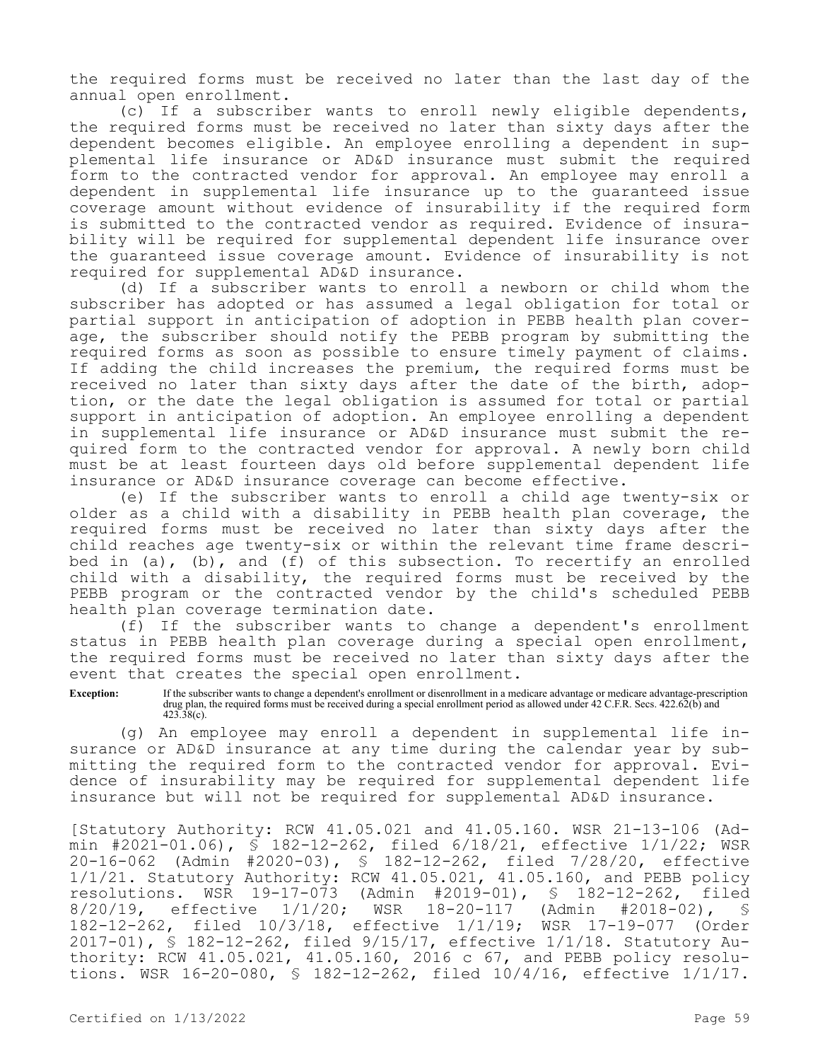the required forms must be received no later than the last day of the annual open enrollment.

(c) If a subscriber wants to enroll newly eligible dependents, the required forms must be received no later than sixty days after the dependent becomes eligible. An employee enrolling a dependent in supplemental life insurance or AD&D insurance must submit the required form to the contracted vendor for approval. An employee may enroll a dependent in supplemental life insurance up to the guaranteed issue coverage amount without evidence of insurability if the required form is submitted to the contracted vendor as required. Evidence of insurability will be required for supplemental dependent life insurance over the guaranteed issue coverage amount. Evidence of insurability is not required for supplemental AD&D insurance.

(d) If a subscriber wants to enroll a newborn or child whom the subscriber has adopted or has assumed a legal obligation for total or partial support in anticipation of adoption in PEBB health plan coverage, the subscriber should notify the PEBB program by submitting the required forms as soon as possible to ensure timely payment of claims. If adding the child increases the premium, the required forms must be received no later than sixty days after the date of the birth, adoption, or the date the legal obligation is assumed for total or partial support in anticipation of adoption. An employee enrolling a dependent in supplemental life insurance or AD&D insurance must submit the required form to the contracted vendor for approval. A newly born child must be at least fourteen days old before supplemental dependent life insurance or AD&D insurance coverage can become effective.

(e) If the subscriber wants to enroll a child age twenty-six or older as a child with a disability in PEBB health plan coverage, the required forms must be received no later than sixty days after the child reaches age twenty-six or within the relevant time frame described in (a), (b), and (f) of this subsection. To recertify an enrolled child with a disability, the required forms must be received by the PEBB program or the contracted vendor by the child's scheduled PEBB health plan coverage termination date.

(f) If the subscriber wants to change a dependent's enrollment status in PEBB health plan coverage during a special open enrollment, the required forms must be received no later than sixty days after the event that creates the special open enrollment.

**Exception:** If the subscriber wants to change a dependent's enrollment or disenrollment in a medicare advantage or medicare advantage-prescription drug plan, the required forms must be received during a special enrollment period as allowed under 42 C.F.R. Secs. 422.62(b) and 423.38(c).

(g) An employee may enroll a dependent in supplemental life insurance or AD&D insurance at any time during the calendar year by submitting the required form to the contracted vendor for approval. Evidence of insurability may be required for supplemental dependent life insurance but will not be required for supplemental AD&D insurance.

[Statutory Authority: RCW 41.05.021 and 41.05.160. WSR 21-13-106 (Admin #2021-01.06), § 182-12-262, filed 6/18/21, effective 1/1/22; WSR 20-16-062 (Admin #2020-03), § 182-12-262, filed 7/28/20, effective 1/1/21. Statutory Authority: RCW 41.05.021, 41.05.160, and PEBB policy resolutions. WSR 19-17-073 (Admin #2019-01), § 182-12-262, filed 8/20/19, effective 1/1/20; WSR 18-20-117 (Admin #2018-02), § 182-12-262, filed 10/3/18, effective 1/1/19; WSR 17-19-077 (Order 2017-01), § 182-12-262, filed 9/15/17, effective 1/1/18. Statutory Authority: RCW 41.05.021, 41.05.160, 2016 c 67, and PEBB policy resolutions. WSR 16-20-080, § 182-12-262, filed 10/4/16, effective 1/1/17.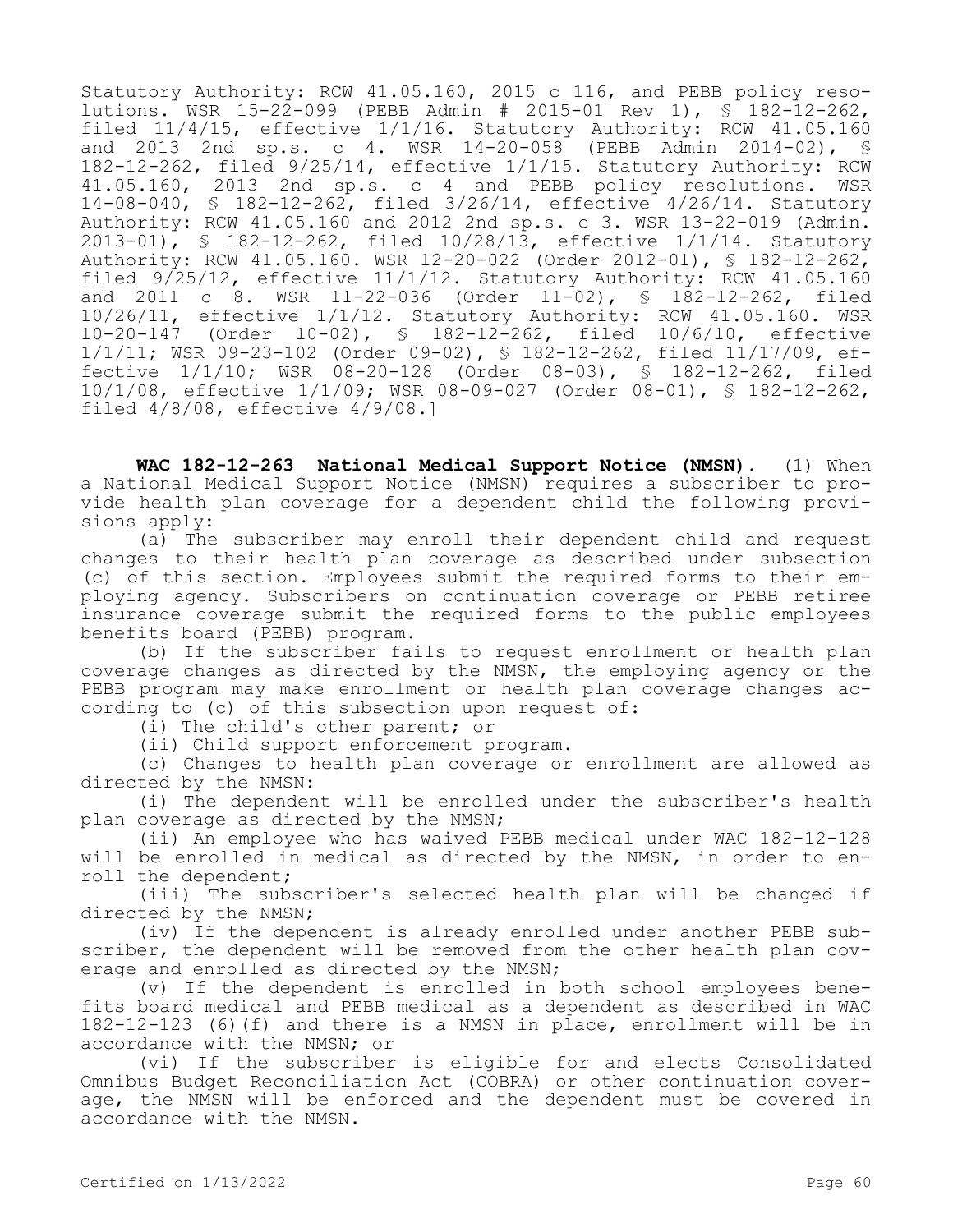Statutory Authority: RCW 41.05.160, 2015 c 116, and PEBB policy resolutions. WSR 15-22-099 (PEBB Admin # 2015-01 Rev 1), § 182-12-262, filed 11/4/15, effective 1/1/16. Statutory Authority: RCW 41.05.160 and 2013 2nd sp.s. c 4. WSR 14-20-058 (PEBB Admin 2014-02), § 182-12-262, filed 9/25/14, effective 1/1/15. Statutory Authority: RCW 41.05.160, 2013 2nd sp.s. c 4 and PEBB policy resolutions. WSR 14-08-040, § 182-12-262, filed 3/26/14, effective 4/26/14. Statutory Authority: RCW 41.05.160 and 2012 2nd sp.s. c 3. WSR 13-22-019 (Admin. 2013-01), § 182-12-262, filed 10/28/13, effective 1/1/14. Statutory Authority: RCW 41.05.160. WSR 12-20-022 (Order 2012-01), § 182-12-262, filed 9/25/12, effective 11/1/12. Statutory Authority: RCW 41.05.160 and 2011 c 8. WSR 11-22-036 (Order 11-02), § 182-12-262, filed 10/26/11, effective 1/1/12. Statutory Authority: RCW 41.05.160. WSR 10-20-147 (Order 10-02), § 182-12-262, filed 10/6/10, effective 1/1/11; WSR 09-23-102 (Order 09-02), § 182-12-262, filed 11/17/09, effective 1/1/10; WSR 08-20-128 (Order 08-03), § 182-12-262, filed 10/1/08, effective 1/1/09; WSR 08-09-027 (Order 08-01), § 182-12-262, filed 4/8/08, effective 4/9/08.]

**WAC 182-12-263 National Medical Support Notice (NMSN).** (1) When a National Medical Support Notice (NMSN) requires a subscriber to provide health plan coverage for a dependent child the following provisions apply:

(a) The subscriber may enroll their dependent child and request changes to their health plan coverage as described under subsection (c) of this section. Employees submit the required forms to their employing agency. Subscribers on continuation coverage or PEBB retiree insurance coverage submit the required forms to the public employees benefits board (PEBB) program.

(b) If the subscriber fails to request enrollment or health plan coverage changes as directed by the NMSN, the employing agency or the PEBB program may make enrollment or health plan coverage changes according to (c) of this subsection upon request of:

(i) The child's other parent; or

(ii) Child support enforcement program.

(c) Changes to health plan coverage or enrollment are allowed as directed by the NMSN:

(i) The dependent will be enrolled under the subscriber's health plan coverage as directed by the NMSN;

(ii) An employee who has waived PEBB medical under WAC 182-12-128 will be enrolled in medical as directed by the NMSN, in order to enroll the dependent;

(iii) The subscriber's selected health plan will be changed if directed by the NMSN;

(iv) If the dependent is already enrolled under another PEBB subscriber, the dependent will be removed from the other health plan coverage and enrolled as directed by the NMSN;

(v) If the dependent is enrolled in both school employees benefits board medical and PEBB medical as a dependent as described in WAC 182-12-123 (6)(f) and there is a NMSN in place, enrollment will be in accordance with the NMSN; or

(vi) If the subscriber is eligible for and elects Consolidated Omnibus Budget Reconciliation Act (COBRA) or other continuation coverage, the NMSN will be enforced and the dependent must be covered in accordance with the NMSN.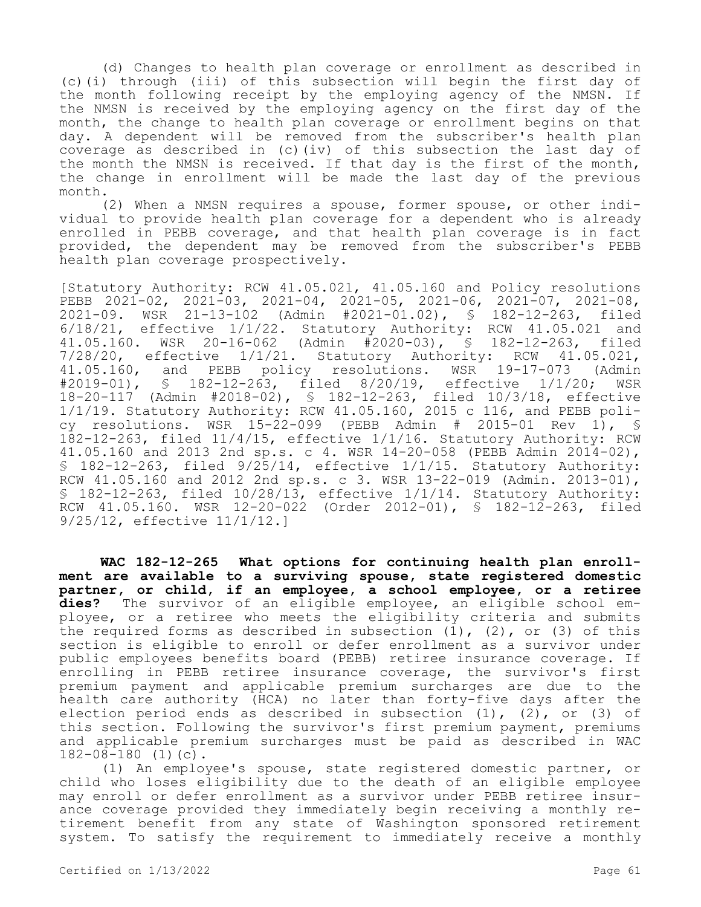(d) Changes to health plan coverage or enrollment as described in (c)(i) through (iii) of this subsection will begin the first day of the month following receipt by the employing agency of the NMSN. If the NMSN is received by the employing agency on the first day of the month, the change to health plan coverage or enrollment begins on that day. A dependent will be removed from the subscriber's health plan coverage as described in (c)(iv) of this subsection the last day of the month the NMSN is received. If that day is the first of the month, the change in enrollment will be made the last day of the previous month.

(2) When a NMSN requires a spouse, former spouse, or other individual to provide health plan coverage for a dependent who is already enrolled in PEBB coverage, and that health plan coverage is in fact provided, the dependent may be removed from the subscriber's PEBB health plan coverage prospectively.

[Statutory Authority: RCW 41.05.021, 41.05.160 and Policy resolutions PEBB 2021-02, 2021-03, 2021-04, 2021-05, 2021-06, 2021-07, 2021-08, 2021-09. WSR 21-13-102 (Admin #2021-01.02), § 182-12-263, filed 6/18/21, effective 1/1/22. Statutory Authority: RCW 41.05.021 and 41.05.160. WSR 20-16-062 (Admin #2020-03), § 182-12-263, filed 7/28/20, effective 1/1/21. Statutory Authority: RCW 41.05.021, 41.05.160, and PEBB policy resolutions. WSR 19-17-073 (Admin #2019-01), § 182-12-263, filed 8/20/19, effective 1/1/20; WSR 18-20-117 (Admin #2018-02), § 182-12-263, filed 10/3/18, effective 1/1/19. Statutory Authority: RCW 41.05.160, 2015 c 116, and PEBB policy resolutions. WSR 15-22-099 (PEBB Admin # 2015-01 Rev 1), § 182-12-263, filed 11/4/15, effective 1/1/16. Statutory Authority: RCW 41.05.160 and 2013 2nd sp.s. c 4. WSR 14-20-058 (PEBB Admin 2014-02), § 182-12-263, filed 9/25/14, effective 1/1/15. Statutory Authority: RCW 41.05.160 and 2012 2nd sp.s. c 3. WSR 13-22-019 (Admin. 2013-01), § 182-12-263, filed 10/28/13, effective 1/1/14. Statutory Authority: RCW 41.05.160. WSR 12-20-022 (Order 2012-01), § 182-12-263, filed 9/25/12, effective 11/1/12.]

**WAC 182-12-265 What options for continuing health plan enrollment are available to a surviving spouse, state registered domestic partner, or child, if an employee, a school employee, or a retiree dies?** The survivor of an eligible employee, an eligible school employee, or a retiree who meets the eligibility criteria and submits the required forms as described in subsection (1), (2), or (3) of this section is eligible to enroll or defer enrollment as a survivor under public employees benefits board (PEBB) retiree insurance coverage. If enrolling in PEBB retiree insurance coverage, the survivor's first premium payment and applicable premium surcharges are due to the health care authority (HCA) no later than forty-five days after the election period ends as described in subsection (1), (2), or (3) of this section. Following the survivor's first premium payment, premiums and applicable premium surcharges must be paid as described in WAC 182-08-180 (1)(c).

(1) An employee's spouse, state registered domestic partner, or child who loses eligibility due to the death of an eligible employee may enroll or defer enrollment as a survivor under PEBB retiree insurance coverage provided they immediately begin receiving a monthly retirement benefit from any state of Washington sponsored retirement system. To satisfy the requirement to immediately receive a monthly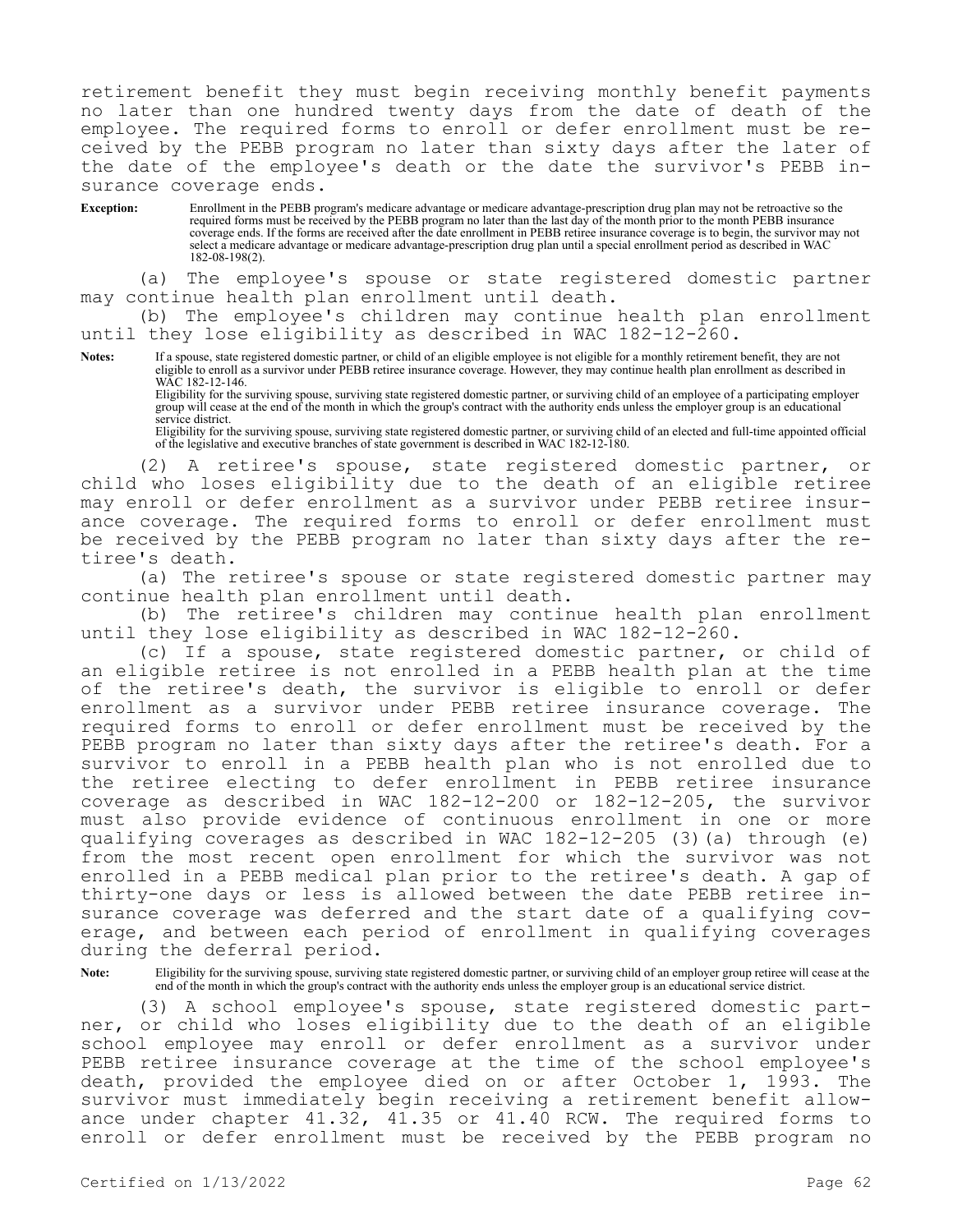retirement benefit they must begin receiving monthly benefit payments no later than one hundred twenty days from the date of death of the employee. The required forms to enroll or defer enrollment must be received by the PEBB program no later than sixty days after the later of the date of the employee's death or the date the survivor's PEBB insurance coverage ends.

**Exception:** Enrollment in the PEBB program's medicare advantage or medicare advantage-prescription drug plan may not be retroactive so the required forms must be received by the PEBB program no later than the last day of the month prior to the month PEBB insurance coverage ends. If the forms are received after the date enrollment in PEBB retiree insurance coverage is to begin, the survivor may not select a medicare advantage or medicare advantage-prescription drug plan until a special enrollment period as described in WAC 182-08-198(2).

(a) The employee's spouse or state registered domestic partner may continue health plan enrollment until death.

(b) The employee's children may continue health plan enrollment until they lose eligibility as described in WAC 182-12-260.

**Notes:** If a spouse, state registered domestic partner, or child of an eligible employee is not eligible for a monthly retirement benefit, they are not eligible to enroll as a survivor under PEBB retiree insurance coverage. However, they may continue health plan enrollment as described in WAC 182-12-146.

Eligibility for the surviving spouse, surviving state registered domestic partner, or surviving child of an employee of a participating employer group will cease at the end of the month in which the group's contract with the authority ends unless the employer group is an educational service district.

Eligibility for the surviving spouse, surviving state registered domestic partner, or surviving child of an elected and full-time appointed official of the legislative and executive branches of state government is described in WAC 182-12-180.

(2) A retiree's spouse, state registered domestic partner, or child who loses eligibility due to the death of an eligible retiree may enroll or defer enrollment as a survivor under PEBB retiree insurance coverage. The required forms to enroll or defer enrollment must be received by the PEBB program no later than sixty days after the retiree's death.

(a) The retiree's spouse or state registered domestic partner may continue health plan enrollment until death.

(b) The retiree's children may continue health plan enrollment until they lose eligibility as described in WAC 182-12-260.

(c) If a spouse, state registered domestic partner, or child of an eligible retiree is not enrolled in a PEBB health plan at the time of the retiree's death, the survivor is eligible to enroll or defer enrollment as a survivor under PEBB retiree insurance coverage. The required forms to enroll or defer enrollment must be received by the PEBB program no later than sixty days after the retiree's death. For a survivor to enroll in a PEBB health plan who is not enrolled due to the retiree electing to defer enrollment in PEBB retiree insurance coverage as described in WAC 182-12-200 or 182-12-205, the survivor must also provide evidence of continuous enrollment in one or more qualifying coverages as described in WAC 182-12-205 (3)(a) through (e) from the most recent open enrollment for which the survivor was not enrolled in a PEBB medical plan prior to the retiree's death. A gap of thirty-one days or less is allowed between the date PEBB retiree insurance coverage was deferred and the start date of a qualifying coverage, and between each period of enrollment in qualifying coverages during the deferral period.

**Note:** Eligibility for the surviving spouse, surviving state registered domestic partner, or surviving child of an employer group retiree will cease at the end of the month in which the group's contract with the authority ends unless the employer group is an educational service district.

(3) A school employee's spouse, state registered domestic partner, or child who loses eligibility due to the death of an eligible school employee may enroll or defer enrollment as a survivor under PEBB retiree insurance coverage at the time of the school employee's death, provided the employee died on or after October 1, 1993. The survivor must immediately begin receiving a retirement benefit allowance under chapter 41.32, 41.35 or 41.40 RCW. The required forms to enroll or defer enrollment must be received by the PEBB program no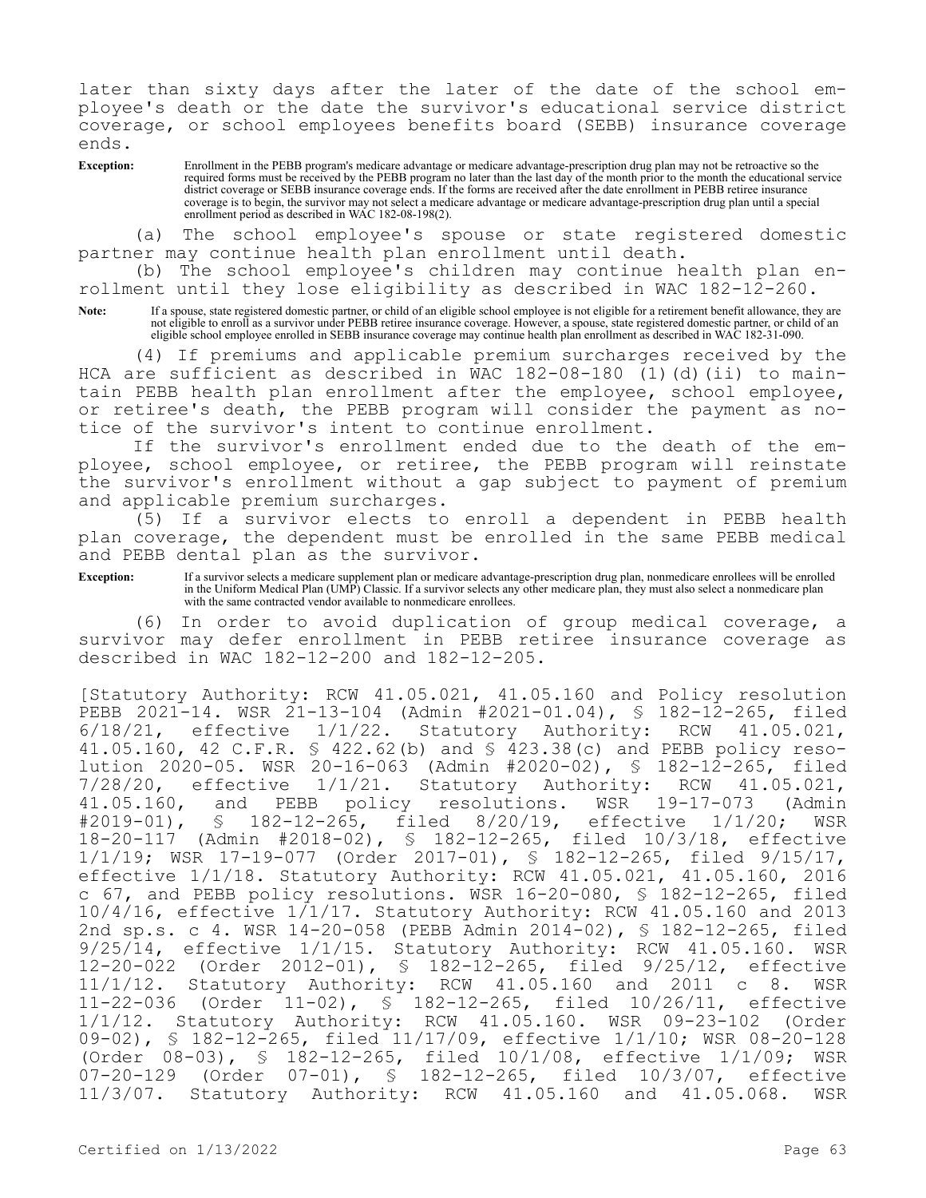later than sixty days after the later of the date of the school employee's death or the date the survivor's educational service district coverage, or school employees benefits board (SEBB) insurance coverage ends.

**Exception:** Enrollment in the PEBB program's medicare advantage or medicare advantage-prescription drug plan may not be retroactive so the required forms must be received by the PEBB program no later than the last day of the month prior to the month the educational service district coverage or SEBB insurance coverage ends. If the forms are received after the date enrollment in PEBB retiree insurance coverage is to begin, the survivor may not select a medicare advantage or medicare advantage-prescription drug plan until a special enrollment period as described in WAC 182-08-198(2).

(a) The school employee's spouse or state registered domestic partner may continue health plan enrollment until death.

(b) The school employee's children may continue health plan enrollment until they lose eligibility as described in WAC 182-12-260.

**Note:** If a spouse, state registered domestic partner, or child of an eligible school employee is not eligible for a retirement benefit allowance, they are not eligible to enroll as a survivor under PEBB retiree insurance coverage. However, a spouse, state registered domestic partner, or child of an eligible school employee enrolled in SEBB insurance coverage may continue health plan enrollment as described in WAC 182-31-090.

(4) If premiums and applicable premium surcharges received by the HCA are sufficient as described in WAC 182-08-180 (1)(d)(ii) to maintain PEBB health plan enrollment after the employee, school employee, or retiree's death, the PEBB program will consider the payment as notice of the survivor's intent to continue enrollment.

If the survivor's enrollment ended due to the death of the employee, school employee, or retiree, the PEBB program will reinstate the survivor's enrollment without a gap subject to payment of premium and applicable premium surcharges.

(5) If a survivor elects to enroll a dependent in PEBB health plan coverage, the dependent must be enrolled in the same PEBB medical and PEBB dental plan as the survivor.

**Exception:** If a survivor selects a medicare supplement plan or medicare advantage-prescription drug plan, nonmedicare enrollees will be enrolled in the Uniform Medical Plan (UMP) Classic. If a survivor selects any other medicare plan, they must also select a nonmedicare plan with the same contracted vendor available to nonmedicare enrollees.

(6) In order to avoid duplication of group medical coverage, a survivor may defer enrollment in PEBB retiree insurance coverage as described in WAC 182-12-200 and 182-12-205.

[Statutory Authority: RCW 41.05.021, 41.05.160 and Policy resolution PEBB 2021-14. WSR 21-13-104 (Admin #2021-01.04), § 182-12-265, filed 6/18/21, effective 1/1/22. Statutory Authority: RCW 41.05.021, 41.05.160, 42 C.F.R. § 422.62(b) and § 423.38(c) and PEBB policy resolution 2020-05. WSR 20-16-063 (Admin #2020-02), § 182-12-265, filed 7/28/20, effective 1/1/21. Statutory Authority: RCW 41.05.021, 41.05.160, and PEBB policy resolutions. WSR 19-17-073 (Admin #2019-01), § 182-12-265, filed 8/20/19, effective 1/1/20; WSR 18-20-117 (Admin #2018-02), § 182-12-265, filed 10/3/18, effective 1/1/19; WSR 17-19-077 (Order 2017-01), § 182-12-265, filed 9/15/17, effective 1/1/18. Statutory Authority: RCW 41.05.021, 41.05.160, 2016 c 67, and PEBB policy resolutions. WSR 16-20-080, § 182-12-265, filed 10/4/16, effective 1/1/17. Statutory Authority: RCW 41.05.160 and 2013 2nd sp.s. c 4. WSR 14-20-058 (PEBB Admin 2014-02), § 182-12-265, filed 9/25/14, effective 1/1/15. Statutory Authority: RCW 41.05.160. WSR 12-20-022 (Order 2012-01), § 182-12-265, filed 9/25/12, effective 11/1/12. Statutory Authority: RCW 41.05.160 and 2011 c 8. WSR 11-22-036 (Order 11-02), § 182-12-265, filed 10/26/11, effective 1/1/12. Statutory Authority: RCW 41.05.160. WSR 09-23-102 (Order 09-02), § 182-12-265, filed 11/17/09, effective 1/1/10; WSR 08-20-128 (Order 08-03), § 182-12-265, filed 10/1/08, effective 1/1/09; WSR 07-20-129 (Order 07-01), § 182-12-265, filed 10/3/07, effective 11/3/07. Statutory Authority: RCW 41.05.160 and 41.05.068. WSR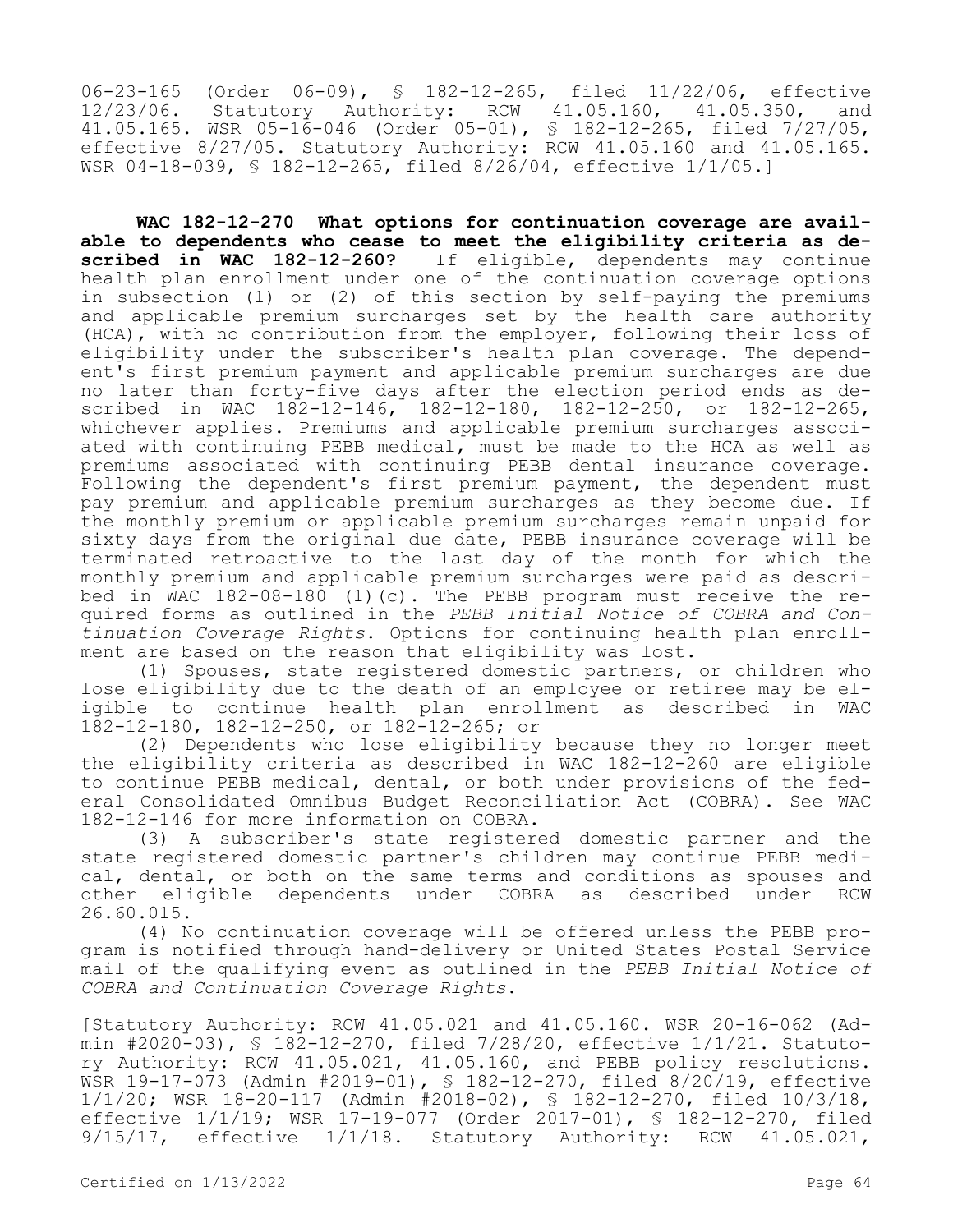06-23-165 (Order 06-09), § 182-12-265, filed 11/22/06, effective 12/23/06. Statutory Authority: RCW 41.05.160, 41.05.350, and 41.05.165. WSR 05-16-046 (Order 05-01), § 182-12-265, filed 7/27/05, effective 8/27/05. Statutory Authority: RCW 41.05.160 and 41.05.165. WSR 04-18-039, § 182-12-265, filed 8/26/04, effective 1/1/05.]

**WAC 182-12-270 What options for continuation coverage are available to dependents who cease to meet the eligibility criteria as described in WAC 182-12-260?** If eligible, dependents may continue health plan enrollment under one of the continuation coverage options in subsection (1) or (2) of this section by self-paying the premiums and applicable premium surcharges set by the health care authority (HCA), with no contribution from the employer, following their loss of eligibility under the subscriber's health plan coverage. The dependent's first premium payment and applicable premium surcharges are due no later than forty-five days after the election period ends as described in WAC 182-12-146, 182-12-180, 182-12-250, or 182-12-265, whichever applies. Premiums and applicable premium surcharges associated with continuing PEBB medical, must be made to the HCA as well as premiums associated with continuing PEBB dental insurance coverage. Following the dependent's first premium payment, the dependent must pay premium and applicable premium surcharges as they become due. If the monthly premium or applicable premium surcharges remain unpaid for sixty days from the original due date, PEBB insurance coverage will be terminated retroactive to the last day of the month for which the monthly premium and applicable premium surcharges were paid as described in WAC 182-08-180 (1)(c). The PEBB program must receive the required forms as outlined in the *PEBB Initial Notice of COBRA and Continuation Coverage Rights*. Options for continuing health plan enrollment are based on the reason that eligibility was lost.

(1) Spouses, state registered domestic partners, or children who lose eligibility due to the death of an employee or retiree may be eligible to continue health plan enrollment as described in WAC 182-12-180, 182-12-250, or 182-12-265; or

(2) Dependents who lose eligibility because they no longer meet the eligibility criteria as described in WAC 182-12-260 are eligible to continue PEBB medical, dental, or both under provisions of the federal Consolidated Omnibus Budget Reconciliation Act (COBRA). See WAC 182-12-146 for more information on COBRA.

(3) A subscriber's state registered domestic partner and the state registered domestic partner's children may continue PEBB medical, dental, or both on the same terms and conditions as spouses and other eligible dependents under COBRA as described under RCW 26.60.015.

(4) No continuation coverage will be offered unless the PEBB program is notified through hand-delivery or United States Postal Service mail of the qualifying event as outlined in the *PEBB Initial Notice of COBRA and Continuation Coverage Rights*.

[Statutory Authority: RCW 41.05.021 and 41.05.160. WSR 20-16-062 (Admin #2020-03), § 182-12-270, filed 7/28/20, effective 1/1/21. Statutory Authority: RCW 41.05.021, 41.05.160, and PEBB policy resolutions. WSR 19-17-073 (Admin #2019-01), § 182-12-270, filed 8/20/19, effective 1/1/20; WSR 18-20-117 (Admin #2018-02), § 182-12-270, filed 10/3/18, effective 1/1/19; WSR 17-19-077 (Order 2017-01), § 182-12-270, filed 9/15/17, effective 1/1/18. Statutory Authority: RCW 41.05.021,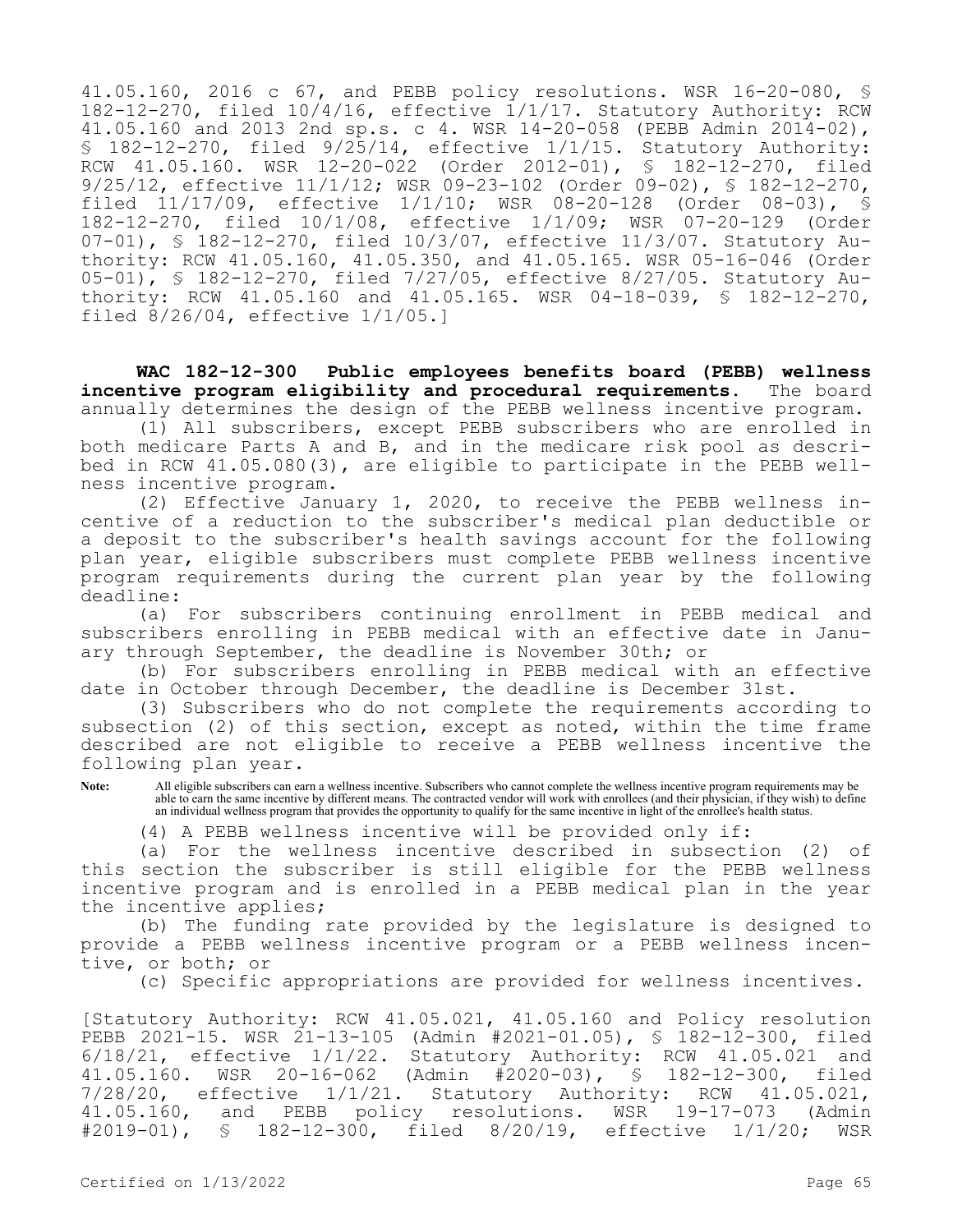41.05.160, 2016 c 67, and PEBB policy resolutions. WSR 16-20-080, § 182-12-270, filed 10/4/16, effective 1/1/17. Statutory Authority: RCW 41.05.160 and 2013 2nd sp.s. c 4. WSR 14-20-058 (PEBB Admin 2014-02), § 182-12-270, filed 9/25/14, effective 1/1/15. Statutory Authority: RCW 41.05.160. WSR 12-20-022 (Order 2012-01), § 182-12-270, filed 9/25/12, effective 11/1/12; WSR 09-23-102 (Order 09-02), § 182-12-270, filed 11/17/09, effective 1/1/10; WSR 08-20-128 (Order 08-03), § 182-12-270, filed 10/1/08, effective 1/1/09; WSR 07-20-129 (Order 07-01), § 182-12-270, filed 10/3/07, effective 11/3/07. Statutory Authority: RCW 41.05.160, 41.05.350, and 41.05.165. WSR 05-16-046 (Order 05-01), § 182-12-270, filed 7/27/05, effective 8/27/05. Statutory Authority: RCW 41.05.160 and 41.05.165. WSR 04-18-039, § 182-12-270, filed 8/26/04, effective 1/1/05.]

**WAC 182-12-300 Public employees benefits board (PEBB) wellness incentive program eligibility and procedural requirements.** The board annually determines the design of the PEBB wellness incentive program.

(1) All subscribers, except PEBB subscribers who are enrolled in both medicare Parts A and B, and in the medicare risk pool as described in RCW 41.05.080(3), are eligible to participate in the PEBB wellness incentive program.

(2) Effective January 1, 2020, to receive the PEBB wellness incentive of a reduction to the subscriber's medical plan deductible or a deposit to the subscriber's health savings account for the following plan year, eligible subscribers must complete PEBB wellness incentive program requirements during the current plan year by the following deadline:

(a) For subscribers continuing enrollment in PEBB medical and subscribers enrolling in PEBB medical with an effective date in January through September, the deadline is November 30th; or

(b) For subscribers enrolling in PEBB medical with an effective date in October through December, the deadline is December 31st.

(3) Subscribers who do not complete the requirements according to subsection (2) of this section, except as noted, within the time frame described are not eligible to receive a PEBB wellness incentive the following plan year.

**Note:** All eligible subscribers can earn a wellness incentive. Subscribers who cannot complete the wellness incentive program requirements may be able to earn the same incentive by different means. The contracted vendor will work with enrollees (and their physician, if they wish) to define an individual wellness program that provides the opportunity to qualify for the same incentive in light of the enrollee's health status.

(4) A PEBB wellness incentive will be provided only if:

(a) For the wellness incentive described in subsection (2) of this section the subscriber is still eligible for the PEBB wellness incentive program and is enrolled in a PEBB medical plan in the year the incentive applies;

(b) The funding rate provided by the legislature is designed to provide a PEBB wellness incentive program or a PEBB wellness incentive, or both; or

(c) Specific appropriations are provided for wellness incentives.

[Statutory Authority: RCW 41.05.021, 41.05.160 and Policy resolution PEBB 2021-15. WSR 21-13-105 (Admin #2021-01.05), § 182-12-300, filed 6/18/21, effective 1/1/22. Statutory Authority: RCW 41.05.021 and 41.05.160. WSR 20-16-062 (Admin #2020-03), § 182-12-300, filed 7/28/20, effective 1/1/21. Statutory Authority: RCW 41.05.021, 41.05.160, and PEBB policy resolutions. WSR 19-17-073 (Admin #2019-01), § 182-12-300, filed 8/20/19, effective 1/1/20; WSR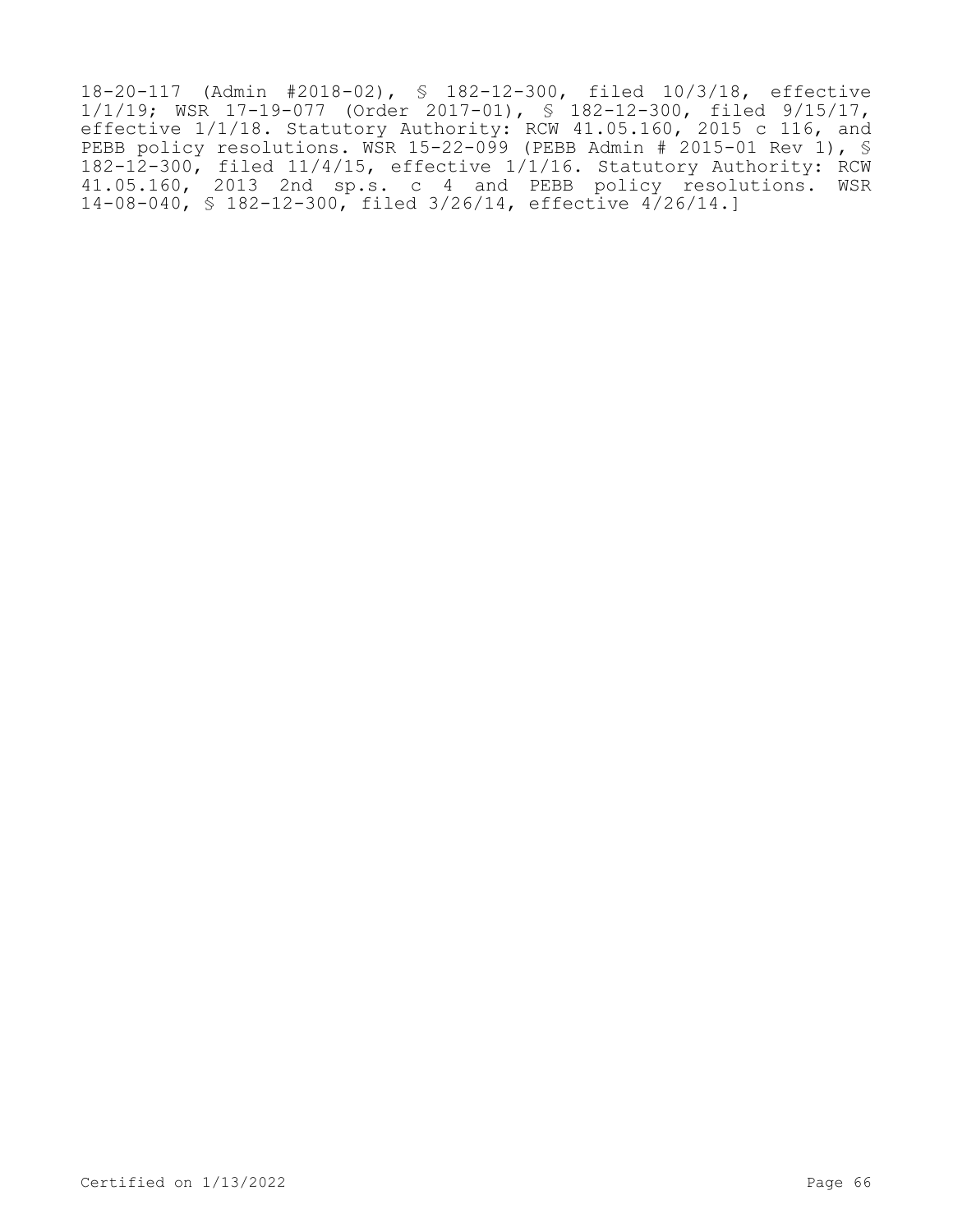18-20-117 (Admin #2018-02), § 182-12-300, filed 10/3/18, effective 1/1/19; WSR 17-19-077 (Order 2017-01), § 182-12-300, filed 9/15/17, effective 1/1/18. Statutory Authority: RCW 41.05.160, 2015 c 116, and PEBB policy resolutions. WSR 15-22-099 (PEBB Admin # 2015-01 Rev 1), § 182-12-300, filed 11/4/15, effective 1/1/16. Statutory Authority: RCW 41.05.160, 2013 2nd sp.s. c 4 and PEBB policy resolutions. WSR 14-08-040, § 182-12-300, filed 3/26/14, effective 4/26/14.]